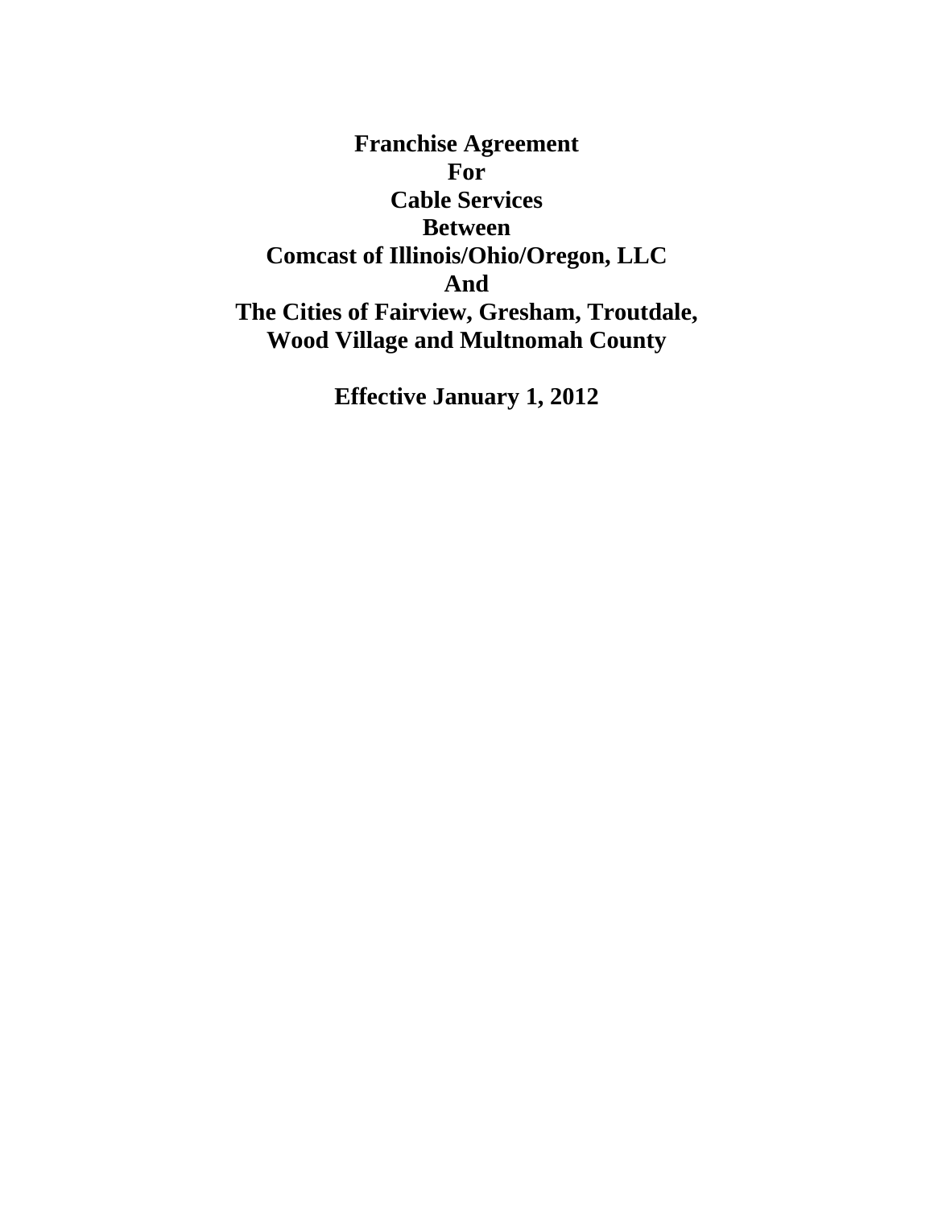# Franchise Agreement For Cable Services Between Comcast of Illinois/Ohio/Oregon, LLC And The Cities of Fairview, Gresham, Troutdale, Wood Village and Multnomah County

**Effective January 1, 2012**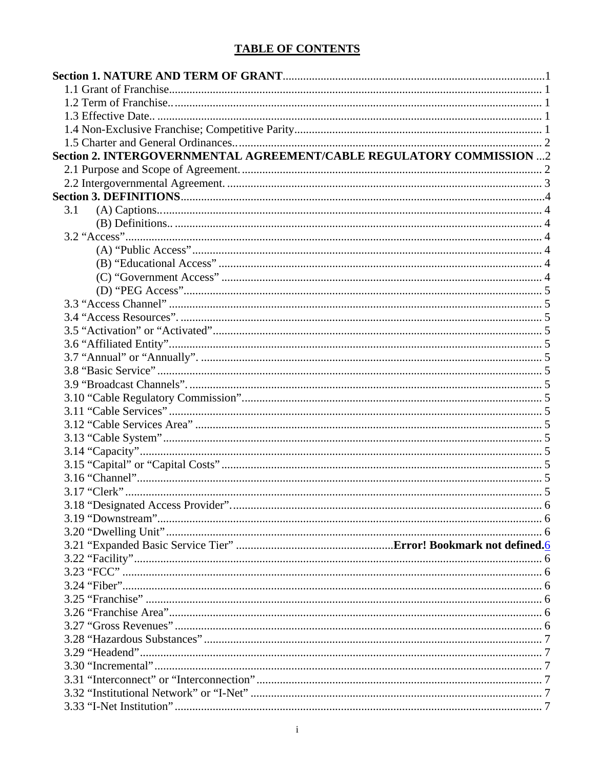## TABLE OF CONTENTS

**Section 1. NATURE AND TERM OF GRANT**..........1
1.1 Grant of Franchise.......... 1
1.2 Term of Franchise........... 1
1.3 Effective Date.. .......... 1
1.4 Non-Exclusive Franchise; Competitive Parity.......... 1
1.5 Charter and General Ordinances........... 2
**Section 2. INTERGOVERNMENTAL AGREEMENT/CABLE REGULATORY COMMISSION** ...2
2.1 Purpose and Scope of Agreement.......... 2
2.2 Intergovernmental Agreement. .......... 3
**Section 3. DEFINITIONS**..........4
3.1 (A) Captions........... 4
(B) Definitions.. .......... 4
3.2 "Access".......... 4
(A) "Public Access".......... 4
(B) "Educational Access" .......... 4
(C) "Government Access" .......... 4
(D) "PEG Access".......... 5
3.3 "Access Channel" .......... 5
3.4 "Access Resources". .......... 5
3.5 "Activation" or "Activated".......... 5
3.6 "Affiliated Entity".......... 5
3.7 "Annual" or "Annually". .......... 5
3.8 "Basic Service" .......... 5
3.9 "Broadcast Channels". .......... 5
3.10 "Cable Regulatory Commission".......... 5
3.11 "Cable Services" .......... 5
3.12 "Cable Services Area" .......... 5
3.13 "Cable System".......... 5
3.14 "Capacity".......... 5
3.15 "Capital" or "Capital Costs" .......... 5
3.16 "Channel".......... 5
3.17 "Clerk" .......... 5
3.18 "Designated Access Provider". .......... 6
3.19 "Downstream".......... 6
3.20 "Dwelling Unit" .......... 6
3.21 "Expanded Basic Service Tier" ..........**Error! Bookmark not defined.**6
3.22 "Facility".......... 6
3.23 "FCC" .......... 6
3.24 "Fiber".......... 6
3.25 "Franchise" .......... 6
3.26 "Franchise Area".......... 6
3.27 "Gross Revenues" .......... 6
3.28 "Hazardous Substances" .......... 7
3.29 "Headend".......... 7
3.30 "Incremental".......... 7
3.31 "Interconnect" or "Interconnection" .......... 7
3.32 "Institutional Network" or "I-Net" .......... 7
3.33 "I-Net Institution" .......... 7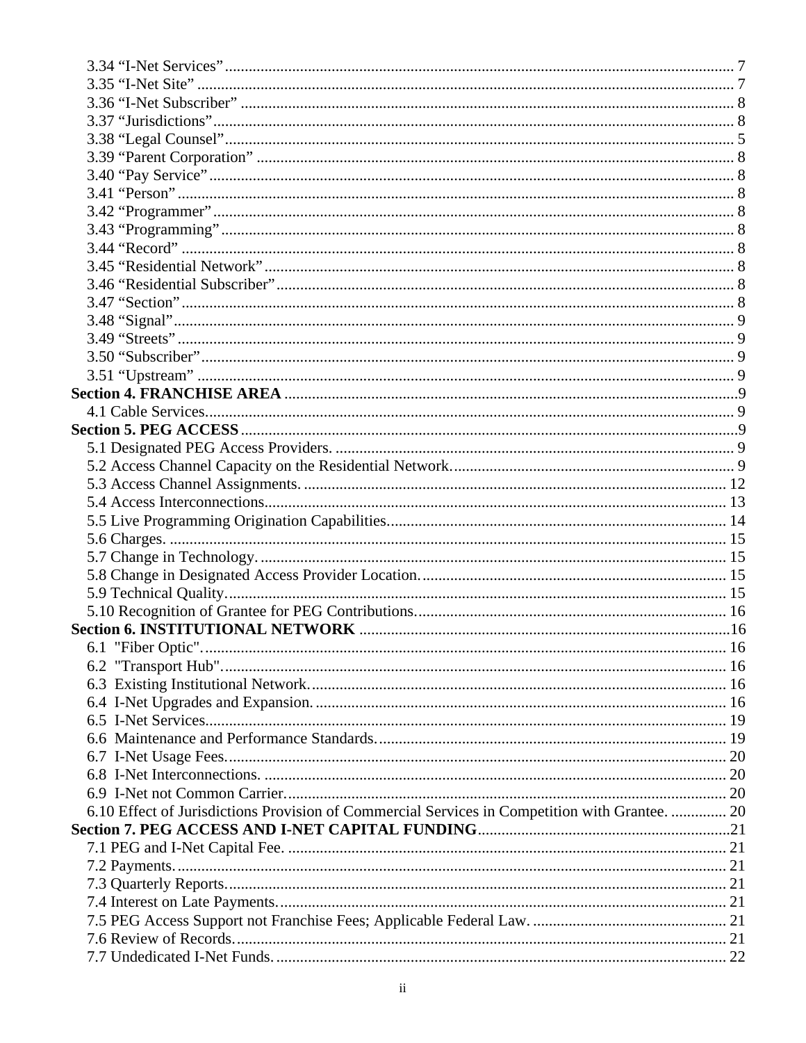3.34 “I-Net Services” ... 7
3.35 “I-Net Site” ... 7
3.36 “I-Net Subscriber” ... 8
3.37 “Jurisdictions” ... 8
3.38 “Legal Counsel” ... 5
3.39 “Parent Corporation” ... 8
3.40 “Pay Service” ... 8
3.41 “Person” ... 8
3.42 “Programmer” ... 8
3.43 “Programming” ... 8
3.44 “Record” ... 8
3.45 “Residential Network” ... 8
3.46 “Residential Subscriber” ... 8
3.47 “Section” ... 8
3.48 “Signal” ... 9
3.49 “Streets” ... 9
3.50 “Subscriber” ... 9
3.51 “Upstream” ... 9

**Section 4. FRANCHISE AREA** ... 9

4.1 Cable Services ... 9

**Section 5. PEG ACCESS** ... 9

5.1 Designated PEG Access Providers. ... 9
5.2 Access Channel Capacity on the Residential Network. ... 9
5.3 Access Channel Assignments. ... 12
5.4 Access Interconnections ... 13
5.5 Live Programming Origination Capabilities ... 14
5.6 Charges. ... 15
5.7 Change in Technology. ... 15
5.8 Change in Designated Access Provider Location. ... 15
5.9 Technical Quality ... 15
5.10 Recognition of Grantee for PEG Contributions ... 16

**Section 6. INSTITUTIONAL NETWORK** ... 16

6.1 "Fiber Optic" ... 16
6.2 "Transport Hub" ... 16
6.3 Existing Institutional Network ... 16
6.4 I-Net Upgrades and Expansion. ... 16
6.5 I-Net Services ... 19
6.6 Maintenance and Performance Standards. ... 19
6.7 I-Net Usage Fees. ... 20
6.8 I-Net Interconnections. ... 20
6.9 I-Net not Common Carrier. ... 20
6.10 Effect of Jurisdictions Provision of Commercial Services in Competition with Grantee. ... 20

**Section 7. PEG ACCESS AND I-NET CAPITAL FUNDING** ... 21

7.1 PEG and I-Net Capital Fee. ... 21
7.2 Payments. ... 21
7.3 Quarterly Reports. ... 21
7.4 Interest on Late Payments. ... 21
7.5 PEG Access Support not Franchise Fees; Applicable Federal Law. ... 21
7.6 Review of Records. ... 21
7.7 Undedicated I-Net Funds. ... 22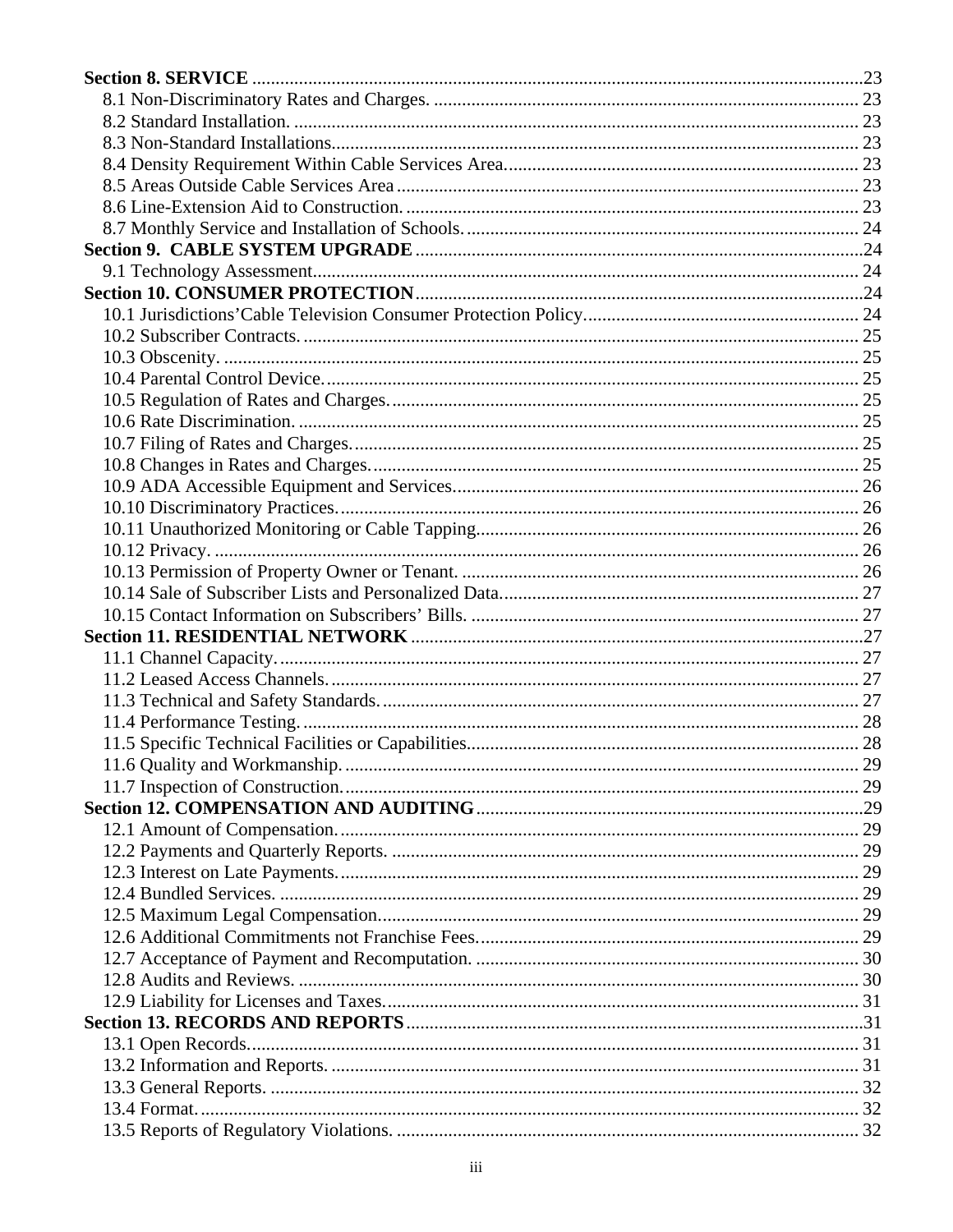**Section 8. SERVICE** ....................................................................................................................23
8.1 Non-Discriminatory Rates and Charges. ........................................................................... 23
8.2 Standard Installation. ......................................................................................................... 23
8.3 Non-Standard Installations................................................................................................. 23
8.4 Density Requirement Within Cable Services Area............................................................ 23
8.5 Areas Outside Cable Services Area ................................................................................... 23
8.6 Line-Extension Aid to Construction. ................................................................................. 23
8.7 Monthly Service and Installation of Schools. .................................................................... 24
**Section 9. CABLE SYSTEM UPGRADE** ................................................................................24
9.1 Technology Assessment..................................................................................................... 24
**Section 10. CONSUMER PROTECTION**...............................................................................24
10.1 Jurisdictions'Cable Television Consumer Protection Policy........................................... 24
10.2 Subscriber Contracts. ...................................................................................................... 25
10.3 Obscenity. ....................................................................................................................... 25
10.4 Parental Control Device. ................................................................................................. 25
10.5 Regulation of Rates and Charges. ................................................................................... 25
10.6 Rate Discrimination. ....................................................................................................... 25
10.7 Filing of Rates and Charges. ........................................................................................... 25
10.8 Changes in Rates and Charges. ....................................................................................... 25
10.9 ADA Accessible Equipment and Services....................................................................... 26
10.10 Discriminatory Practices. ............................................................................................... 26
10.11 Unauthorized Monitoring or Cable Tapping................................................................. 26
10.12 Privacy. ......................................................................................................................... 26
10.13 Permission of Property Owner or Tenant. ..................................................................... 26
10.14 Sale of Subscriber Lists and Personalized Data............................................................. 27
10.15 Contact Information on Subscribers' Bills. ................................................................... 27
**Section 11. RESIDENTIAL NETWORK** ................................................................................27
11.1 Channel Capacity. ........................................................................................................... 27
11.2 Leased Access Channels. ................................................................................................ 27
11.3 Technical and Safety Standards. ..................................................................................... 27
11.4 Performance Testing. ...................................................................................................... 28
11.5 Specific Technical Facilities or Capabilities................................................................... 28
11.6 Quality and Workmanship. ............................................................................................. 29
11.7 Inspection of Construction. ............................................................................................. 29
**Section 12. COMPENSATION AND AUDITING**..................................................................29
12.1 Amount of Compensation. .............................................................................................. 29
12.2 Payments and Quarterly Reports. ................................................................................... 29
12.3 Interest on Late Payments. .............................................................................................. 29
12.4 Bundled Services. ........................................................................................................... 29
12.5 Maximum Legal Compensation...................................................................................... 29
12.6 Additional Commitments not Franchise Fees. ................................................................. 29
12.7 Acceptance of Payment and Recomputation. ................................................................. 30
12.8 Audits and Reviews. ....................................................................................................... 30
12.9 Liability for Licenses and Taxes..................................................................................... 31
**Section 13. RECORDS AND REPORTS**................................................................................31
13.1 Open Records.................................................................................................................. 31
13.2 Information and Reports. ................................................................................................ 31
13.3 General Reports. ............................................................................................................. 32
13.4 Format............................................................................................................................. 32
13.5 Reports of Regulatory Violations. .................................................................................. 32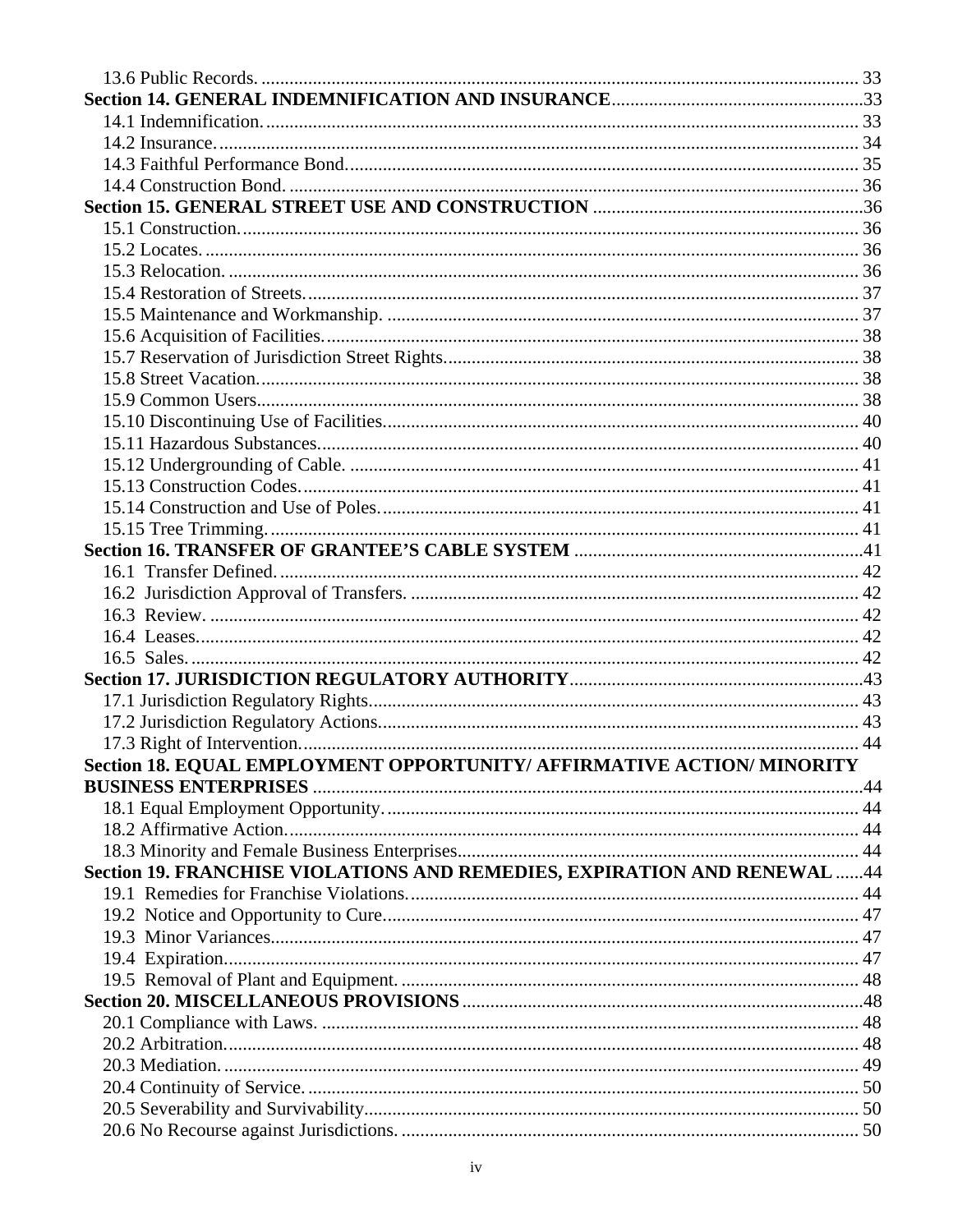13.6 Public Records. 33

**Section 14. GENERAL INDEMNIFICATION AND INSURANCE** 33

14.1 Indemnification. 33

14.2 Insurance. 34

14.3 Faithful Performance Bond. 35

14.4 Construction Bond. 36

**Section 15. GENERAL STREET USE AND CONSTRUCTION** 36

15.1 Construction. 36

15.2 Locates. 36

15.3 Relocation. 36

15.4 Restoration of Streets. 37

15.5 Maintenance and Workmanship. 37

15.6 Acquisition of Facilities. 38

15.7 Reservation of Jurisdiction Street Rights. 38

15.8 Street Vacation. 38

15.9 Common Users. 38

15.10 Discontinuing Use of Facilities. 40

15.11 Hazardous Substances. 40

15.12 Undergrounding of Cable. 41

15.13 Construction Codes. 41

15.14 Construction and Use of Poles. 41

15.15 Tree Trimming. 41

**Section 16. TRANSFER OF GRANTEE'S CABLE SYSTEM** 41

16.1 Transfer Defined. 42

16.2 Jurisdiction Approval of Transfers. 42

16.3 Review. 42

16.4 Leases. 42

16.5 Sales. 42

**Section 17. JURISDICTION REGULATORY AUTHORITY** 43

17.1 Jurisdiction Regulatory Rights. 43

17.2 Jurisdiction Regulatory Actions. 43

17.3 Right of Intervention. 44

**Section 18. EQUAL EMPLOYMENT OPPORTUNITY/ AFFIRMATIVE ACTION/ MINORITY BUSINESS ENTERPRISES** 44

18.1 Equal Employment Opportunity. 44

18.2 Affirmative Action. 44

18.3 Minority and Female Business Enterprises. 44

**Section 19. FRANCHISE VIOLATIONS AND REMEDIES, EXPIRATION AND RENEWAL** 44

19.1 Remedies for Franchise Violations. 44

19.2 Notice and Opportunity to Cure. 47

19.3 Minor Variances. 47

19.4 Expiration. 47

19.5 Removal of Plant and Equipment. 48

**Section 20. MISCELLANEOUS PROVISIONS** 48

20.1 Compliance with Laws. 48

20.2 Arbitration. 48

20.3 Mediation. 49

20.4 Continuity of Service. 50

20.5 Severability and Survivability. 50

20.6 No Recourse against Jurisdictions. 50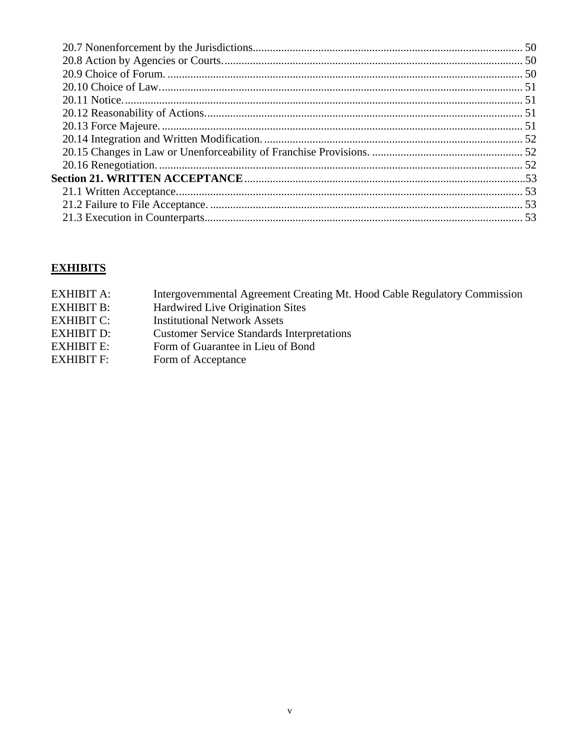20.7 Nonenforcement by the Jurisdictions............................................................................................ 50
20.8 Action by Agencies or Courts........................................................................................................ 50
20.9 Choice of Forum. ........................................................................................................................... 50
20.10 Choice of Law.............................................................................................................................. 51
20.11 Notice........................................................................................................................................... 51
20.12 Reasonability of Actions.............................................................................................................. 51
20.13 Force Majeure. ............................................................................................................................. 51
20.14 Integration and Written Modification. ......................................................................................... 52
20.15 Changes in Law or Unenforceability of Franchise Provisions. .................................................... 52
20.16 Renegotiation. .............................................................................................................................. 52
**Section 21. WRITTEN ACCEPTANCE**.................................................................................................53
21.1 Written Acceptance........................................................................................................................ 53
21.2 Failure to File Acceptance. ............................................................................................................ 53
21.3 Execution in Counterparts.............................................................................................................. 53

**EXHIBITS**

EXHIBIT A: Intergovernmental Agreement Creating Mt. Hood Cable Regulatory Commission
EXHIBIT B: Hardwired Live Origination Sites
EXHIBIT C: Institutional Network Assets
EXHIBIT D: Customer Service Standards Interpretations
EXHIBIT E: Form of Guarantee in Lieu of Bond
EXHIBIT F: Form of Acceptance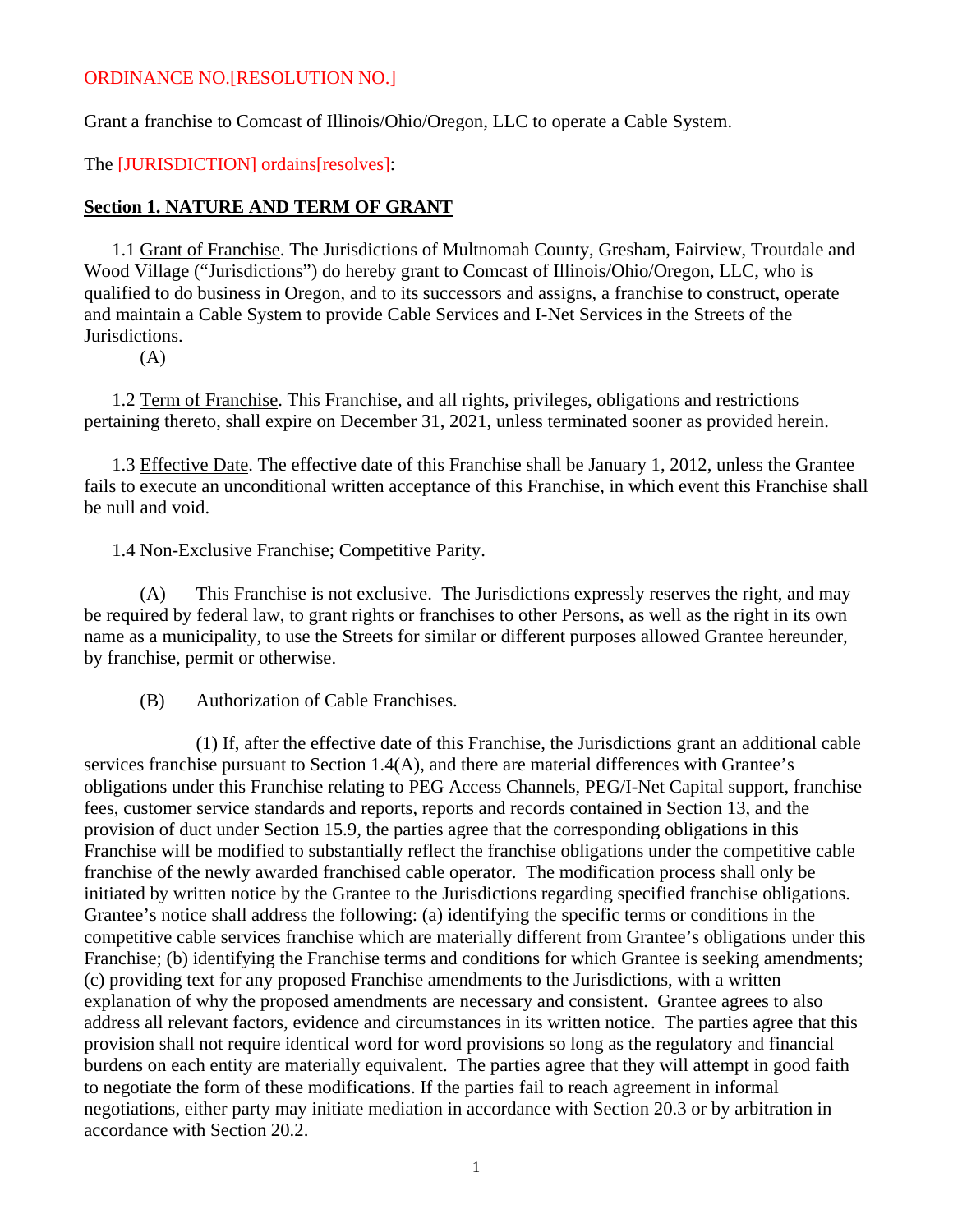ORDINANCE NO.[RESOLUTION NO.]

Grant a franchise to Comcast of Illinois/Ohio/Oregon, LLC to operate a Cable System.

The [JURISDICTION] ordains[resolves]:

## Section 1. NATURE AND TERM OF GRANT

1.1 Grant of Franchise. The Jurisdictions of Multnomah County, Gresham, Fairview, Troutdale and Wood Village ("Jurisdictions") do hereby grant to Comcast of Illinois/Ohio/Oregon, LLC, who is qualified to do business in Oregon, and to its successors and assigns, a franchise to construct, operate and maintain a Cable System to provide Cable Services and I-Net Services in the Streets of the Jurisdictions.

(A)

1.2 Term of Franchise. This Franchise, and all rights, privileges, obligations and restrictions pertaining thereto, shall expire on December 31, 2021, unless terminated sooner as provided herein.

1.3 Effective Date. The effective date of this Franchise shall be January 1, 2012, unless the Grantee fails to execute an unconditional written acceptance of this Franchise, in which event this Franchise shall be null and void.

1.4 Non-Exclusive Franchise; Competitive Parity.

(A) This Franchise is not exclusive. The Jurisdictions expressly reserves the right, and may be required by federal law, to grant rights or franchises to other Persons, as well as the right in its own name as a municipality, to use the Streets for similar or different purposes allowed Grantee hereunder, by franchise, permit or otherwise.

(B) Authorization of Cable Franchises.

(1) If, after the effective date of this Franchise, the Jurisdictions grant an additional cable services franchise pursuant to Section 1.4(A), and there are material differences with Grantee's obligations under this Franchise relating to PEG Access Channels, PEG/I-Net Capital support, franchise fees, customer service standards and reports, reports and records contained in Section 13, and the provision of duct under Section 15.9, the parties agree that the corresponding obligations in this Franchise will be modified to substantially reflect the franchise obligations under the competitive cable franchise of the newly awarded franchised cable operator. The modification process shall only be initiated by written notice by the Grantee to the Jurisdictions regarding specified franchise obligations. Grantee's notice shall address the following: (a) identifying the specific terms or conditions in the competitive cable services franchise which are materially different from Grantee's obligations under this Franchise; (b) identifying the Franchise terms and conditions for which Grantee is seeking amendments; (c) providing text for any proposed Franchise amendments to the Jurisdictions, with a written explanation of why the proposed amendments are necessary and consistent. Grantee agrees to also address all relevant factors, evidence and circumstances in its written notice. The parties agree that this provision shall not require identical word for word provisions so long as the regulatory and financial burdens on each entity are materially equivalent. The parties agree that they will attempt in good faith to negotiate the form of these modifications. If the parties fail to reach agreement in informal negotiations, either party may initiate mediation in accordance with Section 20.3 or by arbitration in accordance with Section 20.2.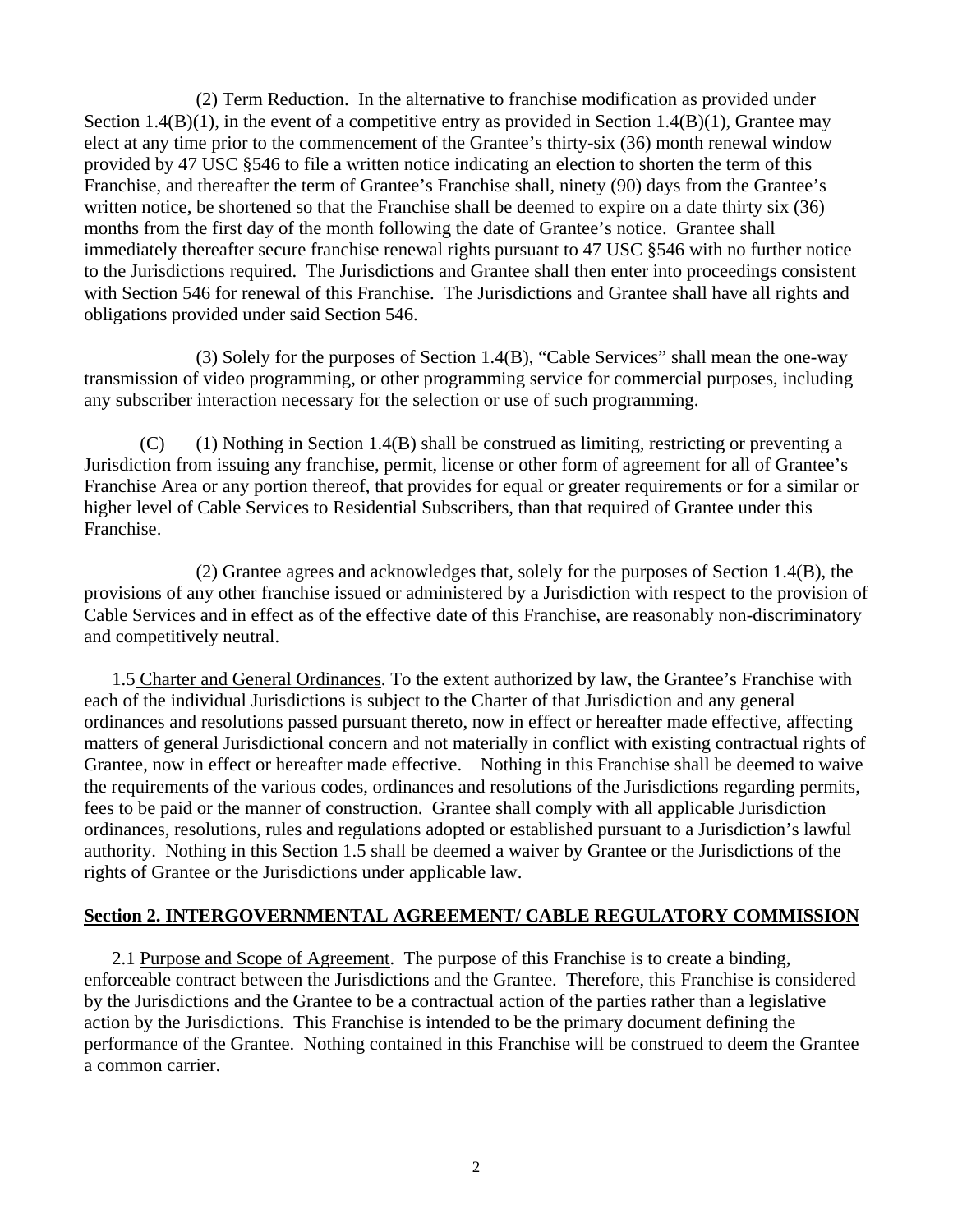(2) Term Reduction. In the alternative to franchise modification as provided under Section 1.4(B)(1), in the event of a competitive entry as provided in Section 1.4(B)(1), Grantee may elect at any time prior to the commencement of the Grantee's thirty-six (36) month renewal window provided by 47 USC §546 to file a written notice indicating an election to shorten the term of this Franchise, and thereafter the term of Grantee's Franchise shall, ninety (90) days from the Grantee's written notice, be shortened so that the Franchise shall be deemed to expire on a date thirty six (36) months from the first day of the month following the date of Grantee's notice. Grantee shall immediately thereafter secure franchise renewal rights pursuant to 47 USC §546 with no further notice to the Jurisdictions required. The Jurisdictions and Grantee shall then enter into proceedings consistent with Section 546 for renewal of this Franchise. The Jurisdictions and Grantee shall have all rights and obligations provided under said Section 546.

(3) Solely for the purposes of Section 1.4(B), "Cable Services" shall mean the one-way transmission of video programming, or other programming service for commercial purposes, including any subscriber interaction necessary for the selection or use of such programming.

(C) (1) Nothing in Section 1.4(B) shall be construed as limiting, restricting or preventing a Jurisdiction from issuing any franchise, permit, license or other form of agreement for all of Grantee's Franchise Area or any portion thereof, that provides for equal or greater requirements or for a similar or higher level of Cable Services to Residential Subscribers, than that required of Grantee under this Franchise.

(2) Grantee agrees and acknowledges that, solely for the purposes of Section 1.4(B), the provisions of any other franchise issued or administered by a Jurisdiction with respect to the provision of Cable Services and in effect as of the effective date of this Franchise, are reasonably non-discriminatory and competitively neutral.

1.5 Charter and General Ordinances. To the extent authorized by law, the Grantee's Franchise with each of the individual Jurisdictions is subject to the Charter of that Jurisdiction and any general ordinances and resolutions passed pursuant thereto, now in effect or hereafter made effective, affecting matters of general Jurisdictional concern and not materially in conflict with existing contractual rights of Grantee, now in effect or hereafter made effective. Nothing in this Franchise shall be deemed to waive the requirements of the various codes, ordinances and resolutions of the Jurisdictions regarding permits, fees to be paid or the manner of construction. Grantee shall comply with all applicable Jurisdiction ordinances, resolutions, rules and regulations adopted or established pursuant to a Jurisdiction's lawful authority. Nothing in this Section 1.5 shall be deemed a waiver by Grantee or the Jurisdictions of the rights of Grantee or the Jurisdictions under applicable law.

## Section 2. INTERGOVERNMENTAL AGREEMENT/ CABLE REGULATORY COMMISSION

2.1 Purpose and Scope of Agreement. The purpose of this Franchise is to create a binding, enforceable contract between the Jurisdictions and the Grantee. Therefore, this Franchise is considered by the Jurisdictions and the Grantee to be a contractual action of the parties rather than a legislative action by the Jurisdictions. This Franchise is intended to be the primary document defining the performance of the Grantee. Nothing contained in this Franchise will be construed to deem the Grantee a common carrier.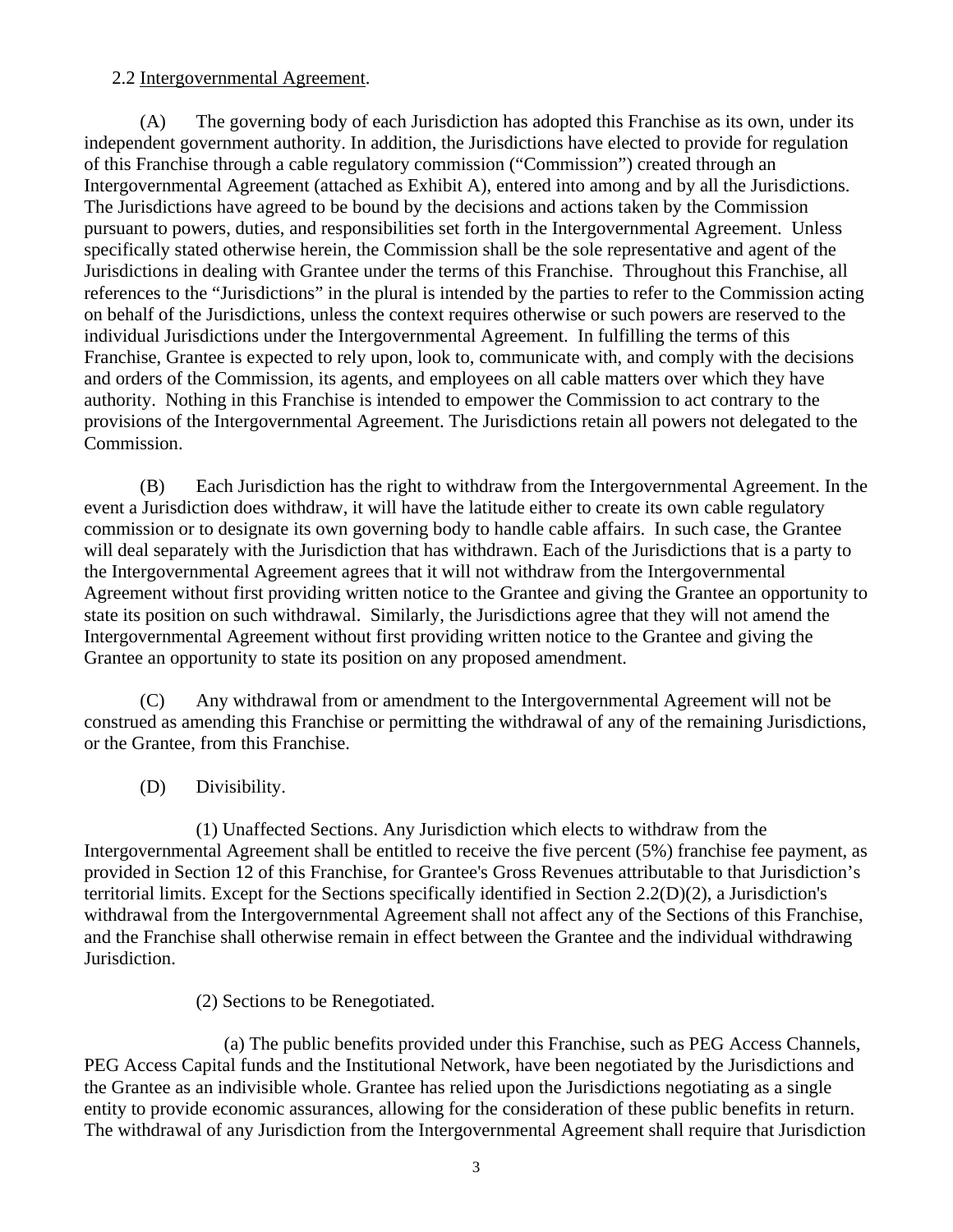2.2 Intergovernmental Agreement.

(A) The governing body of each Jurisdiction has adopted this Franchise as its own, under its independent government authority. In addition, the Jurisdictions have elected to provide for regulation of this Franchise through a cable regulatory commission ("Commission") created through an Intergovernmental Agreement (attached as Exhibit A), entered into among and by all the Jurisdictions. The Jurisdictions have agreed to be bound by the decisions and actions taken by the Commission pursuant to powers, duties, and responsibilities set forth in the Intergovernmental Agreement. Unless specifically stated otherwise herein, the Commission shall be the sole representative and agent of the Jurisdictions in dealing with Grantee under the terms of this Franchise. Throughout this Franchise, all references to the "Jurisdictions" in the plural is intended by the parties to refer to the Commission acting on behalf of the Jurisdictions, unless the context requires otherwise or such powers are reserved to the individual Jurisdictions under the Intergovernmental Agreement. In fulfilling the terms of this Franchise, Grantee is expected to rely upon, look to, communicate with, and comply with the decisions and orders of the Commission, its agents, and employees on all cable matters over which they have authority. Nothing in this Franchise is intended to empower the Commission to act contrary to the provisions of the Intergovernmental Agreement. The Jurisdictions retain all powers not delegated to the Commission.

(B) Each Jurisdiction has the right to withdraw from the Intergovernmental Agreement. In the event a Jurisdiction does withdraw, it will have the latitude either to create its own cable regulatory commission or to designate its own governing body to handle cable affairs. In such case, the Grantee will deal separately with the Jurisdiction that has withdrawn. Each of the Jurisdictions that is a party to the Intergovernmental Agreement agrees that it will not withdraw from the Intergovernmental Agreement without first providing written notice to the Grantee and giving the Grantee an opportunity to state its position on such withdrawal. Similarly, the Jurisdictions agree that they will not amend the Intergovernmental Agreement without first providing written notice to the Grantee and giving the Grantee an opportunity to state its position on any proposed amendment.

(C) Any withdrawal from or amendment to the Intergovernmental Agreement will not be construed as amending this Franchise or permitting the withdrawal of any of the remaining Jurisdictions, or the Grantee, from this Franchise.

(D) Divisibility.

(1) Unaffected Sections. Any Jurisdiction which elects to withdraw from the Intergovernmental Agreement shall be entitled to receive the five percent (5%) franchise fee payment, as provided in Section 12 of this Franchise, for Grantee's Gross Revenues attributable to that Jurisdiction's territorial limits. Except for the Sections specifically identified in Section 2.2(D)(2), a Jurisdiction's withdrawal from the Intergovernmental Agreement shall not affect any of the Sections of this Franchise, and the Franchise shall otherwise remain in effect between the Grantee and the individual withdrawing Jurisdiction.

(2) Sections to be Renegotiated.

(a) The public benefits provided under this Franchise, such as PEG Access Channels, PEG Access Capital funds and the Institutional Network, have been negotiated by the Jurisdictions and the Grantee as an indivisible whole. Grantee has relied upon the Jurisdictions negotiating as a single entity to provide economic assurances, allowing for the consideration of these public benefits in return. The withdrawal of any Jurisdiction from the Intergovernmental Agreement shall require that Jurisdiction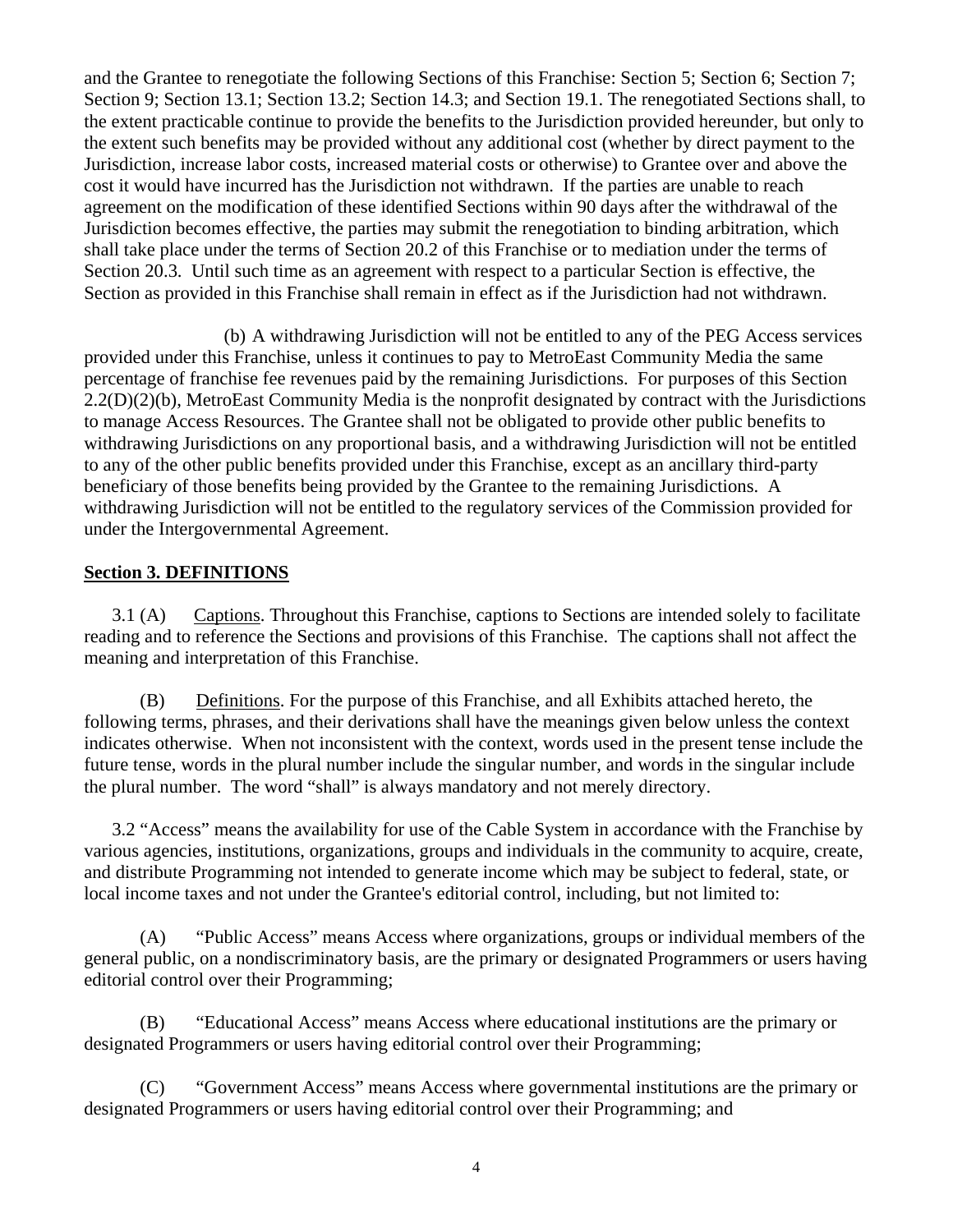and the Grantee to renegotiate the following Sections of this Franchise: Section 5; Section 6; Section 7; Section 9; Section 13.1; Section 13.2; Section 14.3; and Section 19.1. The renegotiated Sections shall, to the extent practicable continue to provide the benefits to the Jurisdiction provided hereunder, but only to the extent such benefits may be provided without any additional cost (whether by direct payment to the Jurisdiction, increase labor costs, increased material costs or otherwise) to Grantee over and above the cost it would have incurred has the Jurisdiction not withdrawn. If the parties are unable to reach agreement on the modification of these identified Sections within 90 days after the withdrawal of the Jurisdiction becomes effective, the parties may submit the renegotiation to binding arbitration, which shall take place under the terms of Section 20.2 of this Franchise or to mediation under the terms of Section 20.3. Until such time as an agreement with respect to a particular Section is effective, the Section as provided in this Franchise shall remain in effect as if the Jurisdiction had not withdrawn.

(b) A withdrawing Jurisdiction will not be entitled to any of the PEG Access services provided under this Franchise, unless it continues to pay to MetroEast Community Media the same percentage of franchise fee revenues paid by the remaining Jurisdictions. For purposes of this Section 2.2(D)(2)(b), MetroEast Community Media is the nonprofit designated by contract with the Jurisdictions to manage Access Resources. The Grantee shall not be obligated to provide other public benefits to withdrawing Jurisdictions on any proportional basis, and a withdrawing Jurisdiction will not be entitled to any of the other public benefits provided under this Franchise, except as an ancillary third-party beneficiary of those benefits being provided by the Grantee to the remaining Jurisdictions. A withdrawing Jurisdiction will not be entitled to the regulatory services of the Commission provided for under the Intergovernmental Agreement.

## Section 3. DEFINITIONS

3.1 (A) Captions. Throughout this Franchise, captions to Sections are intended solely to facilitate reading and to reference the Sections and provisions of this Franchise. The captions shall not affect the meaning and interpretation of this Franchise.

(B) Definitions. For the purpose of this Franchise, and all Exhibits attached hereto, the following terms, phrases, and their derivations shall have the meanings given below unless the context indicates otherwise. When not inconsistent with the context, words used in the present tense include the future tense, words in the plural number include the singular number, and words in the singular include the plural number. The word "shall" is always mandatory and not merely directory.

3.2 "Access" means the availability for use of the Cable System in accordance with the Franchise by various agencies, institutions, organizations, groups and individuals in the community to acquire, create, and distribute Programming not intended to generate income which may be subject to federal, state, or local income taxes and not under the Grantee's editorial control, including, but not limited to:

(A) "Public Access" means Access where organizations, groups or individual members of the general public, on a nondiscriminatory basis, are the primary or designated Programmers or users having editorial control over their Programming;

(B) "Educational Access" means Access where educational institutions are the primary or designated Programmers or users having editorial control over their Programming;

(C) "Government Access" means Access where governmental institutions are the primary or designated Programmers or users having editorial control over their Programming; and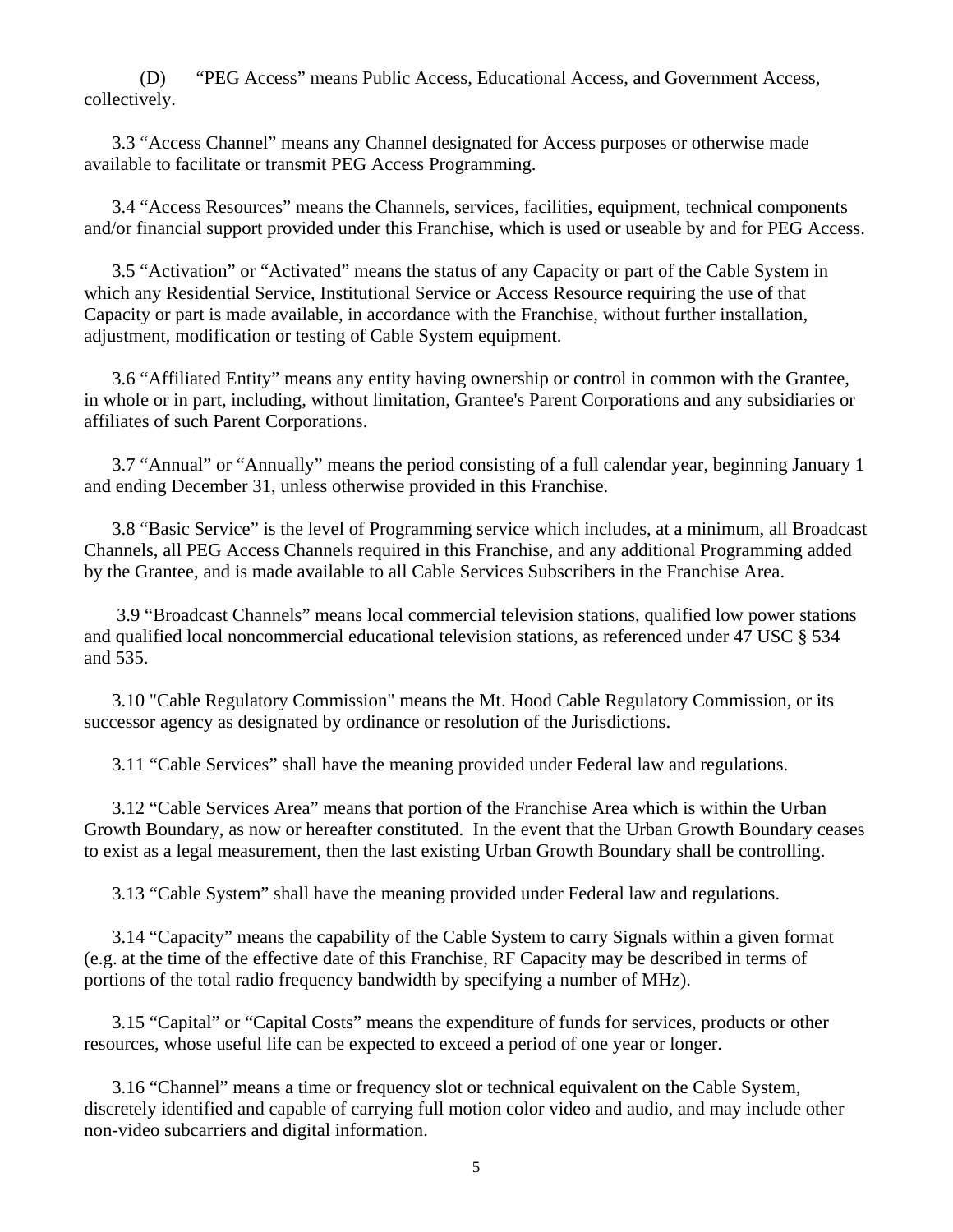(D) "PEG Access" means Public Access, Educational Access, and Government Access, collectively.

3.3 "Access Channel" means any Channel designated for Access purposes or otherwise made available to facilitate or transmit PEG Access Programming.

3.4 "Access Resources" means the Channels, services, facilities, equipment, technical components and/or financial support provided under this Franchise, which is used or useable by and for PEG Access.

3.5 "Activation" or "Activated" means the status of any Capacity or part of the Cable System in which any Residential Service, Institutional Service or Access Resource requiring the use of that Capacity or part is made available, in accordance with the Franchise, without further installation, adjustment, modification or testing of Cable System equipment.

3.6 "Affiliated Entity" means any entity having ownership or control in common with the Grantee, in whole or in part, including, without limitation, Grantee's Parent Corporations and any subsidiaries or affiliates of such Parent Corporations.

3.7 "Annual" or "Annually" means the period consisting of a full calendar year, beginning January 1 and ending December 31, unless otherwise provided in this Franchise.

3.8 "Basic Service" is the level of Programming service which includes, at a minimum, all Broadcast Channels, all PEG Access Channels required in this Franchise, and any additional Programming added by the Grantee, and is made available to all Cable Services Subscribers in the Franchise Area.

3.9 "Broadcast Channels" means local commercial television stations, qualified low power stations and qualified local noncommercial educational television stations, as referenced under 47 USC § 534 and 535.

3.10 "Cable Regulatory Commission" means the Mt. Hood Cable Regulatory Commission, or its successor agency as designated by ordinance or resolution of the Jurisdictions.

3.11 "Cable Services" shall have the meaning provided under Federal law and regulations.

3.12 "Cable Services Area" means that portion of the Franchise Area which is within the Urban Growth Boundary, as now or hereafter constituted. In the event that the Urban Growth Boundary ceases to exist as a legal measurement, then the last existing Urban Growth Boundary shall be controlling.

3.13 "Cable System" shall have the meaning provided under Federal law and regulations.

3.14 "Capacity" means the capability of the Cable System to carry Signals within a given format (e.g. at the time of the effective date of this Franchise, RF Capacity may be described in terms of portions of the total radio frequency bandwidth by specifying a number of MHz).

3.15 "Capital" or "Capital Costs" means the expenditure of funds for services, products or other resources, whose useful life can be expected to exceed a period of one year or longer.

3.16 "Channel" means a time or frequency slot or technical equivalent on the Cable System, discretely identified and capable of carrying full motion color video and audio, and may include other non-video subcarriers and digital information.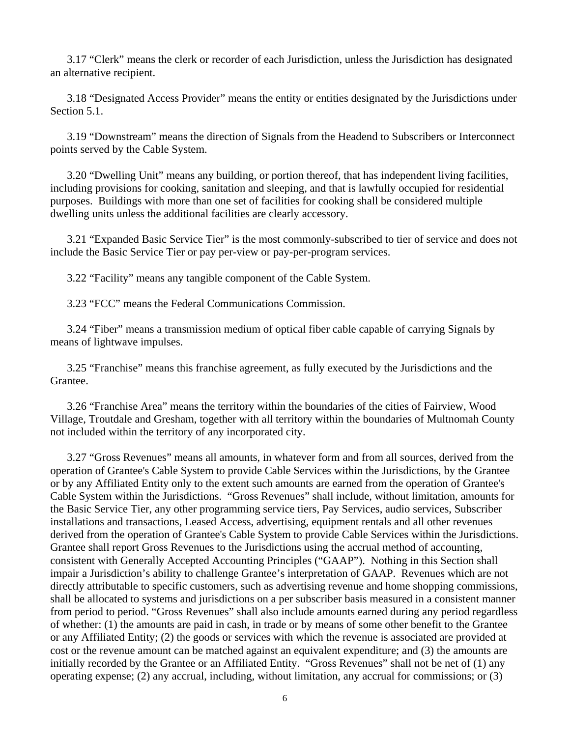3.17 "Clerk" means the clerk or recorder of each Jurisdiction, unless the Jurisdiction has designated an alternative recipient.

3.18 "Designated Access Provider" means the entity or entities designated by the Jurisdictions under Section 5.1.

3.19 "Downstream" means the direction of Signals from the Headend to Subscribers or Interconnect points served by the Cable System.

3.20 "Dwelling Unit" means any building, or portion thereof, that has independent living facilities, including provisions for cooking, sanitation and sleeping, and that is lawfully occupied for residential purposes. Buildings with more than one set of facilities for cooking shall be considered multiple dwelling units unless the additional facilities are clearly accessory.

3.21 "Expanded Basic Service Tier" is the most commonly-subscribed to tier of service and does not include the Basic Service Tier or pay per-view or pay-per-program services.

3.22 "Facility" means any tangible component of the Cable System.

3.23 "FCC" means the Federal Communications Commission.

3.24 "Fiber" means a transmission medium of optical fiber cable capable of carrying Signals by means of lightwave impulses.

3.25 "Franchise" means this franchise agreement, as fully executed by the Jurisdictions and the Grantee.

3.26 "Franchise Area" means the territory within the boundaries of the cities of Fairview, Wood Village, Troutdale and Gresham, together with all territory within the boundaries of Multnomah County not included within the territory of any incorporated city.

3.27 "Gross Revenues" means all amounts, in whatever form and from all sources, derived from the operation of Grantee's Cable System to provide Cable Services within the Jurisdictions, by the Grantee or by any Affiliated Entity only to the extent such amounts are earned from the operation of Grantee's Cable System within the Jurisdictions. "Gross Revenues" shall include, without limitation, amounts for the Basic Service Tier, any other programming service tiers, Pay Services, audio services, Subscriber installations and transactions, Leased Access, advertising, equipment rentals and all other revenues derived from the operation of Grantee's Cable System to provide Cable Services within the Jurisdictions. Grantee shall report Gross Revenues to the Jurisdictions using the accrual method of accounting, consistent with Generally Accepted Accounting Principles ("GAAP"). Nothing in this Section shall impair a Jurisdiction's ability to challenge Grantee's interpretation of GAAP. Revenues which are not directly attributable to specific customers, such as advertising revenue and home shopping commissions, shall be allocated to systems and jurisdictions on a per subscriber basis measured in a consistent manner from period to period. "Gross Revenues" shall also include amounts earned during any period regardless of whether: (1) the amounts are paid in cash, in trade or by means of some other benefit to the Grantee or any Affiliated Entity; (2) the goods or services with which the revenue is associated are provided at cost or the revenue amount can be matched against an equivalent expenditure; and (3) the amounts are initially recorded by the Grantee or an Affiliated Entity. "Gross Revenues" shall not be net of (1) any operating expense; (2) any accrual, including, without limitation, any accrual for commissions; or (3)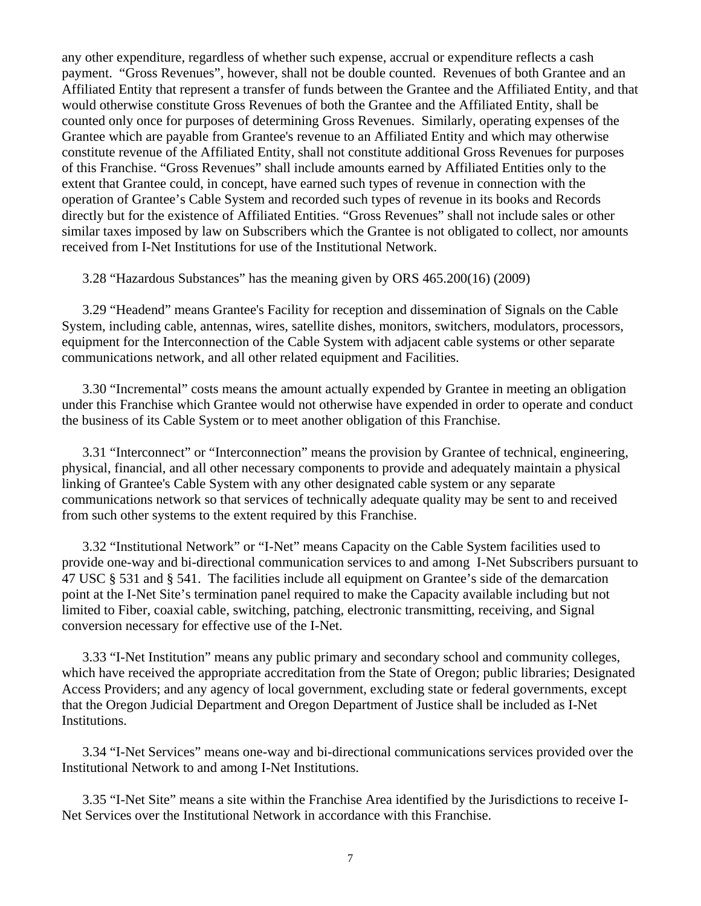any other expenditure, regardless of whether such expense, accrual or expenditure reflects a cash payment. "Gross Revenues", however, shall not be double counted. Revenues of both Grantee and an Affiliated Entity that represent a transfer of funds between the Grantee and the Affiliated Entity, and that would otherwise constitute Gross Revenues of both the Grantee and the Affiliated Entity, shall be counted only once for purposes of determining Gross Revenues. Similarly, operating expenses of the Grantee which are payable from Grantee's revenue to an Affiliated Entity and which may otherwise constitute revenue of the Affiliated Entity, shall not constitute additional Gross Revenues for purposes of this Franchise. "Gross Revenues" shall include amounts earned by Affiliated Entities only to the extent that Grantee could, in concept, have earned such types of revenue in connection with the operation of Grantee's Cable System and recorded such types of revenue in its books and Records directly but for the existence of Affiliated Entities. "Gross Revenues" shall not include sales or other similar taxes imposed by law on Subscribers which the Grantee is not obligated to collect, nor amounts received from I-Net Institutions for use of the Institutional Network.

3.28 "Hazardous Substances" has the meaning given by ORS 465.200(16) (2009)

3.29 "Headend" means Grantee's Facility for reception and dissemination of Signals on the Cable System, including cable, antennas, wires, satellite dishes, monitors, switchers, modulators, processors, equipment for the Interconnection of the Cable System with adjacent cable systems or other separate communications network, and all other related equipment and Facilities.

3.30 "Incremental" costs means the amount actually expended by Grantee in meeting an obligation under this Franchise which Grantee would not otherwise have expended in order to operate and conduct the business of its Cable System or to meet another obligation of this Franchise.

3.31 "Interconnect" or "Interconnection" means the provision by Grantee of technical, engineering, physical, financial, and all other necessary components to provide and adequately maintain a physical linking of Grantee's Cable System with any other designated cable system or any separate communications network so that services of technically adequate quality may be sent to and received from such other systems to the extent required by this Franchise.

3.32 "Institutional Network" or "I-Net" means Capacity on the Cable System facilities used to provide one-way and bi-directional communication services to and among I-Net Subscribers pursuant to 47 USC § 531 and § 541. The facilities include all equipment on Grantee's side of the demarcation point at the I-Net Site's termination panel required to make the Capacity available including but not limited to Fiber, coaxial cable, switching, patching, electronic transmitting, receiving, and Signal conversion necessary for effective use of the I-Net.

3.33 "I-Net Institution" means any public primary and secondary school and community colleges, which have received the appropriate accreditation from the State of Oregon; public libraries; Designated Access Providers; and any agency of local government, excluding state or federal governments, except that the Oregon Judicial Department and Oregon Department of Justice shall be included as I-Net Institutions.

3.34 "I-Net Services" means one-way and bi-directional communications services provided over the Institutional Network to and among I-Net Institutions.

3.35 "I-Net Site" means a site within the Franchise Area identified by the Jurisdictions to receive I-Net Services over the Institutional Network in accordance with this Franchise.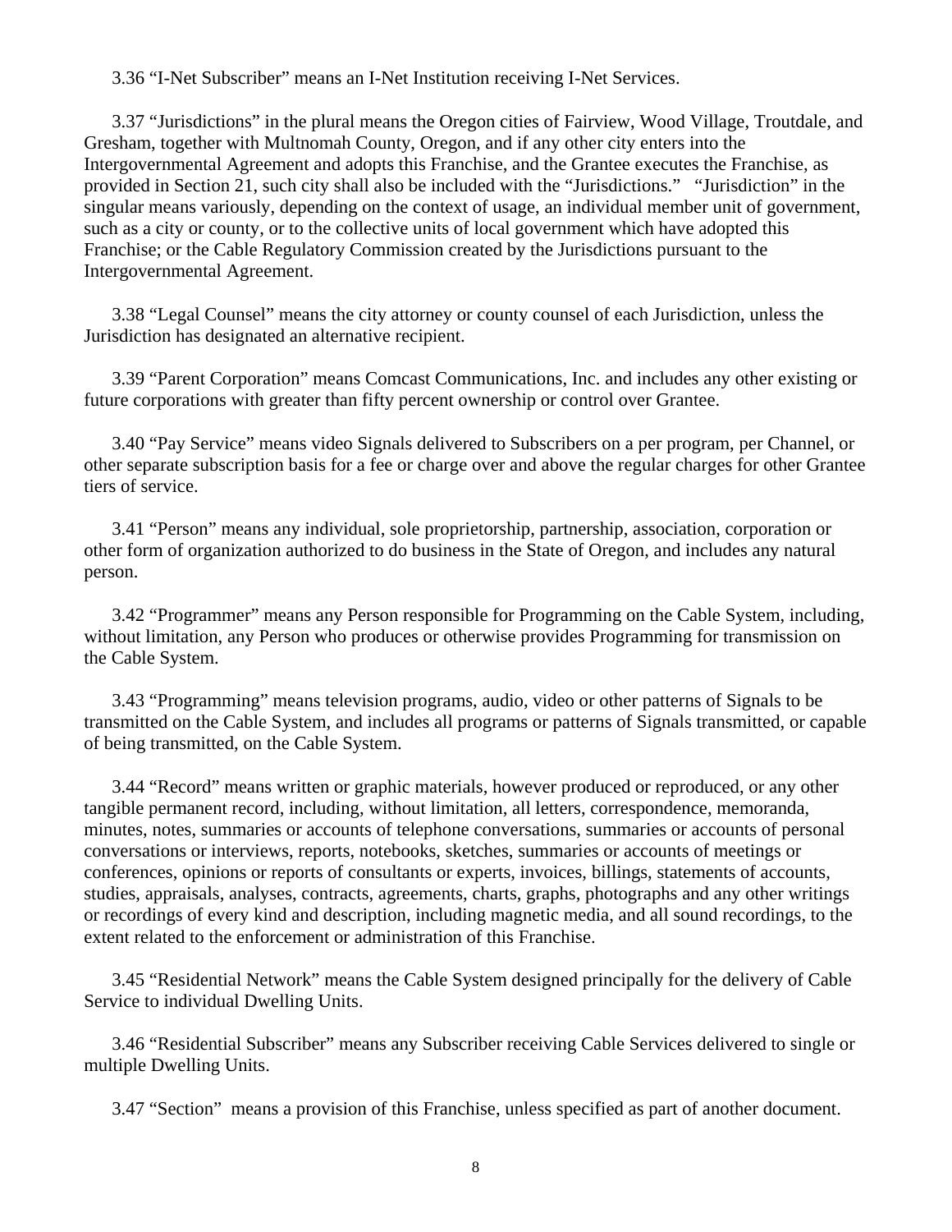3.36 "I-Net Subscriber" means an I-Net Institution receiving I-Net Services.

3.37 "Jurisdictions" in the plural means the Oregon cities of Fairview, Wood Village, Troutdale, and Gresham, together with Multnomah County, Oregon, and if any other city enters into the Intergovernmental Agreement and adopts this Franchise, and the Grantee executes the Franchise, as provided in Section 21, such city shall also be included with the "Jurisdictions." "Jurisdiction" in the singular means variously, depending on the context of usage, an individual member unit of government, such as a city or county, or to the collective units of local government which have adopted this Franchise; or the Cable Regulatory Commission created by the Jurisdictions pursuant to the Intergovernmental Agreement.

3.38 "Legal Counsel" means the city attorney or county counsel of each Jurisdiction, unless the Jurisdiction has designated an alternative recipient.

3.39 "Parent Corporation" means Comcast Communications, Inc. and includes any other existing or future corporations with greater than fifty percent ownership or control over Grantee.

3.40 "Pay Service" means video Signals delivered to Subscribers on a per program, per Channel, or other separate subscription basis for a fee or charge over and above the regular charges for other Grantee tiers of service.

3.41 "Person" means any individual, sole proprietorship, partnership, association, corporation or other form of organization authorized to do business in the State of Oregon, and includes any natural person.

3.42 "Programmer" means any Person responsible for Programming on the Cable System, including, without limitation, any Person who produces or otherwise provides Programming for transmission on the Cable System.

3.43 "Programming" means television programs, audio, video or other patterns of Signals to be transmitted on the Cable System, and includes all programs or patterns of Signals transmitted, or capable of being transmitted, on the Cable System.

3.44 "Record" means written or graphic materials, however produced or reproduced, or any other tangible permanent record, including, without limitation, all letters, correspondence, memoranda, minutes, notes, summaries or accounts of telephone conversations, summaries or accounts of personal conversations or interviews, reports, notebooks, sketches, summaries or accounts of meetings or conferences, opinions or reports of consultants or experts, invoices, billings, statements of accounts, studies, appraisals, analyses, contracts, agreements, charts, graphs, photographs and any other writings or recordings of every kind and description, including magnetic media, and all sound recordings, to the extent related to the enforcement or administration of this Franchise.

3.45 "Residential Network" means the Cable System designed principally for the delivery of Cable Service to individual Dwelling Units.

3.46 "Residential Subscriber" means any Subscriber receiving Cable Services delivered to single or multiple Dwelling Units.

3.47 "Section" means a provision of this Franchise, unless specified as part of another document.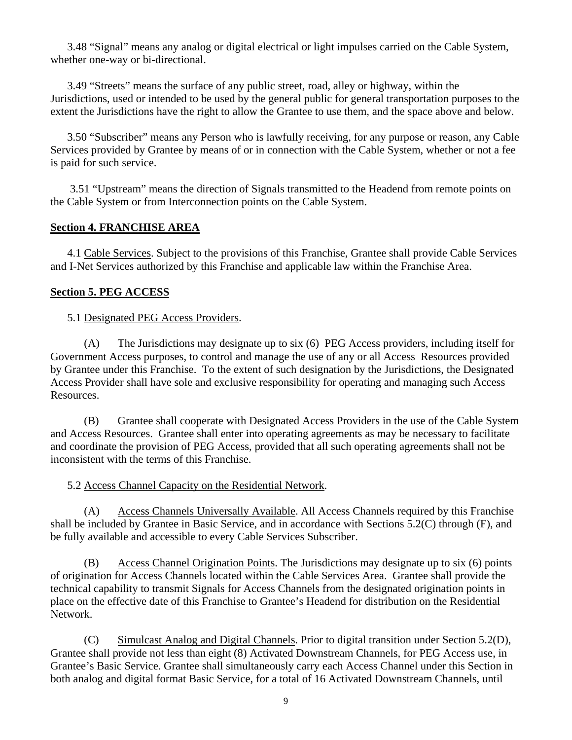3.48 "Signal" means any analog or digital electrical or light impulses carried on the Cable System, whether one-way or bi-directional.

3.49 "Streets" means the surface of any public street, road, alley or highway, within the Jurisdictions, used or intended to be used by the general public for general transportation purposes to the extent the Jurisdictions have the right to allow the Grantee to use them, and the space above and below.

3.50 "Subscriber" means any Person who is lawfully receiving, for any purpose or reason, any Cable Services provided by Grantee by means of or in connection with the Cable System, whether or not a fee is paid for such service.

3.51 "Upstream" means the direction of Signals transmitted to the Headend from remote points on the Cable System or from Interconnection points on the Cable System.

## Section 4. FRANCHISE AREA

4.1 Cable Services. Subject to the provisions of this Franchise, Grantee shall provide Cable Services and I-Net Services authorized by this Franchise and applicable law within the Franchise Area.

## Section 5. PEG ACCESS

5.1 Designated PEG Access Providers.

(A) The Jurisdictions may designate up to six (6) PEG Access providers, including itself for Government Access purposes, to control and manage the use of any or all Access Resources provided by Grantee under this Franchise. To the extent of such designation by the Jurisdictions, the Designated Access Provider shall have sole and exclusive responsibility for operating and managing such Access Resources.

(B) Grantee shall cooperate with Designated Access Providers in the use of the Cable System and Access Resources. Grantee shall enter into operating agreements as may be necessary to facilitate and coordinate the provision of PEG Access, provided that all such operating agreements shall not be inconsistent with the terms of this Franchise.

5.2 Access Channel Capacity on the Residential Network.

(A) Access Channels Universally Available. All Access Channels required by this Franchise shall be included by Grantee in Basic Service, and in accordance with Sections 5.2(C) through (F), and be fully available and accessible to every Cable Services Subscriber.

(B) Access Channel Origination Points. The Jurisdictions may designate up to six (6) points of origination for Access Channels located within the Cable Services Area. Grantee shall provide the technical capability to transmit Signals for Access Channels from the designated origination points in place on the effective date of this Franchise to Grantee's Headend for distribution on the Residential Network.

(C) Simulcast Analog and Digital Channels. Prior to digital transition under Section 5.2(D), Grantee shall provide not less than eight (8) Activated Downstream Channels, for PEG Access use, in Grantee's Basic Service. Grantee shall simultaneously carry each Access Channel under this Section in both analog and digital format Basic Service, for a total of 16 Activated Downstream Channels, until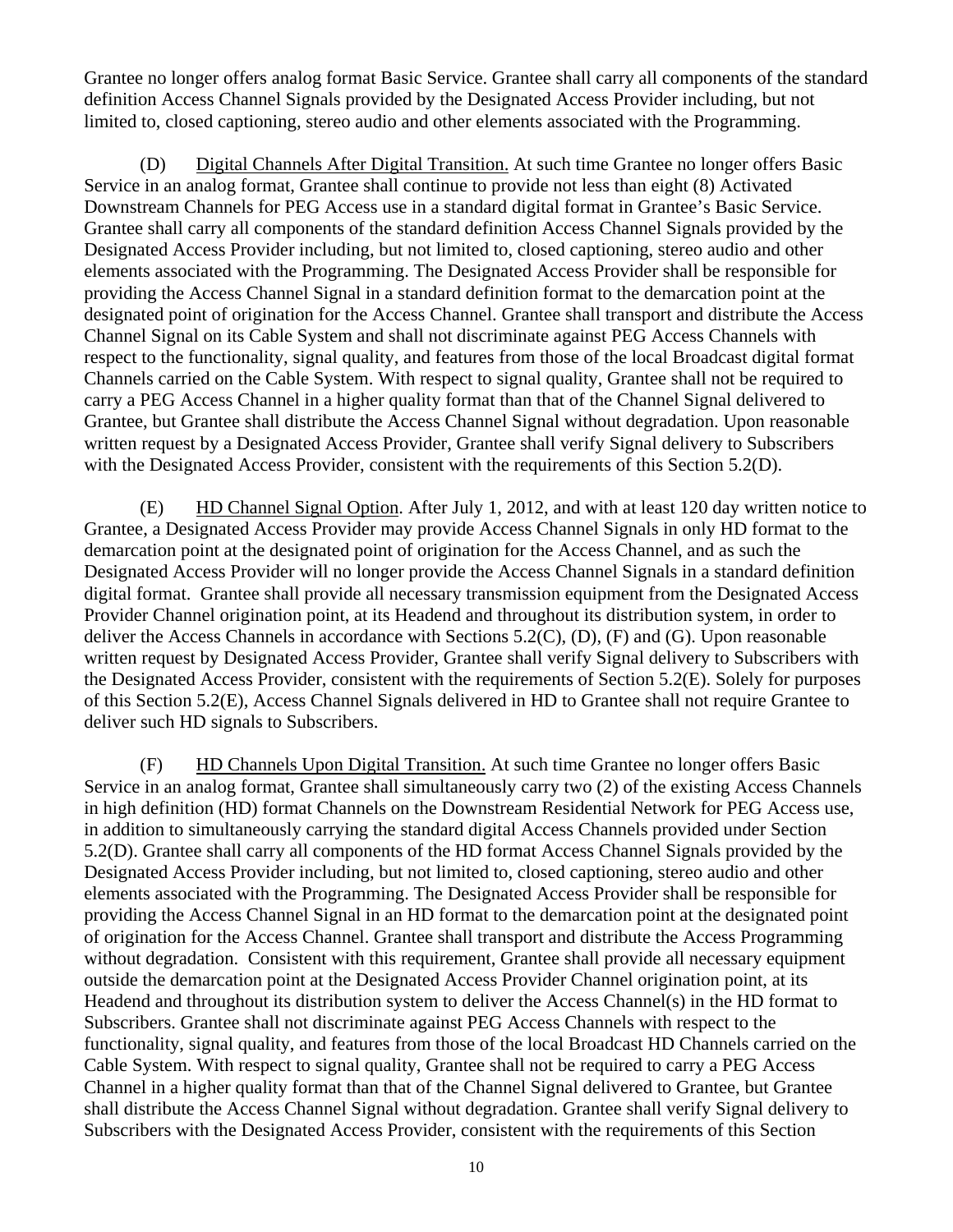Grantee no longer offers analog format Basic Service. Grantee shall carry all components of the standard definition Access Channel Signals provided by the Designated Access Provider including, but not limited to, closed captioning, stereo audio and other elements associated with the Programming.

(D) Digital Channels After Digital Transition. At such time Grantee no longer offers Basic Service in an analog format, Grantee shall continue to provide not less than eight (8) Activated Downstream Channels for PEG Access use in a standard digital format in Grantee's Basic Service. Grantee shall carry all components of the standard definition Access Channel Signals provided by the Designated Access Provider including, but not limited to, closed captioning, stereo audio and other elements associated with the Programming. The Designated Access Provider shall be responsible for providing the Access Channel Signal in a standard definition format to the demarcation point at the designated point of origination for the Access Channel. Grantee shall transport and distribute the Access Channel Signal on its Cable System and shall not discriminate against PEG Access Channels with respect to the functionality, signal quality, and features from those of the local Broadcast digital format Channels carried on the Cable System. With respect to signal quality, Grantee shall not be required to carry a PEG Access Channel in a higher quality format than that of the Channel Signal delivered to Grantee, but Grantee shall distribute the Access Channel Signal without degradation. Upon reasonable written request by a Designated Access Provider, Grantee shall verify Signal delivery to Subscribers with the Designated Access Provider, consistent with the requirements of this Section 5.2(D).

(E) HD Channel Signal Option. After July 1, 2012, and with at least 120 day written notice to Grantee, a Designated Access Provider may provide Access Channel Signals in only HD format to the demarcation point at the designated point of origination for the Access Channel, and as such the Designated Access Provider will no longer provide the Access Channel Signals in a standard definition digital format. Grantee shall provide all necessary transmission equipment from the Designated Access Provider Channel origination point, at its Headend and throughout its distribution system, in order to deliver the Access Channels in accordance with Sections 5.2(C), (D), (F) and (G). Upon reasonable written request by Designated Access Provider, Grantee shall verify Signal delivery to Subscribers with the Designated Access Provider, consistent with the requirements of Section 5.2(E). Solely for purposes of this Section 5.2(E), Access Channel Signals delivered in HD to Grantee shall not require Grantee to deliver such HD signals to Subscribers.

(F) HD Channels Upon Digital Transition. At such time Grantee no longer offers Basic Service in an analog format, Grantee shall simultaneously carry two (2) of the existing Access Channels in high definition (HD) format Channels on the Downstream Residential Network for PEG Access use, in addition to simultaneously carrying the standard digital Access Channels provided under Section 5.2(D). Grantee shall carry all components of the HD format Access Channel Signals provided by the Designated Access Provider including, but not limited to, closed captioning, stereo audio and other elements associated with the Programming. The Designated Access Provider shall be responsible for providing the Access Channel Signal in an HD format to the demarcation point at the designated point of origination for the Access Channel. Grantee shall transport and distribute the Access Programming without degradation. Consistent with this requirement, Grantee shall provide all necessary equipment outside the demarcation point at the Designated Access Provider Channel origination point, at its Headend and throughout its distribution system to deliver the Access Channel(s) in the HD format to Subscribers. Grantee shall not discriminate against PEG Access Channels with respect to the functionality, signal quality, and features from those of the local Broadcast HD Channels carried on the Cable System. With respect to signal quality, Grantee shall not be required to carry a PEG Access Channel in a higher quality format than that of the Channel Signal delivered to Grantee, but Grantee shall distribute the Access Channel Signal without degradation. Grantee shall verify Signal delivery to Subscribers with the Designated Access Provider, consistent with the requirements of this Section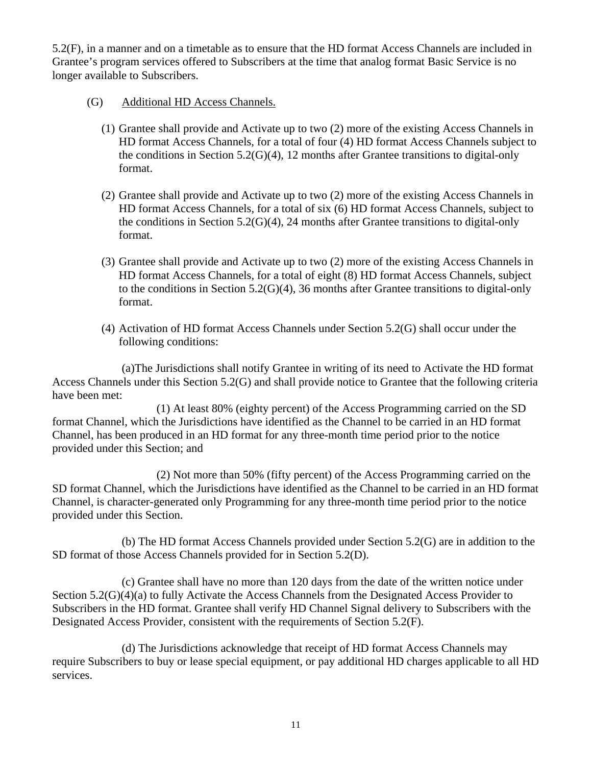5.2(F), in a manner and on a timetable as to ensure that the HD format Access Channels are included in Grantee's program services offered to Subscribers at the time that analog format Basic Service is no longer available to Subscribers.

(G) Additional HD Access Channels.

(1) Grantee shall provide and Activate up to two (2) more of the existing Access Channels in HD format Access Channels, for a total of four (4) HD format Access Channels subject to the conditions in Section 5.2(G)(4), 12 months after Grantee transitions to digital-only format.

(2) Grantee shall provide and Activate up to two (2) more of the existing Access Channels in HD format Access Channels, for a total of six (6) HD format Access Channels, subject to the conditions in Section 5.2(G)(4), 24 months after Grantee transitions to digital-only format.

(3) Grantee shall provide and Activate up to two (2) more of the existing Access Channels in HD format Access Channels, for a total of eight (8) HD format Access Channels, subject to the conditions in Section 5.2(G)(4), 36 months after Grantee transitions to digital-only format.

(4) Activation of HD format Access Channels under Section 5.2(G) shall occur under the following conditions:

(a)The Jurisdictions shall notify Grantee in writing of its need to Activate the HD format Access Channels under this Section 5.2(G) and shall provide notice to Grantee that the following criteria have been met:

(1) At least 80% (eighty percent) of the Access Programming carried on the SD format Channel, which the Jurisdictions have identified as the Channel to be carried in an HD format Channel, has been produced in an HD format for any three-month time period prior to the notice provided under this Section; and

(2) Not more than 50% (fifty percent) of the Access Programming carried on the SD format Channel, which the Jurisdictions have identified as the Channel to be carried in an HD format Channel, is character-generated only Programming for any three-month time period prior to the notice provided under this Section.

(b) The HD format Access Channels provided under Section 5.2(G) are in addition to the SD format of those Access Channels provided for in Section 5.2(D).

(c) Grantee shall have no more than 120 days from the date of the written notice under Section 5.2(G)(4)(a) to fully Activate the Access Channels from the Designated Access Provider to Subscribers in the HD format. Grantee shall verify HD Channel Signal delivery to Subscribers with the Designated Access Provider, consistent with the requirements of Section 5.2(F).

(d) The Jurisdictions acknowledge that receipt of HD format Access Channels may require Subscribers to buy or lease special equipment, or pay additional HD charges applicable to all HD services.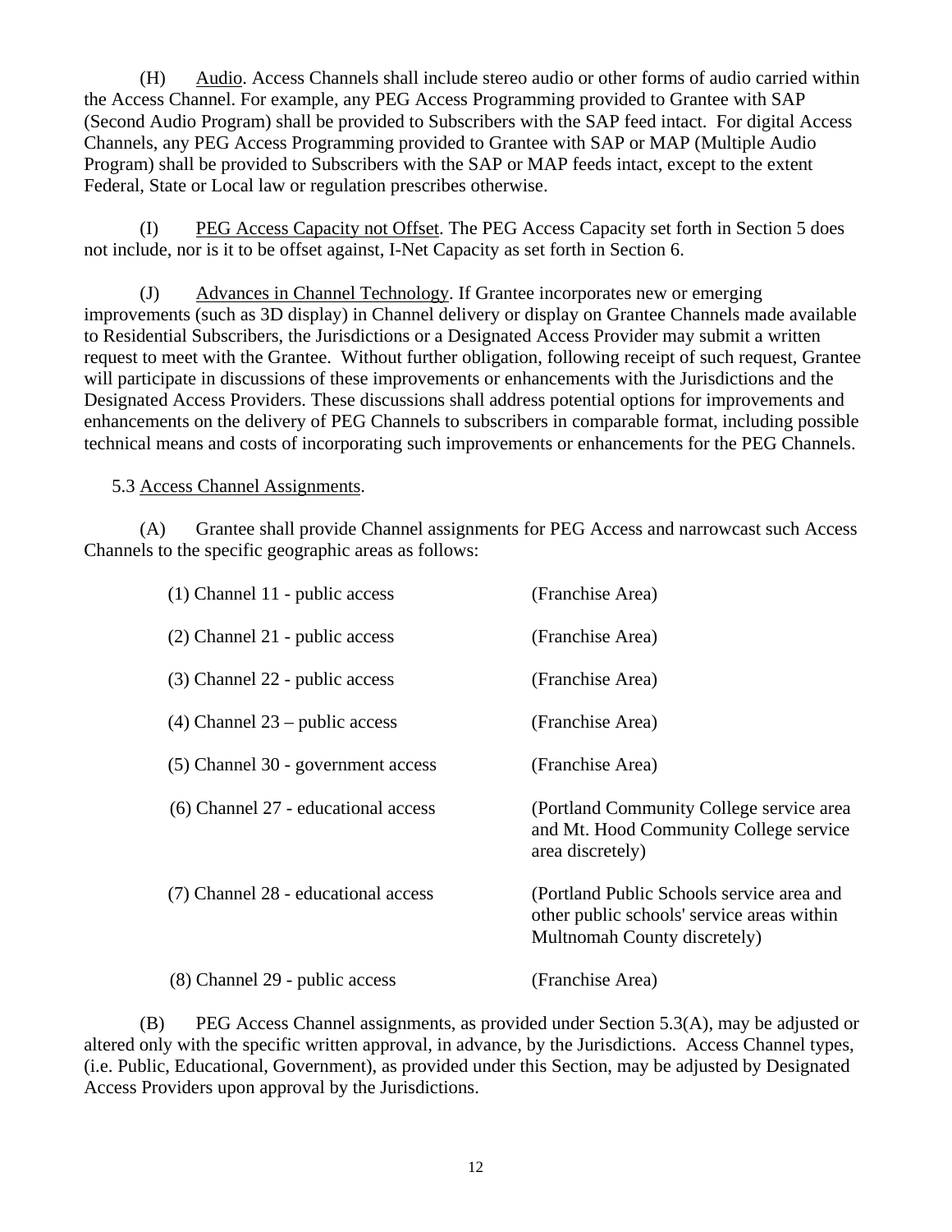(H) Audio. Access Channels shall include stereo audio or other forms of audio carried within the Access Channel. For example, any PEG Access Programming provided to Grantee with SAP (Second Audio Program) shall be provided to Subscribers with the SAP feed intact. For digital Access Channels, any PEG Access Programming provided to Grantee with SAP or MAP (Multiple Audio Program) shall be provided to Subscribers with the SAP or MAP feeds intact, except to the extent Federal, State or Local law or regulation prescribes otherwise.

(I) PEG Access Capacity not Offset. The PEG Access Capacity set forth in Section 5 does not include, nor is it to be offset against, I-Net Capacity as set forth in Section 6.

(J) Advances in Channel Technology. If Grantee incorporates new or emerging improvements (such as 3D display) in Channel delivery or display on Grantee Channels made available to Residential Subscribers, the Jurisdictions or a Designated Access Provider may submit a written request to meet with the Grantee. Without further obligation, following receipt of such request, Grantee will participate in discussions of these improvements or enhancements with the Jurisdictions and the Designated Access Providers. These discussions shall address potential options for improvements and enhancements on the delivery of PEG Channels to subscribers in comparable format, including possible technical means and costs of incorporating such improvements or enhancements for the PEG Channels.

5.3 Access Channel Assignments.

(A) Grantee shall provide Channel assignments for PEG Access and narrowcast such Access Channels to the specific geographic areas as follows:

| | |
|---|---|
| (1) Channel 11 - public access | (Franchise Area) |
| (2) Channel 21 - public access | (Franchise Area) |
| (3) Channel 22 - public access | (Franchise Area) |
| (4) Channel 23 – public access | (Franchise Area) |
| (5) Channel 30 - government access | (Franchise Area) |
| (6) Channel 27 - educational access | (Portland Community College service area and Mt. Hood Community College service area discretely) |
| (7) Channel 28 - educational access | (Portland Public Schools service area and other public schools' service areas within Multnomah County discretely) |
| (8) Channel 29 - public access | (Franchise Area) |

(B) PEG Access Channel assignments, as provided under Section 5.3(A), may be adjusted or altered only with the specific written approval, in advance, by the Jurisdictions. Access Channel types, (i.e. Public, Educational, Government), as provided under this Section, may be adjusted by Designated Access Providers upon approval by the Jurisdictions.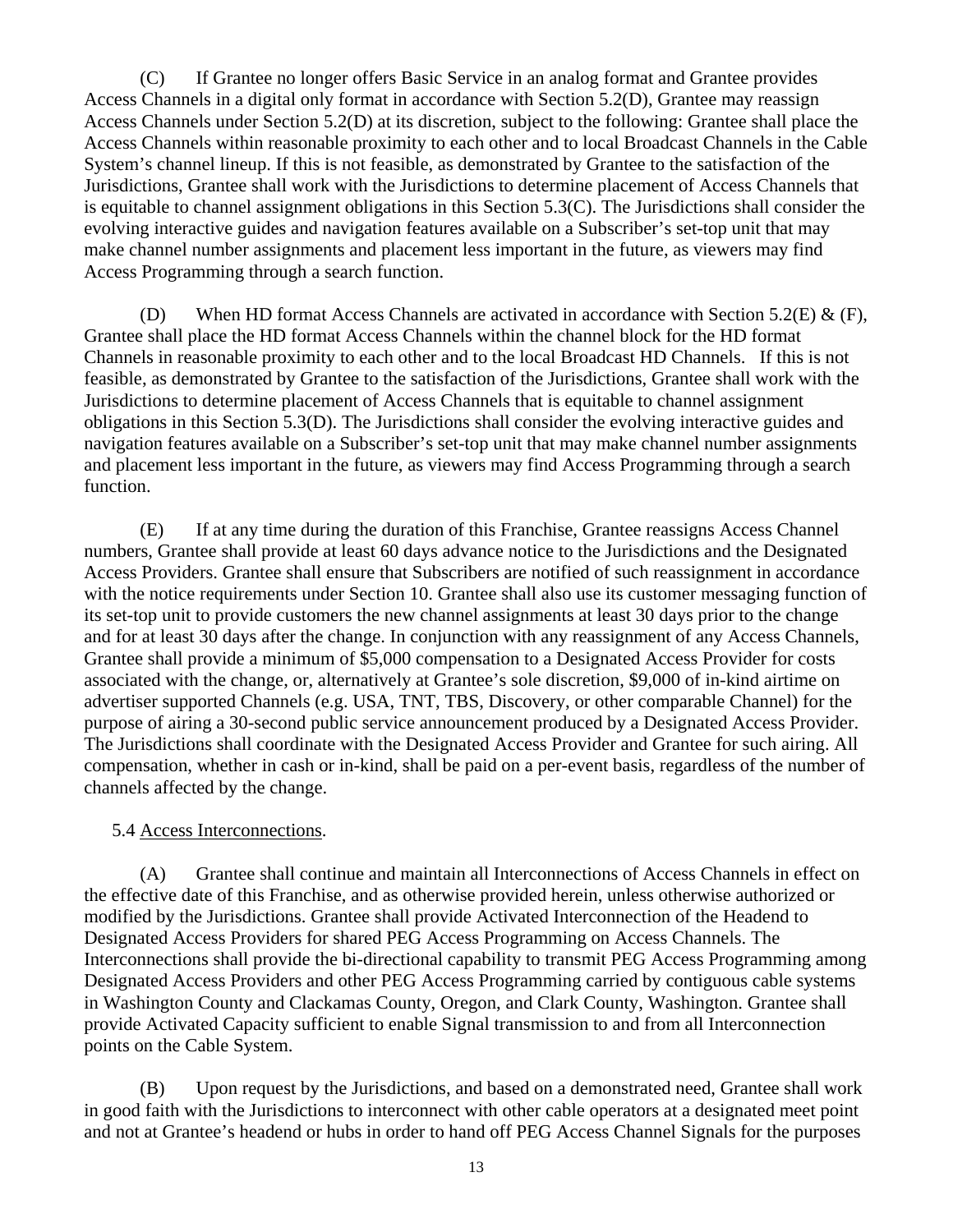(C) If Grantee no longer offers Basic Service in an analog format and Grantee provides Access Channels in a digital only format in accordance with Section 5.2(D), Grantee may reassign Access Channels under Section 5.2(D) at its discretion, subject to the following: Grantee shall place the Access Channels within reasonable proximity to each other and to local Broadcast Channels in the Cable System's channel lineup. If this is not feasible, as demonstrated by Grantee to the satisfaction of the Jurisdictions, Grantee shall work with the Jurisdictions to determine placement of Access Channels that is equitable to channel assignment obligations in this Section 5.3(C). The Jurisdictions shall consider the evolving interactive guides and navigation features available on a Subscriber's set-top unit that may make channel number assignments and placement less important in the future, as viewers may find Access Programming through a search function.

(D) When HD format Access Channels are activated in accordance with Section 5.2(E) & (F), Grantee shall place the HD format Access Channels within the channel block for the HD format Channels in reasonable proximity to each other and to the local Broadcast HD Channels. If this is not feasible, as demonstrated by Grantee to the satisfaction of the Jurisdictions, Grantee shall work with the Jurisdictions to determine placement of Access Channels that is equitable to channel assignment obligations in this Section 5.3(D). The Jurisdictions shall consider the evolving interactive guides and navigation features available on a Subscriber's set-top unit that may make channel number assignments and placement less important in the future, as viewers may find Access Programming through a search function.

(E) If at any time during the duration of this Franchise, Grantee reassigns Access Channel numbers, Grantee shall provide at least 60 days advance notice to the Jurisdictions and the Designated Access Providers. Grantee shall ensure that Subscribers are notified of such reassignment in accordance with the notice requirements under Section 10. Grantee shall also use its customer messaging function of its set-top unit to provide customers the new channel assignments at least 30 days prior to the change and for at least 30 days after the change. In conjunction with any reassignment of any Access Channels, Grantee shall provide a minimum of $5,000 compensation to a Designated Access Provider for costs associated with the change, or, alternatively at Grantee's sole discretion, $9,000 of in-kind airtime on advertiser supported Channels (e.g. USA, TNT, TBS, Discovery, or other comparable Channel) for the purpose of airing a 30-second public service announcement produced by a Designated Access Provider. The Jurisdictions shall coordinate with the Designated Access Provider and Grantee for such airing. All compensation, whether in cash or in-kind, shall be paid on a per-event basis, regardless of the number of channels affected by the change.

5.4 Access Interconnections.

(A) Grantee shall continue and maintain all Interconnections of Access Channels in effect on the effective date of this Franchise, and as otherwise provided herein, unless otherwise authorized or modified by the Jurisdictions. Grantee shall provide Activated Interconnection of the Headend to Designated Access Providers for shared PEG Access Programming on Access Channels. The Interconnections shall provide the bi-directional capability to transmit PEG Access Programming among Designated Access Providers and other PEG Access Programming carried by contiguous cable systems in Washington County and Clackamas County, Oregon, and Clark County, Washington. Grantee shall provide Activated Capacity sufficient to enable Signal transmission to and from all Interconnection points on the Cable System.

(B) Upon request by the Jurisdictions, and based on a demonstrated need, Grantee shall work in good faith with the Jurisdictions to interconnect with other cable operators at a designated meet point and not at Grantee's headend or hubs in order to hand off PEG Access Channel Signals for the purposes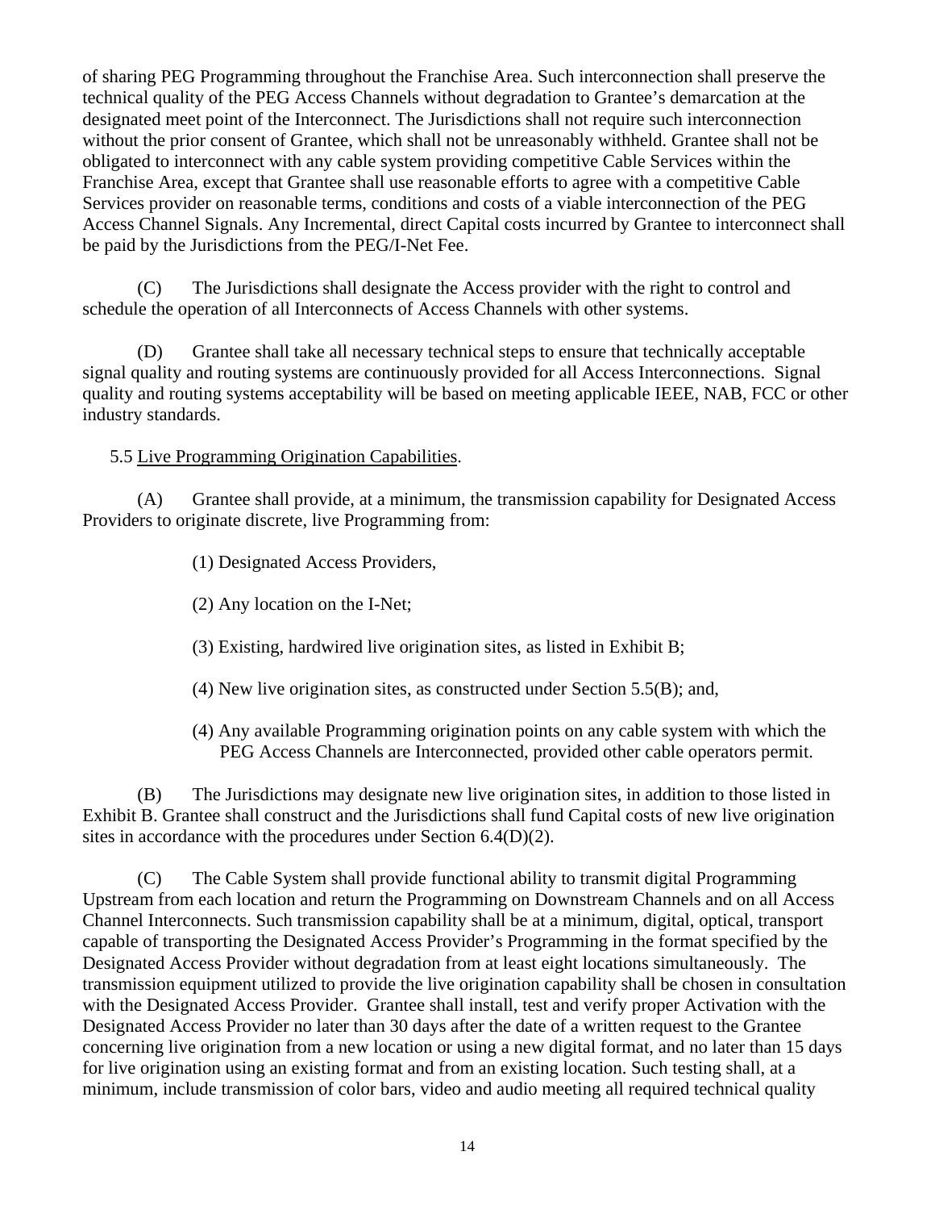of sharing PEG Programming throughout the Franchise Area. Such interconnection shall preserve the technical quality of the PEG Access Channels without degradation to Grantee's demarcation at the designated meet point of the Interconnect. The Jurisdictions shall not require such interconnection without the prior consent of Grantee, which shall not be unreasonably withheld. Grantee shall not be obligated to interconnect with any cable system providing competitive Cable Services within the Franchise Area, except that Grantee shall use reasonable efforts to agree with a competitive Cable Services provider on reasonable terms, conditions and costs of a viable interconnection of the PEG Access Channel Signals. Any Incremental, direct Capital costs incurred by Grantee to interconnect shall be paid by the Jurisdictions from the PEG/I-Net Fee.

(C) The Jurisdictions shall designate the Access provider with the right to control and schedule the operation of all Interconnects of Access Channels with other systems.

(D) Grantee shall take all necessary technical steps to ensure that technically acceptable signal quality and routing systems are continuously provided for all Access Interconnections. Signal quality and routing systems acceptability will be based on meeting applicable IEEE, NAB, FCC or other industry standards.

5.5 <u>Live Programming Origination Capabilities</u>.

(A) Grantee shall provide, at a minimum, the transmission capability for Designated Access Providers to originate discrete, live Programming from:

(1) Designated Access Providers,

(2) Any location on the I-Net;

(3) Existing, hardwired live origination sites, as listed in Exhibit B;

(4) New live origination sites, as constructed under Section 5.5(B); and,

(4) Any available Programming origination points on any cable system with which the PEG Access Channels are Interconnected, provided other cable operators permit.

(B) The Jurisdictions may designate new live origination sites, in addition to those listed in Exhibit B. Grantee shall construct and the Jurisdictions shall fund Capital costs of new live origination sites in accordance with the procedures under Section 6.4(D)(2).

(C) The Cable System shall provide functional ability to transmit digital Programming Upstream from each location and return the Programming on Downstream Channels and on all Access Channel Interconnects. Such transmission capability shall be at a minimum, digital, optical, transport capable of transporting the Designated Access Provider's Programming in the format specified by the Designated Access Provider without degradation from at least eight locations simultaneously. The transmission equipment utilized to provide the live origination capability shall be chosen in consultation with the Designated Access Provider. Grantee shall install, test and verify proper Activation with the Designated Access Provider no later than 30 days after the date of a written request to the Grantee concerning live origination from a new location or using a new digital format, and no later than 15 days for live origination using an existing format and from an existing location. Such testing shall, at a minimum, include transmission of color bars, video and audio meeting all required technical quality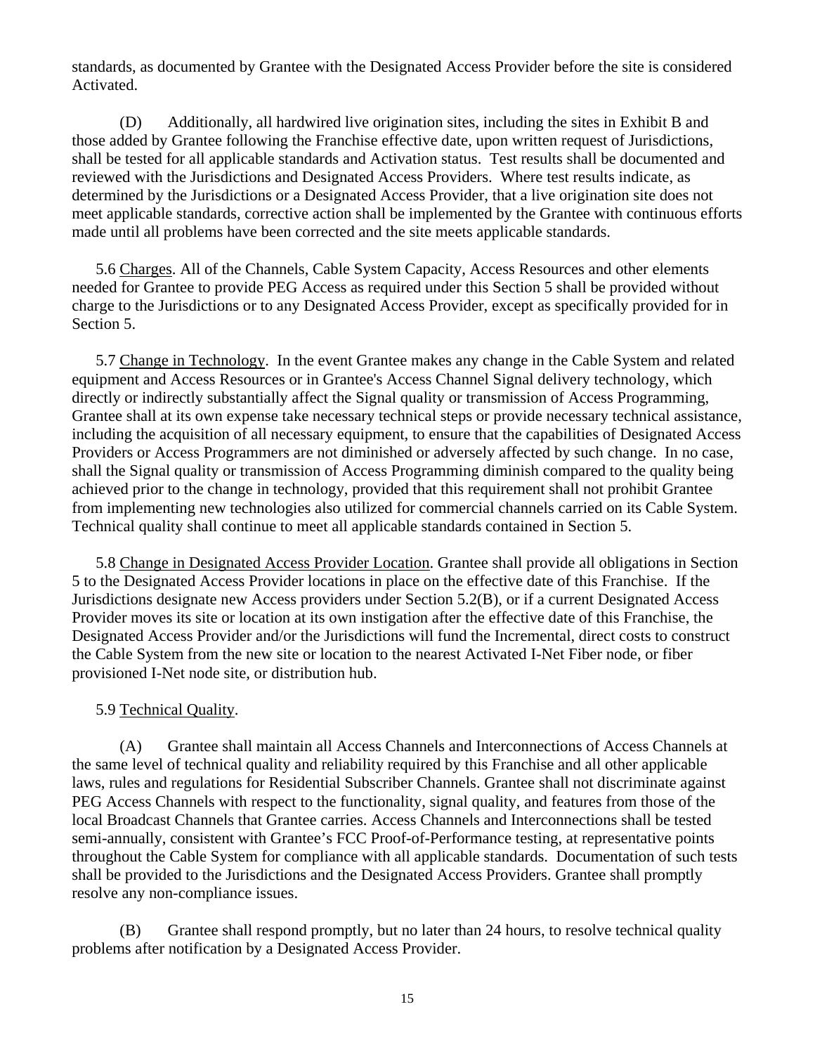standards, as documented by Grantee with the Designated Access Provider before the site is considered Activated.

(D) Additionally, all hardwired live origination sites, including the sites in Exhibit B and those added by Grantee following the Franchise effective date, upon written request of Jurisdictions, shall be tested for all applicable standards and Activation status. Test results shall be documented and reviewed with the Jurisdictions and Designated Access Providers. Where test results indicate, as determined by the Jurisdictions or a Designated Access Provider, that a live origination site does not meet applicable standards, corrective action shall be implemented by the Grantee with continuous efforts made until all problems have been corrected and the site meets applicable standards.

5.6 Charges. All of the Channels, Cable System Capacity, Access Resources and other elements needed for Grantee to provide PEG Access as required under this Section 5 shall be provided without charge to the Jurisdictions or to any Designated Access Provider, except as specifically provided for in Section 5.

5.7 Change in Technology. In the event Grantee makes any change in the Cable System and related equipment and Access Resources or in Grantee's Access Channel Signal delivery technology, which directly or indirectly substantially affect the Signal quality or transmission of Access Programming, Grantee shall at its own expense take necessary technical steps or provide necessary technical assistance, including the acquisition of all necessary equipment, to ensure that the capabilities of Designated Access Providers or Access Programmers are not diminished or adversely affected by such change. In no case, shall the Signal quality or transmission of Access Programming diminish compared to the quality being achieved prior to the change in technology, provided that this requirement shall not prohibit Grantee from implementing new technologies also utilized for commercial channels carried on its Cable System. Technical quality shall continue to meet all applicable standards contained in Section 5.

5.8 Change in Designated Access Provider Location. Grantee shall provide all obligations in Section 5 to the Designated Access Provider locations in place on the effective date of this Franchise. If the Jurisdictions designate new Access providers under Section 5.2(B), or if a current Designated Access Provider moves its site or location at its own instigation after the effective date of this Franchise, the Designated Access Provider and/or the Jurisdictions will fund the Incremental, direct costs to construct the Cable System from the new site or location to the nearest Activated I-Net Fiber node, or fiber provisioned I-Net node site, or distribution hub.

5.9 Technical Quality.

(A) Grantee shall maintain all Access Channels and Interconnections of Access Channels at the same level of technical quality and reliability required by this Franchise and all other applicable laws, rules and regulations for Residential Subscriber Channels. Grantee shall not discriminate against PEG Access Channels with respect to the functionality, signal quality, and features from those of the local Broadcast Channels that Grantee carries. Access Channels and Interconnections shall be tested semi-annually, consistent with Grantee's FCC Proof-of-Performance testing, at representative points throughout the Cable System for compliance with all applicable standards. Documentation of such tests shall be provided to the Jurisdictions and the Designated Access Providers. Grantee shall promptly resolve any non-compliance issues.

(B) Grantee shall respond promptly, but no later than 24 hours, to resolve technical quality problems after notification by a Designated Access Provider.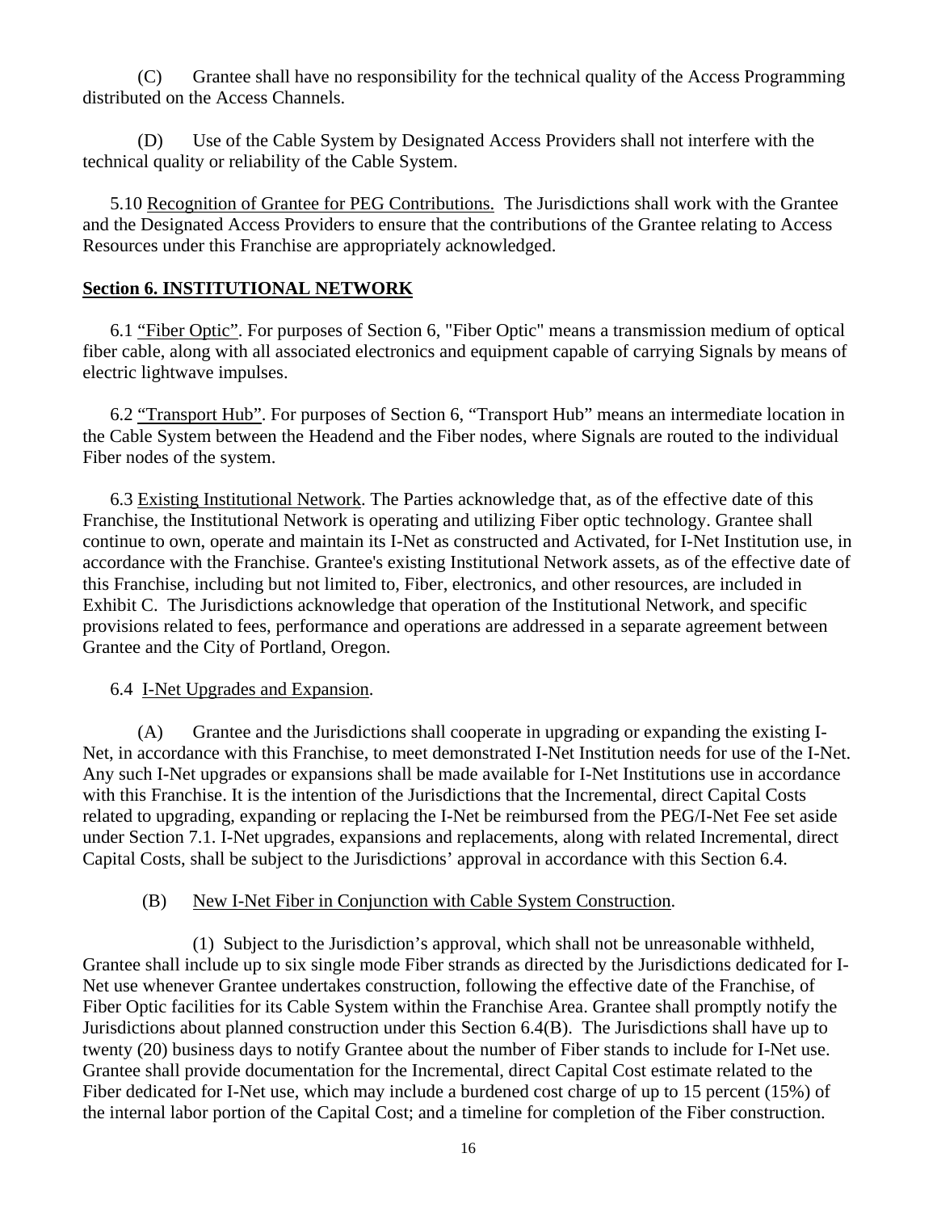(C) Grantee shall have no responsibility for the technical quality of the Access Programming distributed on the Access Channels.

(D) Use of the Cable System by Designated Access Providers shall not interfere with the technical quality or reliability of the Cable System.

5.10 Recognition of Grantee for PEG Contributions. The Jurisdictions shall work with the Grantee and the Designated Access Providers to ensure that the contributions of the Grantee relating to Access Resources under this Franchise are appropriately acknowledged.

## Section 6. INSTITUTIONAL NETWORK

6.1 "Fiber Optic". For purposes of Section 6, "Fiber Optic" means a transmission medium of optical fiber cable, along with all associated electronics and equipment capable of carrying Signals by means of electric lightwave impulses.

6.2 "Transport Hub". For purposes of Section 6, "Transport Hub" means an intermediate location in the Cable System between the Headend and the Fiber nodes, where Signals are routed to the individual Fiber nodes of the system.

6.3 Existing Institutional Network. The Parties acknowledge that, as of the effective date of this Franchise, the Institutional Network is operating and utilizing Fiber optic technology. Grantee shall continue to own, operate and maintain its I-Net as constructed and Activated, for I-Net Institution use, in accordance with the Franchise. Grantee's existing Institutional Network assets, as of the effective date of this Franchise, including but not limited to, Fiber, electronics, and other resources, are included in Exhibit C. The Jurisdictions acknowledge that operation of the Institutional Network, and specific provisions related to fees, performance and operations are addressed in a separate agreement between Grantee and the City of Portland, Oregon.

6.4 I-Net Upgrades and Expansion.

(A) Grantee and the Jurisdictions shall cooperate in upgrading or expanding the existing I-Net, in accordance with this Franchise, to meet demonstrated I-Net Institution needs for use of the I-Net. Any such I-Net upgrades or expansions shall be made available for I-Net Institutions use in accordance with this Franchise. It is the intention of the Jurisdictions that the Incremental, direct Capital Costs related to upgrading, expanding or replacing the I-Net be reimbursed from the PEG/I-Net Fee set aside under Section 7.1. I-Net upgrades, expansions and replacements, along with related Incremental, direct Capital Costs, shall be subject to the Jurisdictions' approval in accordance with this Section 6.4.

(B) New I-Net Fiber in Conjunction with Cable System Construction.

(1) Subject to the Jurisdiction's approval, which shall not be unreasonable withheld, Grantee shall include up to six single mode Fiber strands as directed by the Jurisdictions dedicated for I-Net use whenever Grantee undertakes construction, following the effective date of the Franchise, of Fiber Optic facilities for its Cable System within the Franchise Area. Grantee shall promptly notify the Jurisdictions about planned construction under this Section 6.4(B). The Jurisdictions shall have up to twenty (20) business days to notify Grantee about the number of Fiber stands to include for I-Net use. Grantee shall provide documentation for the Incremental, direct Capital Cost estimate related to the Fiber dedicated for I-Net use, which may include a burdened cost charge of up to 15 percent (15%) of the internal labor portion of the Capital Cost; and a timeline for completion of the Fiber construction.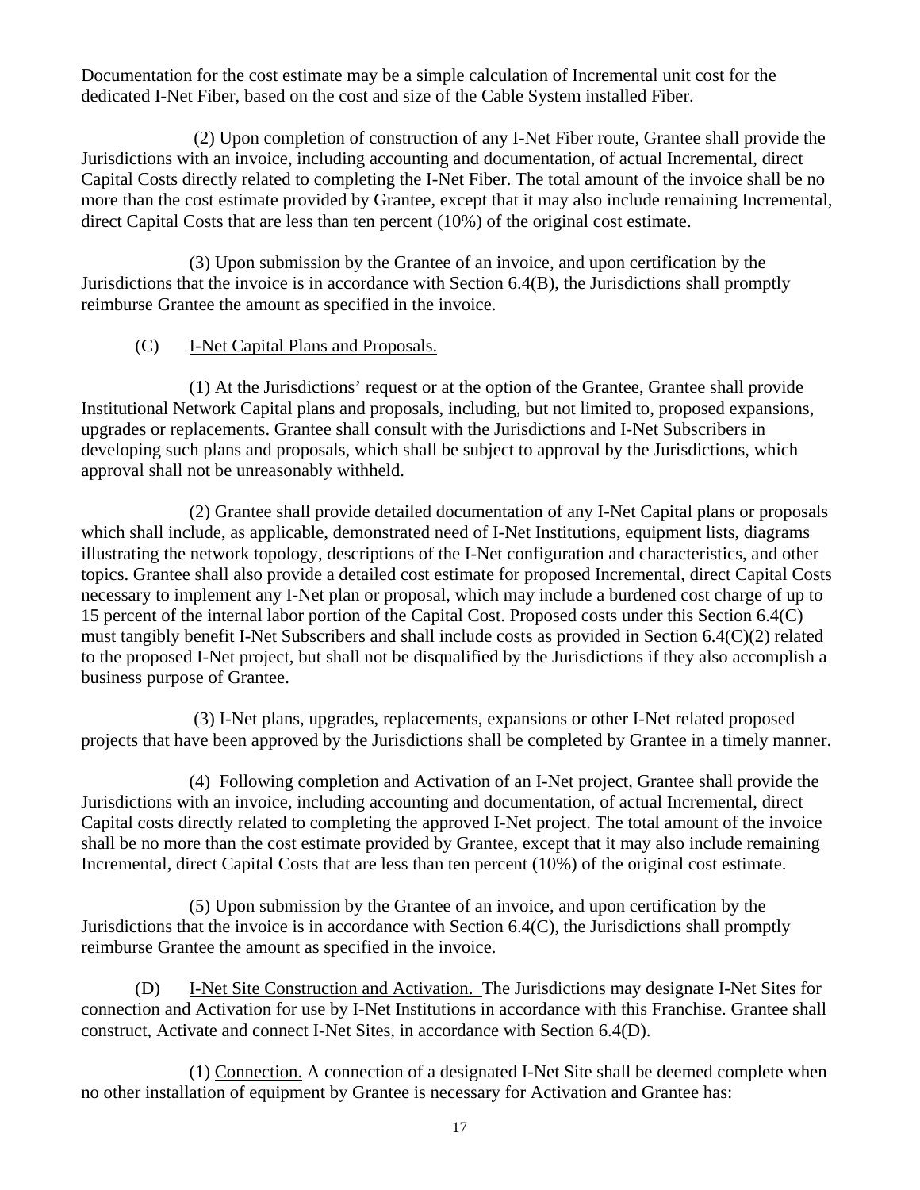Documentation for the cost estimate may be a simple calculation of Incremental unit cost for the dedicated I-Net Fiber, based on the cost and size of the Cable System installed Fiber.

(2) Upon completion of construction of any I-Net Fiber route, Grantee shall provide the Jurisdictions with an invoice, including accounting and documentation, of actual Incremental, direct Capital Costs directly related to completing the I-Net Fiber. The total amount of the invoice shall be no more than the cost estimate provided by Grantee, except that it may also include remaining Incremental, direct Capital Costs that are less than ten percent (10%) of the original cost estimate.

(3) Upon submission by the Grantee of an invoice, and upon certification by the Jurisdictions that the invoice is in accordance with Section 6.4(B), the Jurisdictions shall promptly reimburse Grantee the amount as specified in the invoice.

(C) <u>I-Net Capital Plans and Proposals.</u>

(1) At the Jurisdictions' request or at the option of the Grantee, Grantee shall provide Institutional Network Capital plans and proposals, including, but not limited to, proposed expansions, upgrades or replacements. Grantee shall consult with the Jurisdictions and I-Net Subscribers in developing such plans and proposals, which shall be subject to approval by the Jurisdictions, which approval shall not be unreasonably withheld.

(2) Grantee shall provide detailed documentation of any I-Net Capital plans or proposals which shall include, as applicable, demonstrated need of I-Net Institutions, equipment lists, diagrams illustrating the network topology, descriptions of the I-Net configuration and characteristics, and other topics. Grantee shall also provide a detailed cost estimate for proposed Incremental, direct Capital Costs necessary to implement any I-Net plan or proposal, which may include a burdened cost charge of up to 15 percent of the internal labor portion of the Capital Cost. Proposed costs under this Section 6.4(C) must tangibly benefit I-Net Subscribers and shall include costs as provided in Section 6.4(C)(2) related to the proposed I-Net project, but shall not be disqualified by the Jurisdictions if they also accomplish a business purpose of Grantee.

(3) I-Net plans, upgrades, replacements, expansions or other I-Net related proposed projects that have been approved by the Jurisdictions shall be completed by Grantee in a timely manner.

(4) Following completion and Activation of an I-Net project, Grantee shall provide the Jurisdictions with an invoice, including accounting and documentation, of actual Incremental, direct Capital costs directly related to completing the approved I-Net project. The total amount of the invoice shall be no more than the cost estimate provided by Grantee, except that it may also include remaining Incremental, direct Capital Costs that are less than ten percent (10%) of the original cost estimate.

(5) Upon submission by the Grantee of an invoice, and upon certification by the Jurisdictions that the invoice is in accordance with Section 6.4(C), the Jurisdictions shall promptly reimburse Grantee the amount as specified in the invoice.

(D) <u>I-Net Site Construction and Activation.</u> The Jurisdictions may designate I-Net Sites for connection and Activation for use by I-Net Institutions in accordance with this Franchise. Grantee shall construct, Activate and connect I-Net Sites, in accordance with Section 6.4(D).

(1) <u>Connection.</u> A connection of a designated I-Net Site shall be deemed complete when no other installation of equipment by Grantee is necessary for Activation and Grantee has: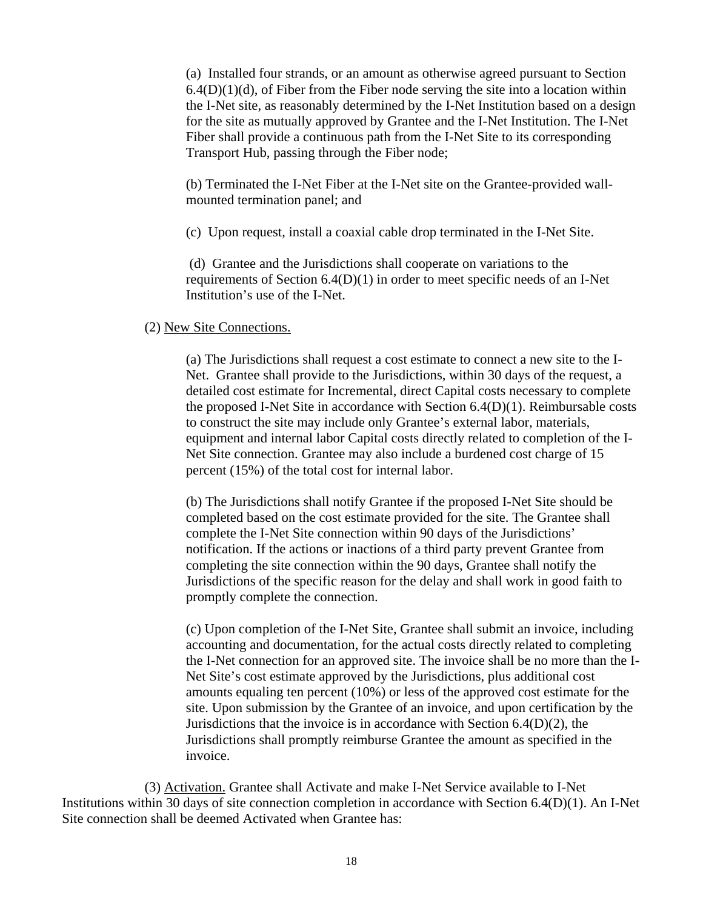(a) Installed four strands, or an amount as otherwise agreed pursuant to Section 6.4(D)(1)(d), of Fiber from the Fiber node serving the site into a location within the I-Net site, as reasonably determined by the I-Net Institution based on a design for the site as mutually approved by Grantee and the I-Net Institution. The I-Net Fiber shall provide a continuous path from the I-Net Site to its corresponding Transport Hub, passing through the Fiber node;

(b) Terminated the I-Net Fiber at the I-Net site on the Grantee-provided wall-mounted termination panel; and

(c) Upon request, install a coaxial cable drop terminated in the I-Net Site.

(d) Grantee and the Jurisdictions shall cooperate on variations to the requirements of Section 6.4(D)(1) in order to meet specific needs of an I-Net Institution's use of the I-Net.

(2) New Site Connections.

(a) The Jurisdictions shall request a cost estimate to connect a new site to the I-Net. Grantee shall provide to the Jurisdictions, within 30 days of the request, a detailed cost estimate for Incremental, direct Capital costs necessary to complete the proposed I-Net Site in accordance with Section 6.4(D)(1). Reimbursable costs to construct the site may include only Grantee's external labor, materials, equipment and internal labor Capital costs directly related to completion of the I-Net Site connection. Grantee may also include a burdened cost charge of 15 percent (15%) of the total cost for internal labor.

(b) The Jurisdictions shall notify Grantee if the proposed I-Net Site should be completed based on the cost estimate provided for the site. The Grantee shall complete the I-Net Site connection within 90 days of the Jurisdictions' notification. If the actions or inactions of a third party prevent Grantee from completing the site connection within the 90 days, Grantee shall notify the Jurisdictions of the specific reason for the delay and shall work in good faith to promptly complete the connection.

(c) Upon completion of the I-Net Site, Grantee shall submit an invoice, including accounting and documentation, for the actual costs directly related to completing the I-Net connection for an approved site. The invoice shall be no more than the I-Net Site's cost estimate approved by the Jurisdictions, plus additional cost amounts equaling ten percent (10%) or less of the approved cost estimate for the site. Upon submission by the Grantee of an invoice, and upon certification by the Jurisdictions that the invoice is in accordance with Section 6.4(D)(2), the Jurisdictions shall promptly reimburse Grantee the amount as specified in the invoice.

(3) Activation. Grantee shall Activate and make I-Net Service available to I-Net Institutions within 30 days of site connection completion in accordance with Section 6.4(D)(1). An I-Net Site connection shall be deemed Activated when Grantee has: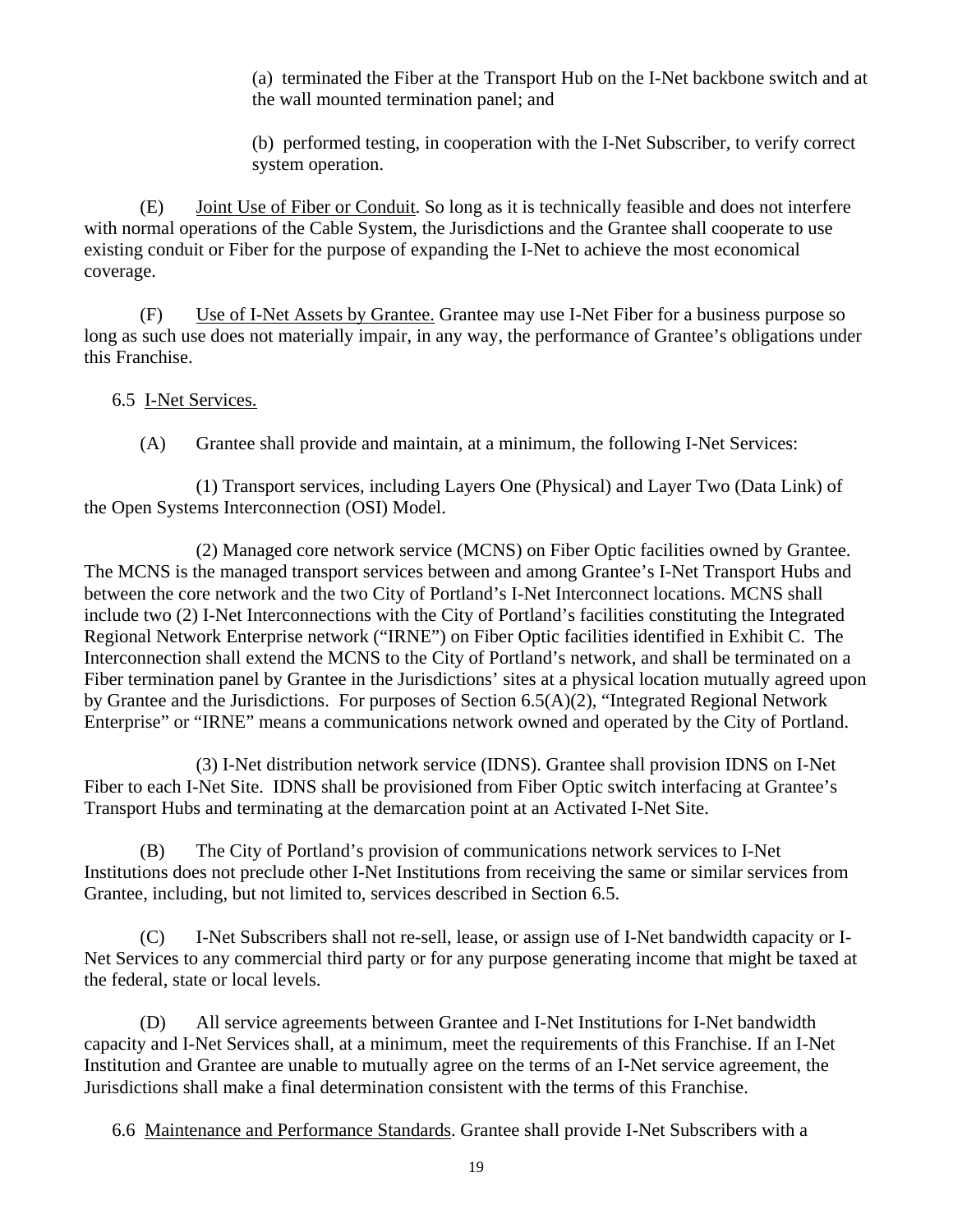(a) terminated the Fiber at the Transport Hub on the I-Net backbone switch and at the wall mounted termination panel; and

(b) performed testing, in cooperation with the I-Net Subscriber, to verify correct system operation.

(E) Joint Use of Fiber or Conduit. So long as it is technically feasible and does not interfere with normal operations of the Cable System, the Jurisdictions and the Grantee shall cooperate to use existing conduit or Fiber for the purpose of expanding the I-Net to achieve the most economical coverage.

(F) Use of I-Net Assets by Grantee. Grantee may use I-Net Fiber for a business purpose so long as such use does not materially impair, in any way, the performance of Grantee's obligations under this Franchise.

6.5 I-Net Services.

(A) Grantee shall provide and maintain, at a minimum, the following I-Net Services:

(1) Transport services, including Layers One (Physical) and Layer Two (Data Link) of the Open Systems Interconnection (OSI) Model.

(2) Managed core network service (MCNS) on Fiber Optic facilities owned by Grantee. The MCNS is the managed transport services between and among Grantee's I-Net Transport Hubs and between the core network and the two City of Portland's I-Net Interconnect locations. MCNS shall include two (2) I-Net Interconnections with the City of Portland's facilities constituting the Integrated Regional Network Enterprise network ("IRNE") on Fiber Optic facilities identified in Exhibit C. The Interconnection shall extend the MCNS to the City of Portland's network, and shall be terminated on a Fiber termination panel by Grantee in the Jurisdictions' sites at a physical location mutually agreed upon by Grantee and the Jurisdictions. For purposes of Section 6.5(A)(2), "Integrated Regional Network Enterprise" or "IRNE" means a communications network owned and operated by the City of Portland.

(3) I-Net distribution network service (IDNS). Grantee shall provision IDNS on I-Net Fiber to each I-Net Site. IDNS shall be provisioned from Fiber Optic switch interfacing at Grantee's Transport Hubs and terminating at the demarcation point at an Activated I-Net Site.

(B) The City of Portland's provision of communications network services to I-Net Institutions does not preclude other I-Net Institutions from receiving the same or similar services from Grantee, including, but not limited to, services described in Section 6.5.

(C) I-Net Subscribers shall not re-sell, lease, or assign use of I-Net bandwidth capacity or I-Net Services to any commercial third party or for any purpose generating income that might be taxed at the federal, state or local levels.

(D) All service agreements between Grantee and I-Net Institutions for I-Net bandwidth capacity and I-Net Services shall, at a minimum, meet the requirements of this Franchise. If an I-Net Institution and Grantee are unable to mutually agree on the terms of an I-Net service agreement, the Jurisdictions shall make a final determination consistent with the terms of this Franchise.

6.6 Maintenance and Performance Standards. Grantee shall provide I-Net Subscribers with a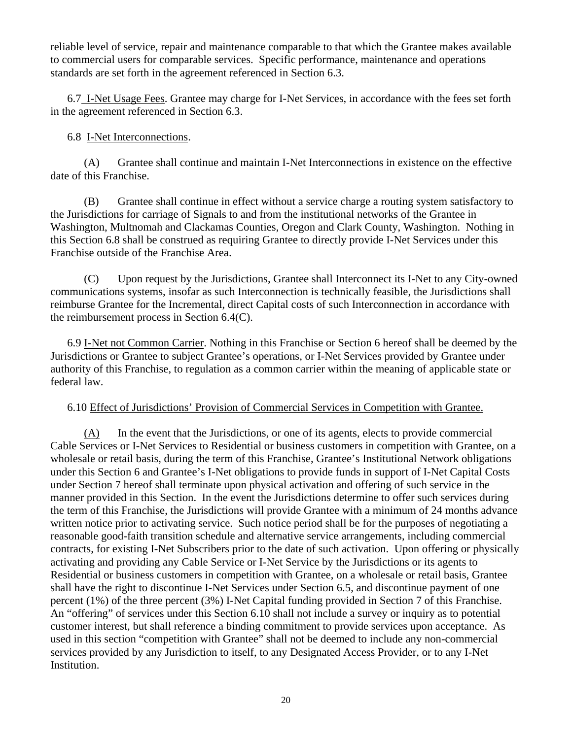reliable level of service, repair and maintenance comparable to that which the Grantee makes available to commercial users for comparable services. Specific performance, maintenance and operations standards are set forth in the agreement referenced in Section 6.3.

6.7 I-Net Usage Fees. Grantee may charge for I-Net Services, in accordance with the fees set forth in the agreement referenced in Section 6.3.

6.8 I-Net Interconnections.

(A) Grantee shall continue and maintain I-Net Interconnections in existence on the effective date of this Franchise.

(B) Grantee shall continue in effect without a service charge a routing system satisfactory to the Jurisdictions for carriage of Signals to and from the institutional networks of the Grantee in Washington, Multnomah and Clackamas Counties, Oregon and Clark County, Washington. Nothing in this Section 6.8 shall be construed as requiring Grantee to directly provide I-Net Services under this Franchise outside of the Franchise Area.

(C) Upon request by the Jurisdictions, Grantee shall Interconnect its I-Net to any City-owned communications systems, insofar as such Interconnection is technically feasible, the Jurisdictions shall reimburse Grantee for the Incremental, direct Capital costs of such Interconnection in accordance with the reimbursement process in Section 6.4(C).

6.9 I-Net not Common Carrier. Nothing in this Franchise or Section 6 hereof shall be deemed by the Jurisdictions or Grantee to subject Grantee's operations, or I-Net Services provided by Grantee under authority of this Franchise, to regulation as a common carrier within the meaning of applicable state or federal law.

6.10 Effect of Jurisdictions' Provision of Commercial Services in Competition with Grantee.

(A) In the event that the Jurisdictions, or one of its agents, elects to provide commercial Cable Services or I-Net Services to Residential or business customers in competition with Grantee, on a wholesale or retail basis, during the term of this Franchise, Grantee's Institutional Network obligations under this Section 6 and Grantee's I-Net obligations to provide funds in support of I-Net Capital Costs under Section 7 hereof shall terminate upon physical activation and offering of such service in the manner provided in this Section. In the event the Jurisdictions determine to offer such services during the term of this Franchise, the Jurisdictions will provide Grantee with a minimum of 24 months advance written notice prior to activating service. Such notice period shall be for the purposes of negotiating a reasonable good-faith transition schedule and alternative service arrangements, including commercial contracts, for existing I-Net Subscribers prior to the date of such activation. Upon offering or physically activating and providing any Cable Service or I-Net Service by the Jurisdictions or its agents to Residential or business customers in competition with Grantee, on a wholesale or retail basis, Grantee shall have the right to discontinue I-Net Services under Section 6.5, and discontinue payment of one percent (1%) of the three percent (3%) I-Net Capital funding provided in Section 7 of this Franchise. An "offering" of services under this Section 6.10 shall not include a survey or inquiry as to potential customer interest, but shall reference a binding commitment to provide services upon acceptance. As used in this section "competition with Grantee" shall not be deemed to include any non-commercial services provided by any Jurisdiction to itself, to any Designated Access Provider, or to any I-Net Institution.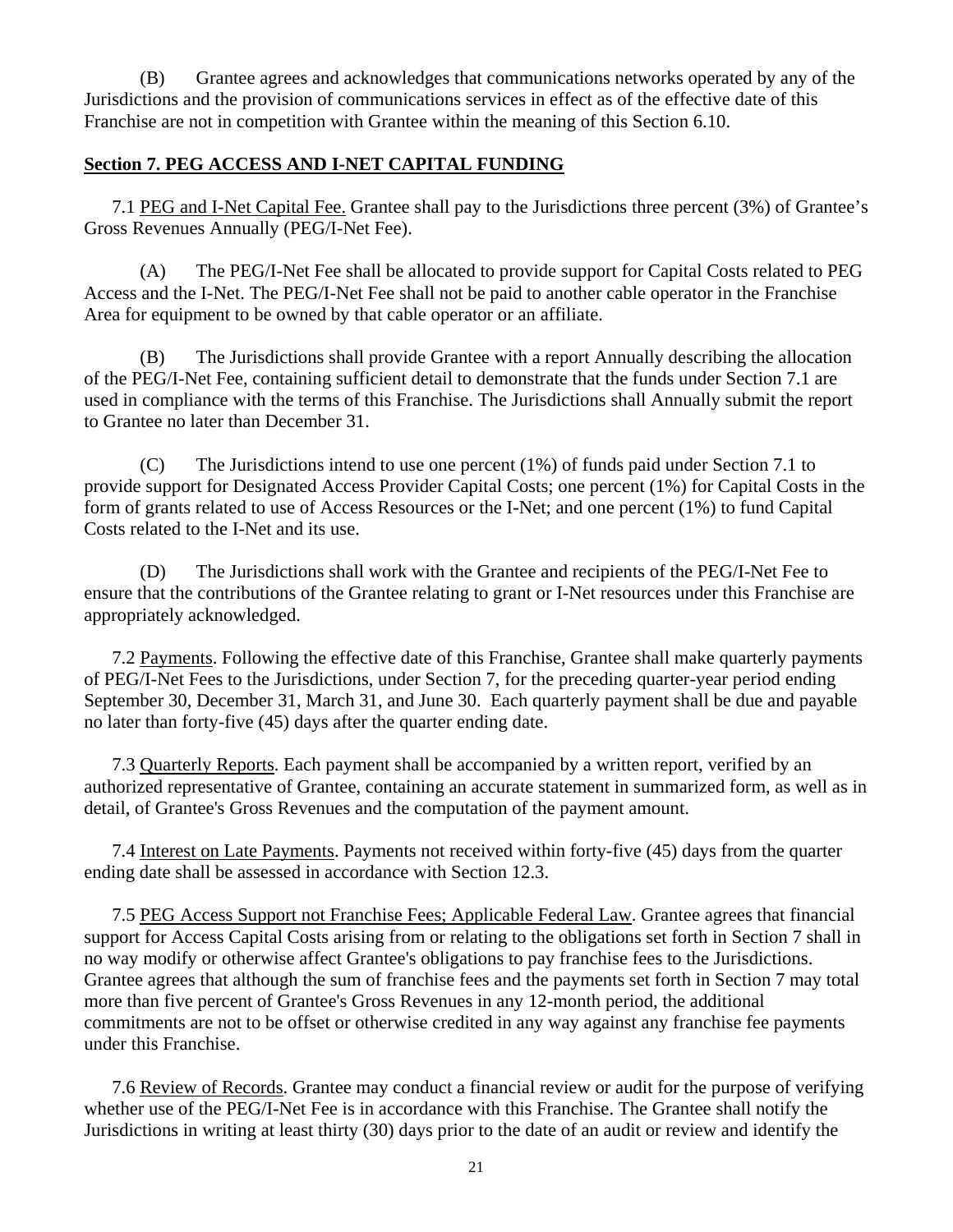(B) Grantee agrees and acknowledges that communications networks operated by any of the Jurisdictions and the provision of communications services in effect as of the effective date of this Franchise are not in competition with Grantee within the meaning of this Section 6.10.

## Section 7. PEG ACCESS AND I-NET CAPITAL FUNDING

7.1 PEG and I-Net Capital Fee. Grantee shall pay to the Jurisdictions three percent (3%) of Grantee's Gross Revenues Annually (PEG/I-Net Fee).

(A) The PEG/I-Net Fee shall be allocated to provide support for Capital Costs related to PEG Access and the I-Net. The PEG/I-Net Fee shall not be paid to another cable operator in the Franchise Area for equipment to be owned by that cable operator or an affiliate.

(B) The Jurisdictions shall provide Grantee with a report Annually describing the allocation of the PEG/I-Net Fee, containing sufficient detail to demonstrate that the funds under Section 7.1 are used in compliance with the terms of this Franchise. The Jurisdictions shall Annually submit the report to Grantee no later than December 31.

(C) The Jurisdictions intend to use one percent (1%) of funds paid under Section 7.1 to provide support for Designated Access Provider Capital Costs; one percent (1%) for Capital Costs in the form of grants related to use of Access Resources or the I-Net; and one percent (1%) to fund Capital Costs related to the I-Net and its use.

(D) The Jurisdictions shall work with the Grantee and recipients of the PEG/I-Net Fee to ensure that the contributions of the Grantee relating to grant or I-Net resources under this Franchise are appropriately acknowledged.

7.2 Payments. Following the effective date of this Franchise, Grantee shall make quarterly payments of PEG/I-Net Fees to the Jurisdictions, under Section 7, for the preceding quarter-year period ending September 30, December 31, March 31, and June 30. Each quarterly payment shall be due and payable no later than forty-five (45) days after the quarter ending date.

7.3 Quarterly Reports. Each payment shall be accompanied by a written report, verified by an authorized representative of Grantee, containing an accurate statement in summarized form, as well as in detail, of Grantee's Gross Revenues and the computation of the payment amount.

7.4 Interest on Late Payments. Payments not received within forty-five (45) days from the quarter ending date shall be assessed in accordance with Section 12.3.

7.5 PEG Access Support not Franchise Fees; Applicable Federal Law. Grantee agrees that financial support for Access Capital Costs arising from or relating to the obligations set forth in Section 7 shall in no way modify or otherwise affect Grantee's obligations to pay franchise fees to the Jurisdictions. Grantee agrees that although the sum of franchise fees and the payments set forth in Section 7 may total more than five percent of Grantee's Gross Revenues in any 12-month period, the additional commitments are not to be offset or otherwise credited in any way against any franchise fee payments under this Franchise.

7.6 Review of Records. Grantee may conduct a financial review or audit for the purpose of verifying whether use of the PEG/I-Net Fee is in accordance with this Franchise. The Grantee shall notify the Jurisdictions in writing at least thirty (30) days prior to the date of an audit or review and identify the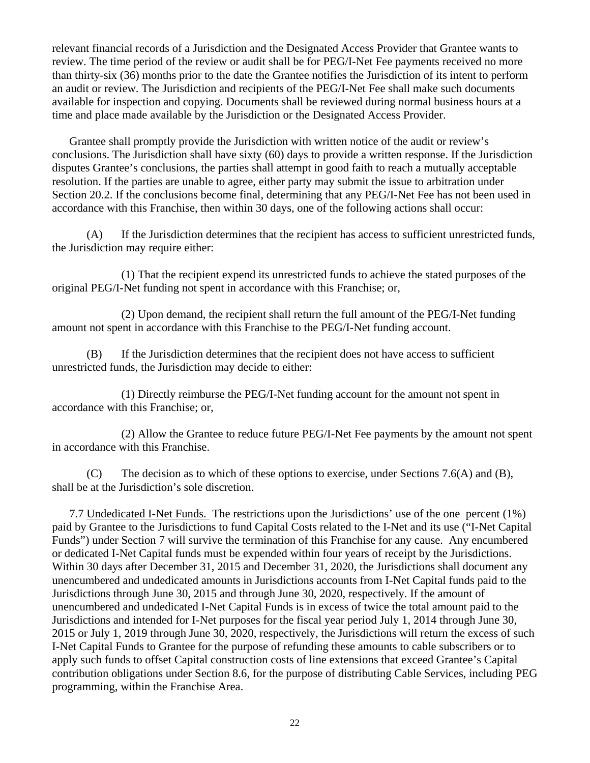relevant financial records of a Jurisdiction and the Designated Access Provider that Grantee wants to review. The time period of the review or audit shall be for PEG/I-Net Fee payments received no more than thirty-six (36) months prior to the date the Grantee notifies the Jurisdiction of its intent to perform an audit or review. The Jurisdiction and recipients of the PEG/I-Net Fee shall make such documents available for inspection and copying. Documents shall be reviewed during normal business hours at a time and place made available by the Jurisdiction or the Designated Access Provider.

Grantee shall promptly provide the Jurisdiction with written notice of the audit or review's conclusions. The Jurisdiction shall have sixty (60) days to provide a written response. If the Jurisdiction disputes Grantee's conclusions, the parties shall attempt in good faith to reach a mutually acceptable resolution. If the parties are unable to agree, either party may submit the issue to arbitration under Section 20.2. If the conclusions become final, determining that any PEG/I-Net Fee has not been used in accordance with this Franchise, then within 30 days, one of the following actions shall occur:

(A) If the Jurisdiction determines that the recipient has access to sufficient unrestricted funds, the Jurisdiction may require either:

(1) That the recipient expend its unrestricted funds to achieve the stated purposes of the original PEG/I-Net funding not spent in accordance with this Franchise; or,

(2) Upon demand, the recipient shall return the full amount of the PEG/I-Net funding amount not spent in accordance with this Franchise to the PEG/I-Net funding account.

(B) If the Jurisdiction determines that the recipient does not have access to sufficient unrestricted funds, the Jurisdiction may decide to either:

(1) Directly reimburse the PEG/I-Net funding account for the amount not spent in accordance with this Franchise; or,

(2) Allow the Grantee to reduce future PEG/I-Net Fee payments by the amount not spent in accordance with this Franchise.

(C) The decision as to which of these options to exercise, under Sections 7.6(A) and (B), shall be at the Jurisdiction's sole discretion.

7.7 Undedicated I-Net Funds. The restrictions upon the Jurisdictions' use of the one percent (1%) paid by Grantee to the Jurisdictions to fund Capital Costs related to the I-Net and its use ("I-Net Capital Funds") under Section 7 will survive the termination of this Franchise for any cause. Any encumbered or dedicated I-Net Capital funds must be expended within four years of receipt by the Jurisdictions. Within 30 days after December 31, 2015 and December 31, 2020, the Jurisdictions shall document any unencumbered and undedicated amounts in Jurisdictions accounts from I-Net Capital funds paid to the Jurisdictions through June 30, 2015 and through June 30, 2020, respectively. If the amount of unencumbered and undedicated I-Net Capital Funds is in excess of twice the total amount paid to the Jurisdictions and intended for I-Net purposes for the fiscal year period July 1, 2014 through June 30, 2015 or July 1, 2019 through June 30, 2020, respectively, the Jurisdictions will return the excess of such I-Net Capital Funds to Grantee for the purpose of refunding these amounts to cable subscribers or to apply such funds to offset Capital construction costs of line extensions that exceed Grantee's Capital contribution obligations under Section 8.6, for the purpose of distributing Cable Services, including PEG programming, within the Franchise Area.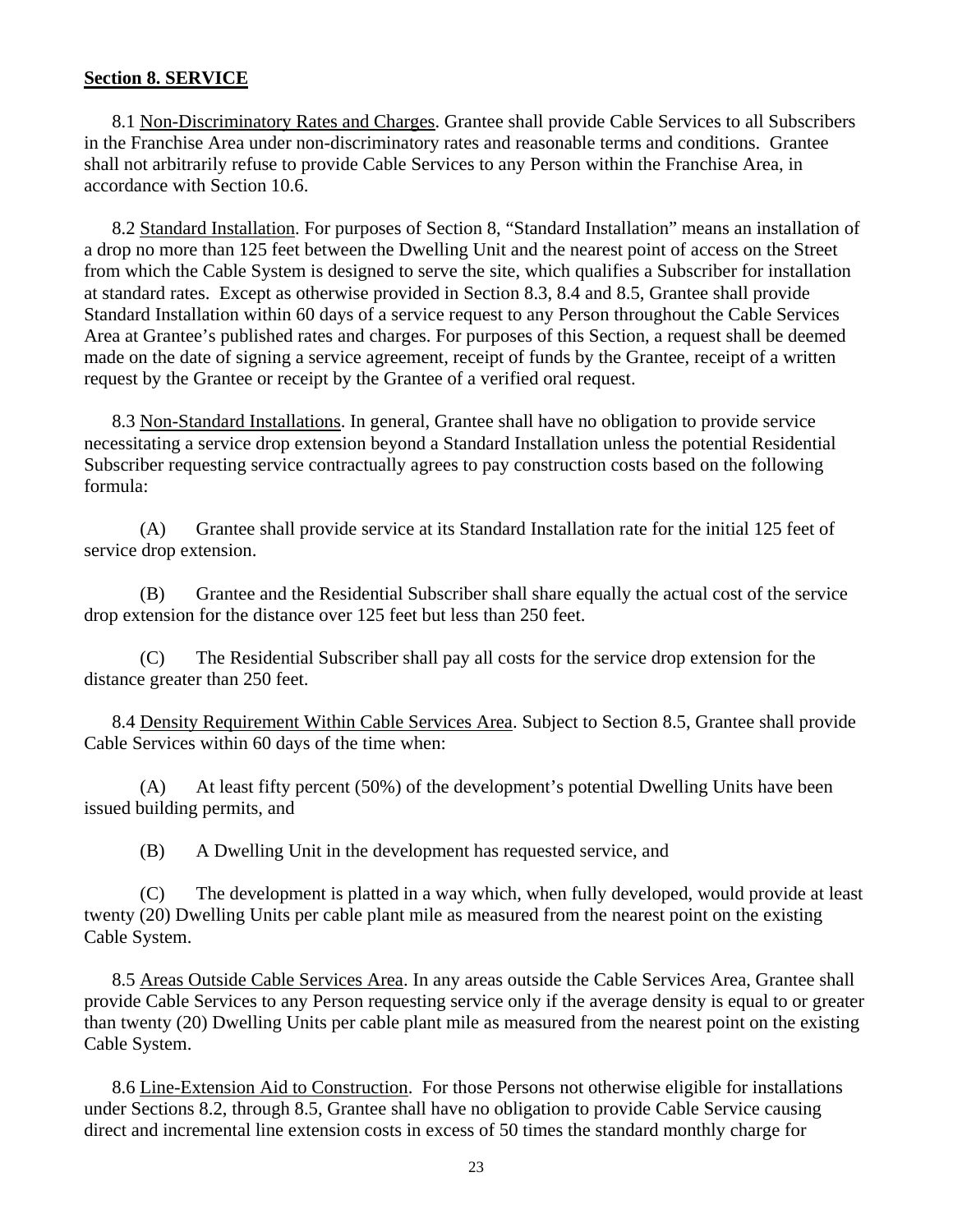**Section 8. SERVICE**

8.1 Non-Discriminatory Rates and Charges. Grantee shall provide Cable Services to all Subscribers in the Franchise Area under non-discriminatory rates and reasonable terms and conditions. Grantee shall not arbitrarily refuse to provide Cable Services to any Person within the Franchise Area, in accordance with Section 10.6.

8.2 Standard Installation. For purposes of Section 8, "Standard Installation" means an installation of a drop no more than 125 feet between the Dwelling Unit and the nearest point of access on the Street from which the Cable System is designed to serve the site, which qualifies a Subscriber for installation at standard rates. Except as otherwise provided in Section 8.3, 8.4 and 8.5, Grantee shall provide Standard Installation within 60 days of a service request to any Person throughout the Cable Services Area at Grantee's published rates and charges. For purposes of this Section, a request shall be deemed made on the date of signing a service agreement, receipt of funds by the Grantee, receipt of a written request by the Grantee or receipt by the Grantee of a verified oral request.

8.3 Non-Standard Installations. In general, Grantee shall have no obligation to provide service necessitating a service drop extension beyond a Standard Installation unless the potential Residential Subscriber requesting service contractually agrees to pay construction costs based on the following formula:

(A) Grantee shall provide service at its Standard Installation rate for the initial 125 feet of service drop extension.

(B) Grantee and the Residential Subscriber shall share equally the actual cost of the service drop extension for the distance over 125 feet but less than 250 feet.

(C) The Residential Subscriber shall pay all costs for the service drop extension for the distance greater than 250 feet.

8.4 Density Requirement Within Cable Services Area. Subject to Section 8.5, Grantee shall provide Cable Services within 60 days of the time when:

(A) At least fifty percent (50%) of the development's potential Dwelling Units have been issued building permits, and

(B) A Dwelling Unit in the development has requested service, and

(C) The development is platted in a way which, when fully developed, would provide at least twenty (20) Dwelling Units per cable plant mile as measured from the nearest point on the existing Cable System.

8.5 Areas Outside Cable Services Area. In any areas outside the Cable Services Area, Grantee shall provide Cable Services to any Person requesting service only if the average density is equal to or greater than twenty (20) Dwelling Units per cable plant mile as measured from the nearest point on the existing Cable System.

8.6 Line-Extension Aid to Construction. For those Persons not otherwise eligible for installations under Sections 8.2, through 8.5, Grantee shall have no obligation to provide Cable Service causing direct and incremental line extension costs in excess of 50 times the standard monthly charge for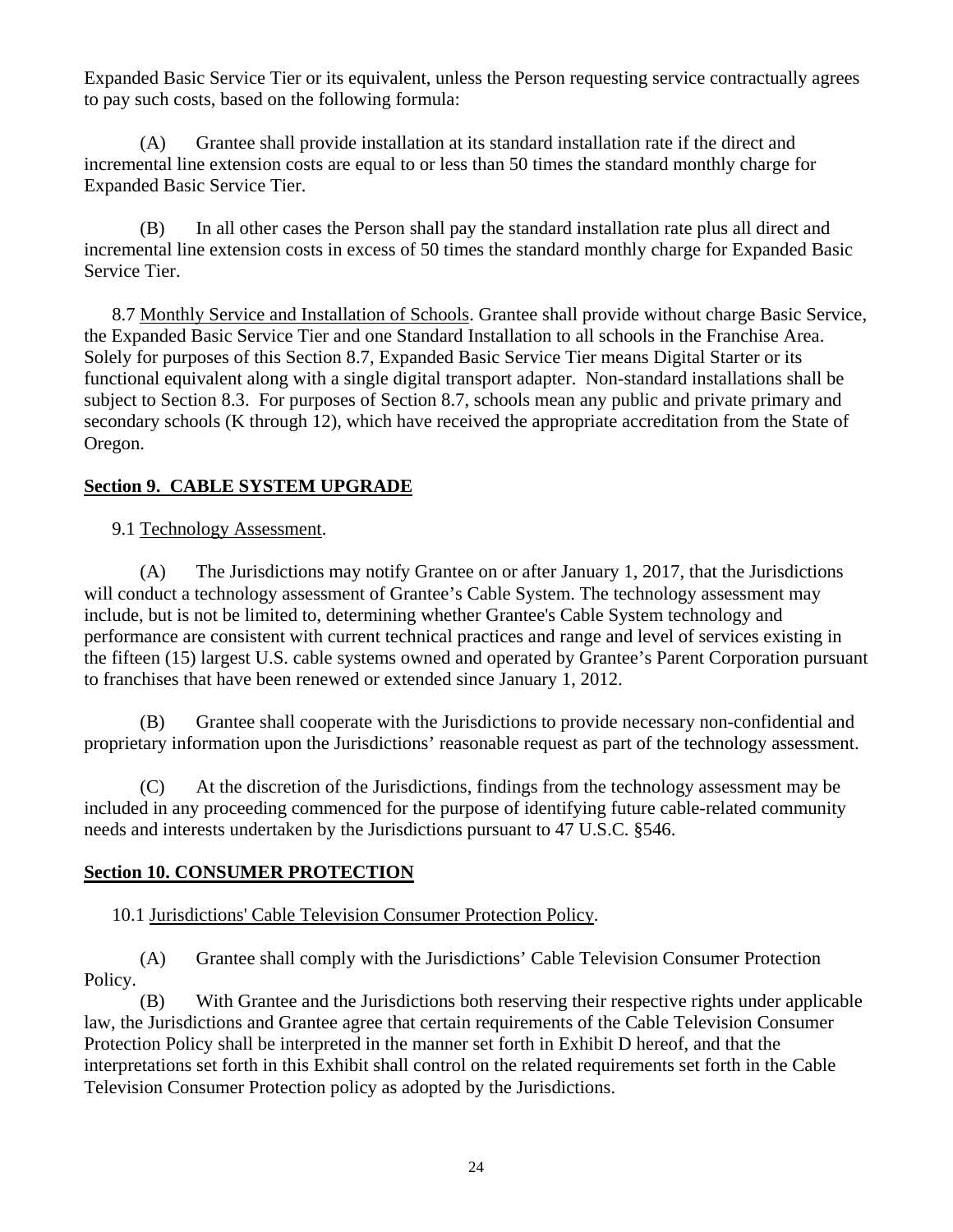Expanded Basic Service Tier or its equivalent, unless the Person requesting service contractually agrees to pay such costs, based on the following formula:

(A) Grantee shall provide installation at its standard installation rate if the direct and incremental line extension costs are equal to or less than 50 times the standard monthly charge for Expanded Basic Service Tier.

(B) In all other cases the Person shall pay the standard installation rate plus all direct and incremental line extension costs in excess of 50 times the standard monthly charge for Expanded Basic Service Tier.

8.7 Monthly Service and Installation of Schools. Grantee shall provide without charge Basic Service, the Expanded Basic Service Tier and one Standard Installation to all schools in the Franchise Area. Solely for purposes of this Section 8.7, Expanded Basic Service Tier means Digital Starter or its functional equivalent along with a single digital transport adapter. Non-standard installations shall be subject to Section 8.3. For purposes of Section 8.7, schools mean any public and private primary and secondary schools (K through 12), which have received the appropriate accreditation from the State of Oregon.

## Section 9. CABLE SYSTEM UPGRADE

9.1 Technology Assessment.

(A) The Jurisdictions may notify Grantee on or after January 1, 2017, that the Jurisdictions will conduct a technology assessment of Grantee's Cable System. The technology assessment may include, but is not be limited to, determining whether Grantee's Cable System technology and performance are consistent with current technical practices and range and level of services existing in the fifteen (15) largest U.S. cable systems owned and operated by Grantee's Parent Corporation pursuant to franchises that have been renewed or extended since January 1, 2012.

(B) Grantee shall cooperate with the Jurisdictions to provide necessary non-confidential and proprietary information upon the Jurisdictions' reasonable request as part of the technology assessment.

(C) At the discretion of the Jurisdictions, findings from the technology assessment may be included in any proceeding commenced for the purpose of identifying future cable-related community needs and interests undertaken by the Jurisdictions pursuant to 47 U.S.C. §546.

## Section 10. CONSUMER PROTECTION

10.1 Jurisdictions' Cable Television Consumer Protection Policy.

(A) Grantee shall comply with the Jurisdictions' Cable Television Consumer Protection Policy.

(B) With Grantee and the Jurisdictions both reserving their respective rights under applicable law, the Jurisdictions and Grantee agree that certain requirements of the Cable Television Consumer Protection Policy shall be interpreted in the manner set forth in Exhibit D hereof, and that the interpretations set forth in this Exhibit shall control on the related requirements set forth in the Cable Television Consumer Protection policy as adopted by the Jurisdictions.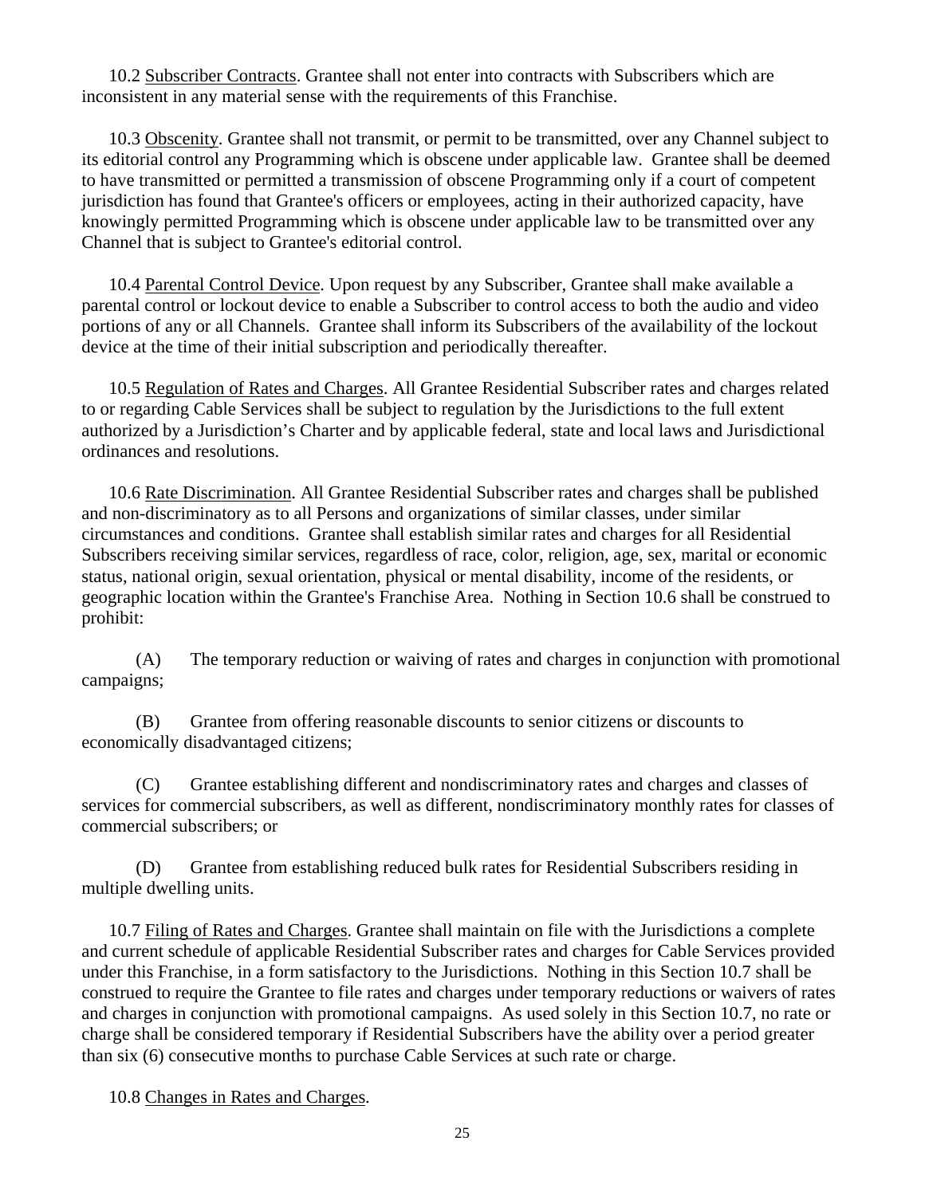10.2 Subscriber Contracts. Grantee shall not enter into contracts with Subscribers which are inconsistent in any material sense with the requirements of this Franchise.

10.3 Obscenity. Grantee shall not transmit, or permit to be transmitted, over any Channel subject to its editorial control any Programming which is obscene under applicable law. Grantee shall be deemed to have transmitted or permitted a transmission of obscene Programming only if a court of competent jurisdiction has found that Grantee's officers or employees, acting in their authorized capacity, have knowingly permitted Programming which is obscene under applicable law to be transmitted over any Channel that is subject to Grantee's editorial control.

10.4 Parental Control Device. Upon request by any Subscriber, Grantee shall make available a parental control or lockout device to enable a Subscriber to control access to both the audio and video portions of any or all Channels. Grantee shall inform its Subscribers of the availability of the lockout device at the time of their initial subscription and periodically thereafter.

10.5 Regulation of Rates and Charges. All Grantee Residential Subscriber rates and charges related to or regarding Cable Services shall be subject to regulation by the Jurisdictions to the full extent authorized by a Jurisdiction's Charter and by applicable federal, state and local laws and Jurisdictional ordinances and resolutions.

10.6 Rate Discrimination. All Grantee Residential Subscriber rates and charges shall be published and non-discriminatory as to all Persons and organizations of similar classes, under similar circumstances and conditions. Grantee shall establish similar rates and charges for all Residential Subscribers receiving similar services, regardless of race, color, religion, age, sex, marital or economic status, national origin, sexual orientation, physical or mental disability, income of the residents, or geographic location within the Grantee's Franchise Area. Nothing in Section 10.6 shall be construed to prohibit:

(A) The temporary reduction or waiving of rates and charges in conjunction with promotional campaigns;

(B) Grantee from offering reasonable discounts to senior citizens or discounts to economically disadvantaged citizens;

(C) Grantee establishing different and nondiscriminatory rates and charges and classes of services for commercial subscribers, as well as different, nondiscriminatory monthly rates for classes of commercial subscribers; or

(D) Grantee from establishing reduced bulk rates for Residential Subscribers residing in multiple dwelling units.

10.7 Filing of Rates and Charges. Grantee shall maintain on file with the Jurisdictions a complete and current schedule of applicable Residential Subscriber rates and charges for Cable Services provided under this Franchise, in a form satisfactory to the Jurisdictions. Nothing in this Section 10.7 shall be construed to require the Grantee to file rates and charges under temporary reductions or waivers of rates and charges in conjunction with promotional campaigns. As used solely in this Section 10.7, no rate or charge shall be considered temporary if Residential Subscribers have the ability over a period greater than six (6) consecutive months to purchase Cable Services at such rate or charge.

10.8 Changes in Rates and Charges.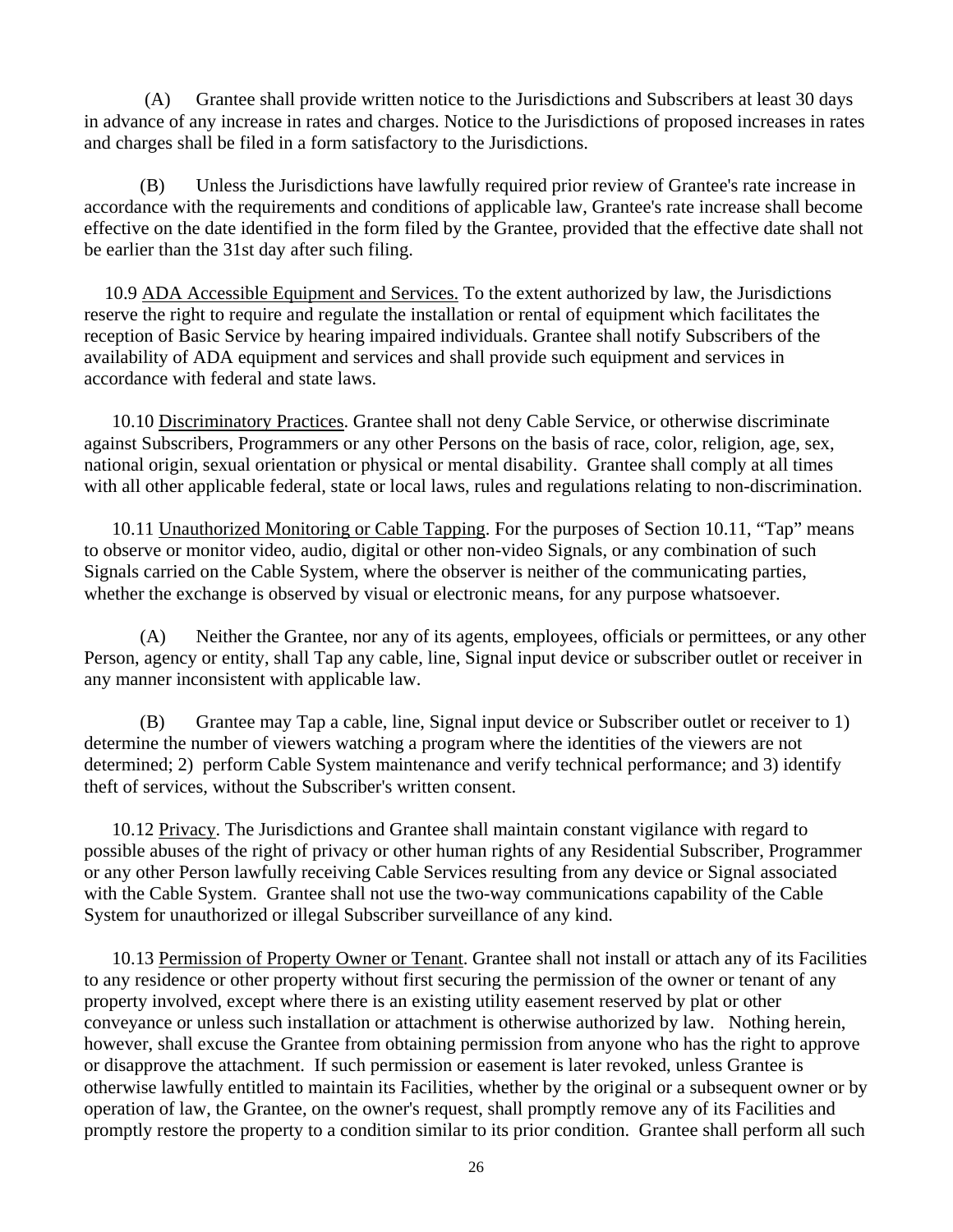(A) Grantee shall provide written notice to the Jurisdictions and Subscribers at least 30 days in advance of any increase in rates and charges. Notice to the Jurisdictions of proposed increases in rates and charges shall be filed in a form satisfactory to the Jurisdictions.

(B) Unless the Jurisdictions have lawfully required prior review of Grantee's rate increase in accordance with the requirements and conditions of applicable law, Grantee's rate increase shall become effective on the date identified in the form filed by the Grantee, provided that the effective date shall not be earlier than the 31st day after such filing.

10.9 ADA Accessible Equipment and Services. To the extent authorized by law, the Jurisdictions reserve the right to require and regulate the installation or rental of equipment which facilitates the reception of Basic Service by hearing impaired individuals. Grantee shall notify Subscribers of the availability of ADA equipment and services and shall provide such equipment and services in accordance with federal and state laws.

10.10 Discriminatory Practices. Grantee shall not deny Cable Service, or otherwise discriminate against Subscribers, Programmers or any other Persons on the basis of race, color, religion, age, sex, national origin, sexual orientation or physical or mental disability. Grantee shall comply at all times with all other applicable federal, state or local laws, rules and regulations relating to non-discrimination.

10.11 Unauthorized Monitoring or Cable Tapping. For the purposes of Section 10.11, "Tap" means to observe or monitor video, audio, digital or other non-video Signals, or any combination of such Signals carried on the Cable System, where the observer is neither of the communicating parties, whether the exchange is observed by visual or electronic means, for any purpose whatsoever.

(A) Neither the Grantee, nor any of its agents, employees, officials or permittees, or any other Person, agency or entity, shall Tap any cable, line, Signal input device or subscriber outlet or receiver in any manner inconsistent with applicable law.

(B) Grantee may Tap a cable, line, Signal input device or Subscriber outlet or receiver to 1) determine the number of viewers watching a program where the identities of the viewers are not determined; 2) perform Cable System maintenance and verify technical performance; and 3) identify theft of services, without the Subscriber's written consent.

10.12 Privacy. The Jurisdictions and Grantee shall maintain constant vigilance with regard to possible abuses of the right of privacy or other human rights of any Residential Subscriber, Programmer or any other Person lawfully receiving Cable Services resulting from any device or Signal associated with the Cable System. Grantee shall not use the two-way communications capability of the Cable System for unauthorized or illegal Subscriber surveillance of any kind.

10.13 Permission of Property Owner or Tenant. Grantee shall not install or attach any of its Facilities to any residence or other property without first securing the permission of the owner or tenant of any property involved, except where there is an existing utility easement reserved by plat or other conveyance or unless such installation or attachment is otherwise authorized by law. Nothing herein, however, shall excuse the Grantee from obtaining permission from anyone who has the right to approve or disapprove the attachment. If such permission or easement is later revoked, unless Grantee is otherwise lawfully entitled to maintain its Facilities, whether by the original or a subsequent owner or by operation of law, the Grantee, on the owner's request, shall promptly remove any of its Facilities and promptly restore the property to a condition similar to its prior condition. Grantee shall perform all such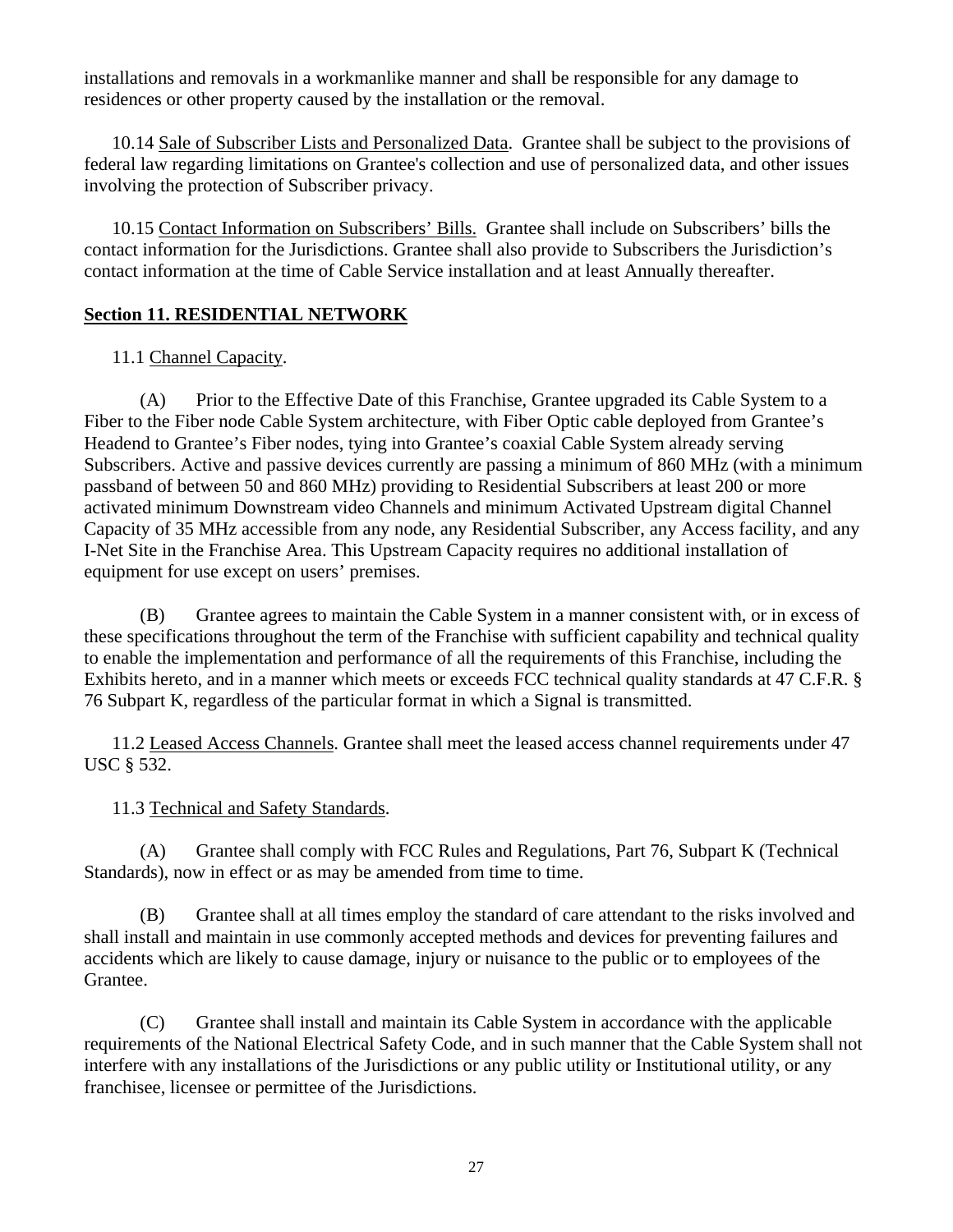installations and removals in a workmanlike manner and shall be responsible for any damage to residences or other property caused by the installation or the removal.

10.14 Sale of Subscriber Lists and Personalized Data. Grantee shall be subject to the provisions of federal law regarding limitations on Grantee's collection and use of personalized data, and other issues involving the protection of Subscriber privacy.

10.15 Contact Information on Subscribers' Bills. Grantee shall include on Subscribers' bills the contact information for the Jurisdictions. Grantee shall also provide to Subscribers the Jurisdiction's contact information at the time of Cable Service installation and at least Annually thereafter.

## Section 11. RESIDENTIAL NETWORK

11.1 Channel Capacity.

(A) Prior to the Effective Date of this Franchise, Grantee upgraded its Cable System to a Fiber to the Fiber node Cable System architecture, with Fiber Optic cable deployed from Grantee's Headend to Grantee's Fiber nodes, tying into Grantee's coaxial Cable System already serving Subscribers. Active and passive devices currently are passing a minimum of 860 MHz (with a minimum passband of between 50 and 860 MHz) providing to Residential Subscribers at least 200 or more activated minimum Downstream video Channels and minimum Activated Upstream digital Channel Capacity of 35 MHz accessible from any node, any Residential Subscriber, any Access facility, and any I-Net Site in the Franchise Area. This Upstream Capacity requires no additional installation of equipment for use except on users' premises.

(B) Grantee agrees to maintain the Cable System in a manner consistent with, or in excess of these specifications throughout the term of the Franchise with sufficient capability and technical quality to enable the implementation and performance of all the requirements of this Franchise, including the Exhibits hereto, and in a manner which meets or exceeds FCC technical quality standards at 47 C.F.R. § 76 Subpart K, regardless of the particular format in which a Signal is transmitted.

11.2 Leased Access Channels. Grantee shall meet the leased access channel requirements under 47 USC § 532.

11.3 Technical and Safety Standards.

(A) Grantee shall comply with FCC Rules and Regulations, Part 76, Subpart K (Technical Standards), now in effect or as may be amended from time to time.

(B) Grantee shall at all times employ the standard of care attendant to the risks involved and shall install and maintain in use commonly accepted methods and devices for preventing failures and accidents which are likely to cause damage, injury or nuisance to the public or to employees of the Grantee.

(C) Grantee shall install and maintain its Cable System in accordance with the applicable requirements of the National Electrical Safety Code, and in such manner that the Cable System shall not interfere with any installations of the Jurisdictions or any public utility or Institutional utility, or any franchisee, licensee or permittee of the Jurisdictions.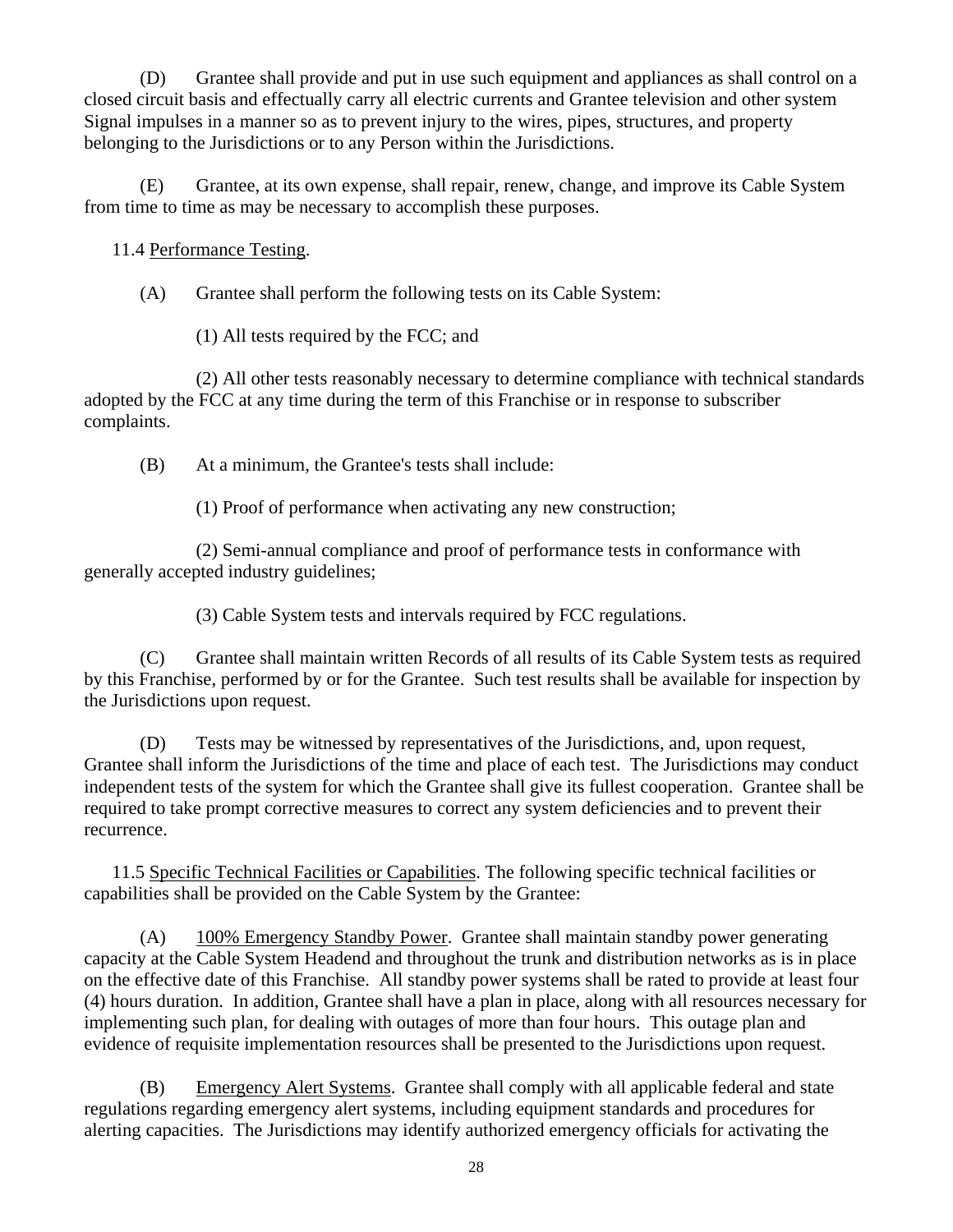(D) Grantee shall provide and put in use such equipment and appliances as shall control on a closed circuit basis and effectually carry all electric currents and Grantee television and other system Signal impulses in a manner so as to prevent injury to the wires, pipes, structures, and property belonging to the Jurisdictions or to any Person within the Jurisdictions.

(E) Grantee, at its own expense, shall repair, renew, change, and improve its Cable System from time to time as may be necessary to accomplish these purposes.

11.4 Performance Testing.

(A) Grantee shall perform the following tests on its Cable System:

(1) All tests required by the FCC; and

(2) All other tests reasonably necessary to determine compliance with technical standards adopted by the FCC at any time during the term of this Franchise or in response to subscriber complaints.

(B) At a minimum, the Grantee's tests shall include:

(1) Proof of performance when activating any new construction;

(2) Semi-annual compliance and proof of performance tests in conformance with generally accepted industry guidelines;

(3) Cable System tests and intervals required by FCC regulations.

(C) Grantee shall maintain written Records of all results of its Cable System tests as required by this Franchise, performed by or for the Grantee. Such test results shall be available for inspection by the Jurisdictions upon request.

(D) Tests may be witnessed by representatives of the Jurisdictions, and, upon request, Grantee shall inform the Jurisdictions of the time and place of each test. The Jurisdictions may conduct independent tests of the system for which the Grantee shall give its fullest cooperation. Grantee shall be required to take prompt corrective measures to correct any system deficiencies and to prevent their recurrence.

11.5 Specific Technical Facilities or Capabilities. The following specific technical facilities or capabilities shall be provided on the Cable System by the Grantee:

(A) 100% Emergency Standby Power. Grantee shall maintain standby power generating capacity at the Cable System Headend and throughout the trunk and distribution networks as is in place on the effective date of this Franchise. All standby power systems shall be rated to provide at least four (4) hours duration. In addition, Grantee shall have a plan in place, along with all resources necessary for implementing such plan, for dealing with outages of more than four hours. This outage plan and evidence of requisite implementation resources shall be presented to the Jurisdictions upon request.

(B) Emergency Alert Systems. Grantee shall comply with all applicable federal and state regulations regarding emergency alert systems, including equipment standards and procedures for alerting capacities. The Jurisdictions may identify authorized emergency officials for activating the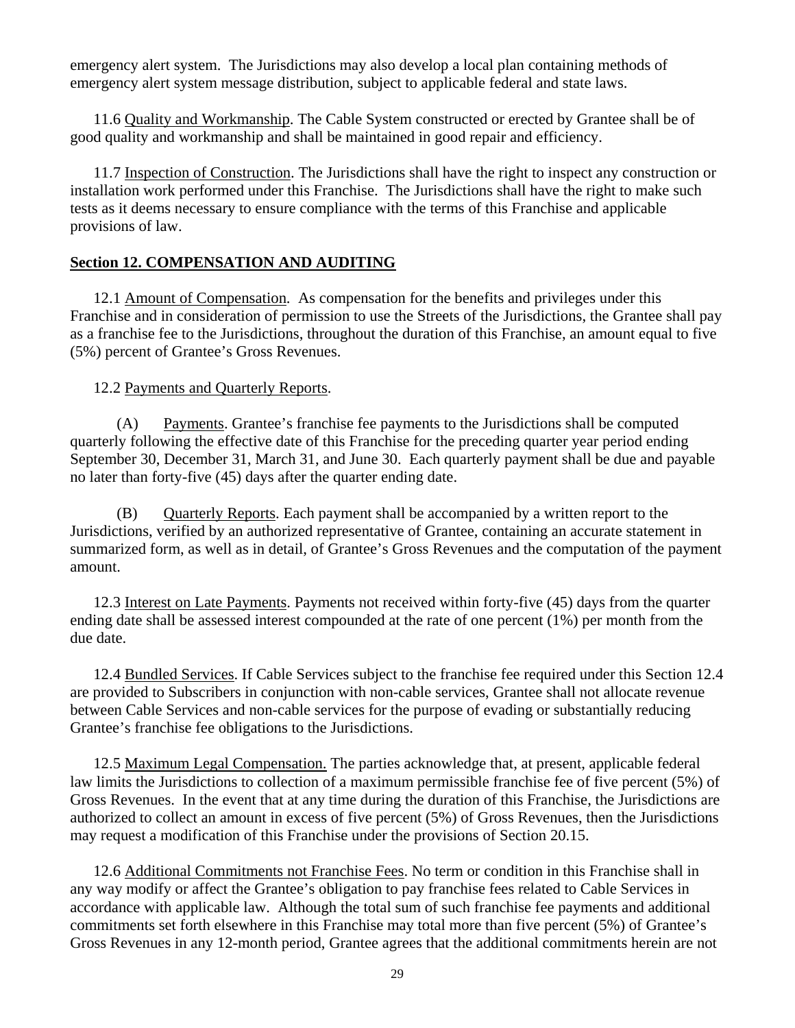emergency alert system. The Jurisdictions may also develop a local plan containing methods of emergency alert system message distribution, subject to applicable federal and state laws.

11.6 Quality and Workmanship. The Cable System constructed or erected by Grantee shall be of good quality and workmanship and shall be maintained in good repair and efficiency.

11.7 Inspection of Construction. The Jurisdictions shall have the right to inspect any construction or installation work performed under this Franchise. The Jurisdictions shall have the right to make such tests as it deems necessary to ensure compliance with the terms of this Franchise and applicable provisions of law.

## Section 12. COMPENSATION AND AUDITING

12.1 Amount of Compensation. As compensation for the benefits and privileges under this Franchise and in consideration of permission to use the Streets of the Jurisdictions, the Grantee shall pay as a franchise fee to the Jurisdictions, throughout the duration of this Franchise, an amount equal to five (5%) percent of Grantee's Gross Revenues.

12.2 Payments and Quarterly Reports.

(A) Payments. Grantee's franchise fee payments to the Jurisdictions shall be computed quarterly following the effective date of this Franchise for the preceding quarter year period ending September 30, December 31, March 31, and June 30. Each quarterly payment shall be due and payable no later than forty-five (45) days after the quarter ending date.

(B) Quarterly Reports. Each payment shall be accompanied by a written report to the Jurisdictions, verified by an authorized representative of Grantee, containing an accurate statement in summarized form, as well as in detail, of Grantee's Gross Revenues and the computation of the payment amount.

12.3 Interest on Late Payments. Payments not received within forty-five (45) days from the quarter ending date shall be assessed interest compounded at the rate of one percent (1%) per month from the due date.

12.4 Bundled Services. If Cable Services subject to the franchise fee required under this Section 12.4 are provided to Subscribers in conjunction with non-cable services, Grantee shall not allocate revenue between Cable Services and non-cable services for the purpose of evading or substantially reducing Grantee's franchise fee obligations to the Jurisdictions.

12.5 Maximum Legal Compensation. The parties acknowledge that, at present, applicable federal law limits the Jurisdictions to collection of a maximum permissible franchise fee of five percent (5%) of Gross Revenues. In the event that at any time during the duration of this Franchise, the Jurisdictions are authorized to collect an amount in excess of five percent (5%) of Gross Revenues, then the Jurisdictions may request a modification of this Franchise under the provisions of Section 20.15.

12.6 Additional Commitments not Franchise Fees. No term or condition in this Franchise shall in any way modify or affect the Grantee's obligation to pay franchise fees related to Cable Services in accordance with applicable law. Although the total sum of such franchise fee payments and additional commitments set forth elsewhere in this Franchise may total more than five percent (5%) of Grantee's Gross Revenues in any 12-month period, Grantee agrees that the additional commitments herein are not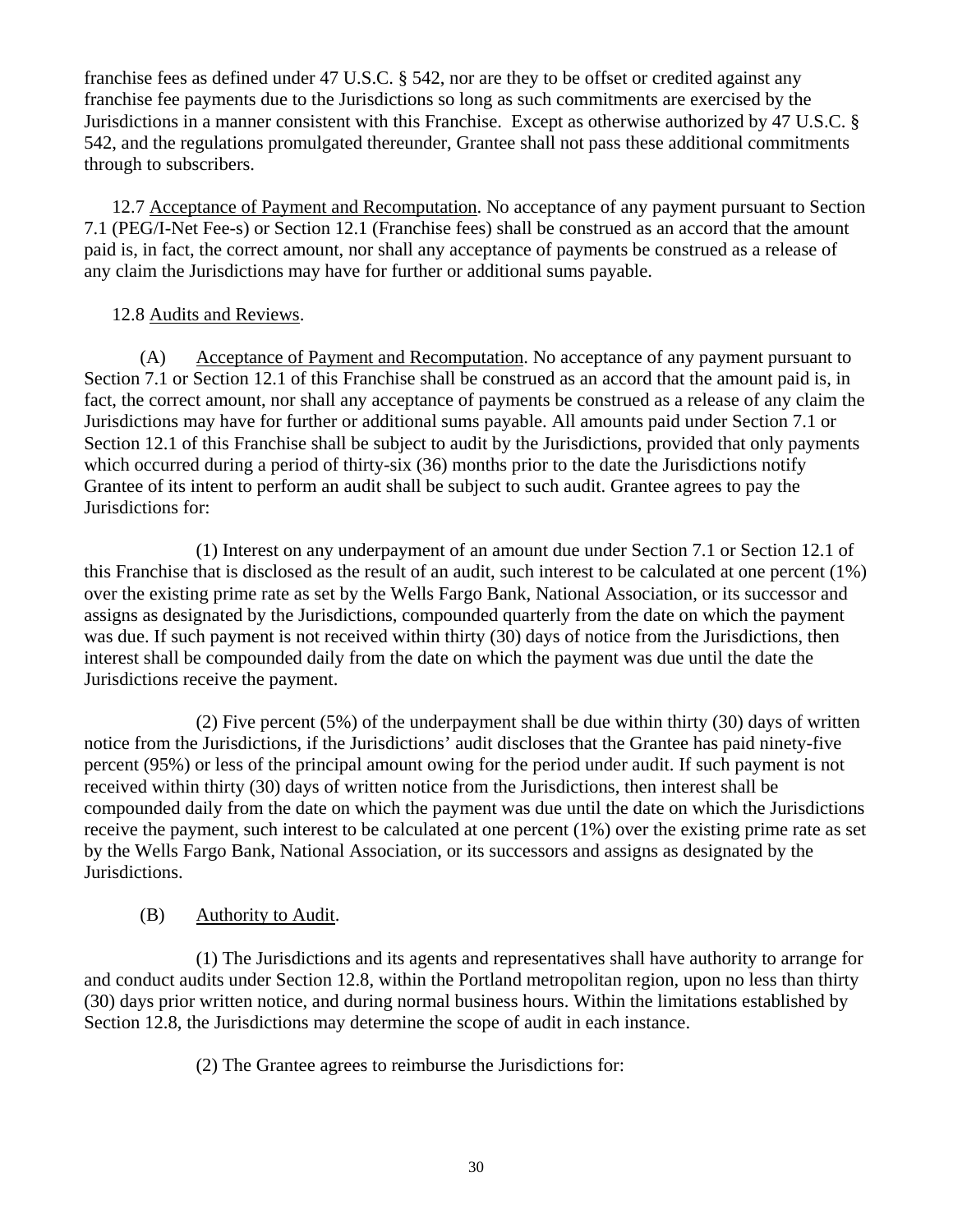franchise fees as defined under 47 U.S.C. § 542, nor are they to be offset or credited against any franchise fee payments due to the Jurisdictions so long as such commitments are exercised by the Jurisdictions in a manner consistent with this Franchise. Except as otherwise authorized by 47 U.S.C. § 542, and the regulations promulgated thereunder, Grantee shall not pass these additional commitments through to subscribers.

12.7 Acceptance of Payment and Recomputation. No acceptance of any payment pursuant to Section 7.1 (PEG/I-Net Fee-s) or Section 12.1 (Franchise fees) shall be construed as an accord that the amount paid is, in fact, the correct amount, nor shall any acceptance of payments be construed as a release of any claim the Jurisdictions may have for further or additional sums payable.

12.8 Audits and Reviews.

(A) Acceptance of Payment and Recomputation. No acceptance of any payment pursuant to Section 7.1 or Section 12.1 of this Franchise shall be construed as an accord that the amount paid is, in fact, the correct amount, nor shall any acceptance of payments be construed as a release of any claim the Jurisdictions may have for further or additional sums payable. All amounts paid under Section 7.1 or Section 12.1 of this Franchise shall be subject to audit by the Jurisdictions, provided that only payments which occurred during a period of thirty-six (36) months prior to the date the Jurisdictions notify Grantee of its intent to perform an audit shall be subject to such audit. Grantee agrees to pay the Jurisdictions for:

(1) Interest on any underpayment of an amount due under Section 7.1 or Section 12.1 of this Franchise that is disclosed as the result of an audit, such interest to be calculated at one percent (1%) over the existing prime rate as set by the Wells Fargo Bank, National Association, or its successor and assigns as designated by the Jurisdictions, compounded quarterly from the date on which the payment was due. If such payment is not received within thirty (30) days of notice from the Jurisdictions, then interest shall be compounded daily from the date on which the payment was due until the date the Jurisdictions receive the payment.

(2) Five percent (5%) of the underpayment shall be due within thirty (30) days of written notice from the Jurisdictions, if the Jurisdictions' audit discloses that the Grantee has paid ninety-five percent (95%) or less of the principal amount owing for the period under audit. If such payment is not received within thirty (30) days of written notice from the Jurisdictions, then interest shall be compounded daily from the date on which the payment was due until the date on which the Jurisdictions receive the payment, such interest to be calculated at one percent (1%) over the existing prime rate as set by the Wells Fargo Bank, National Association, or its successors and assigns as designated by the Jurisdictions.

(B) Authority to Audit.

(1) The Jurisdictions and its agents and representatives shall have authority to arrange for and conduct audits under Section 12.8, within the Portland metropolitan region, upon no less than thirty (30) days prior written notice, and during normal business hours. Within the limitations established by Section 12.8, the Jurisdictions may determine the scope of audit in each instance.

(2) The Grantee agrees to reimburse the Jurisdictions for: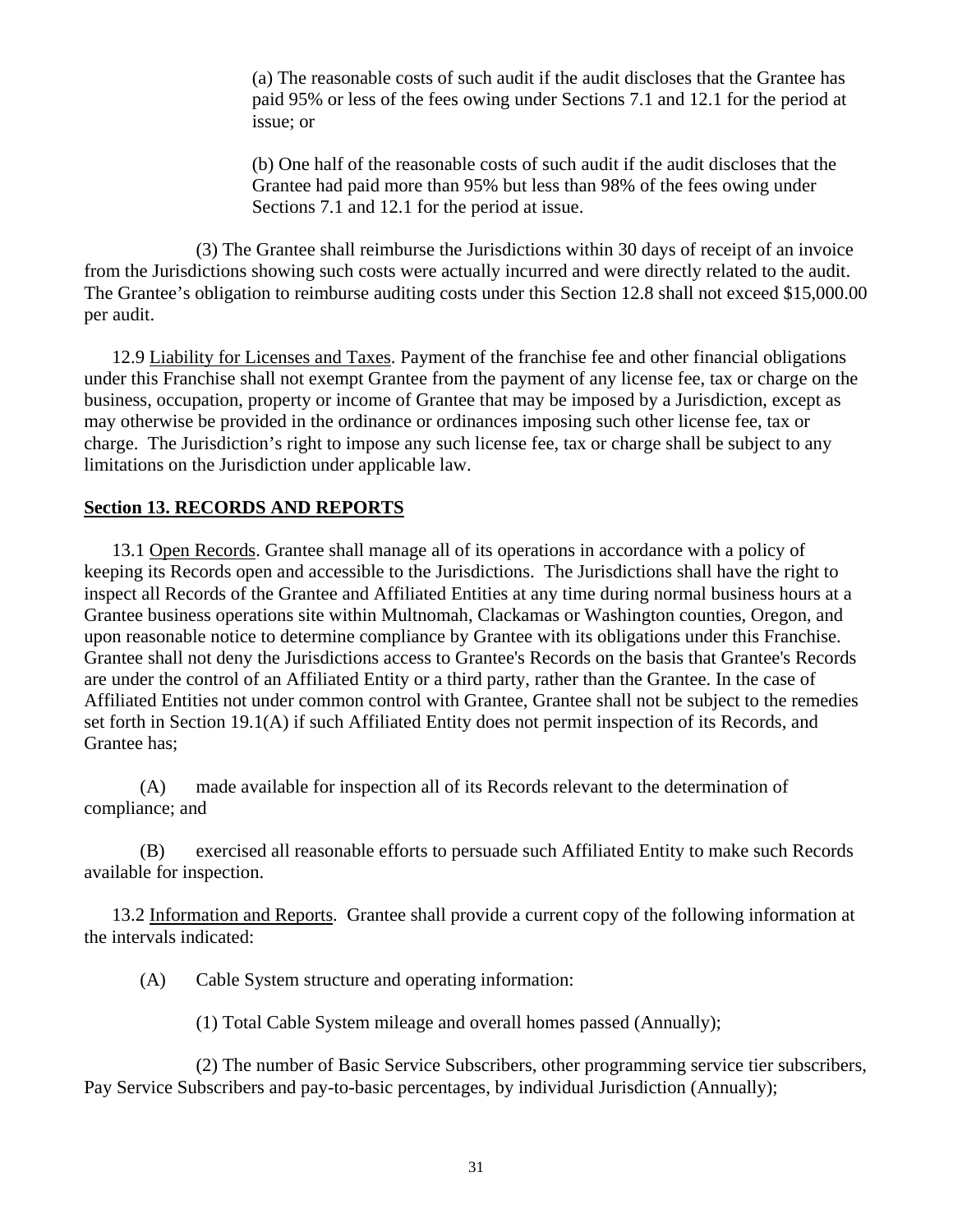(a) The reasonable costs of such audit if the audit discloses that the Grantee has paid 95% or less of the fees owing under Sections 7.1 and 12.1 for the period at issue; or

(b) One half of the reasonable costs of such audit if the audit discloses that the Grantee had paid more than 95% but less than 98% of the fees owing under Sections 7.1 and 12.1 for the period at issue.

(3) The Grantee shall reimburse the Jurisdictions within 30 days of receipt of an invoice from the Jurisdictions showing such costs were actually incurred and were directly related to the audit. The Grantee's obligation to reimburse auditing costs under this Section 12.8 shall not exceed $15,000.00 per audit.

12.9 Liability for Licenses and Taxes. Payment of the franchise fee and other financial obligations under this Franchise shall not exempt Grantee from the payment of any license fee, tax or charge on the business, occupation, property or income of Grantee that may be imposed by a Jurisdiction, except as may otherwise be provided in the ordinance or ordinances imposing such other license fee, tax or charge. The Jurisdiction's right to impose any such license fee, tax or charge shall be subject to any limitations on the Jurisdiction under applicable law.

## Section 13. RECORDS AND REPORTS

13.1 Open Records. Grantee shall manage all of its operations in accordance with a policy of keeping its Records open and accessible to the Jurisdictions. The Jurisdictions shall have the right to inspect all Records of the Grantee and Affiliated Entities at any time during normal business hours at a Grantee business operations site within Multnomah, Clackamas or Washington counties, Oregon, and upon reasonable notice to determine compliance by Grantee with its obligations under this Franchise. Grantee shall not deny the Jurisdictions access to Grantee's Records on the basis that Grantee's Records are under the control of an Affiliated Entity or a third party, rather than the Grantee. In the case of Affiliated Entities not under common control with Grantee, Grantee shall not be subject to the remedies set forth in Section 19.1(A) if such Affiliated Entity does not permit inspection of its Records, and Grantee has;

(A) made available for inspection all of its Records relevant to the determination of compliance; and

(B) exercised all reasonable efforts to persuade such Affiliated Entity to make such Records available for inspection.

13.2 Information and Reports. Grantee shall provide a current copy of the following information at the intervals indicated:

(A) Cable System structure and operating information:

(1) Total Cable System mileage and overall homes passed (Annually);

(2) The number of Basic Service Subscribers, other programming service tier subscribers, Pay Service Subscribers and pay-to-basic percentages, by individual Jurisdiction (Annually);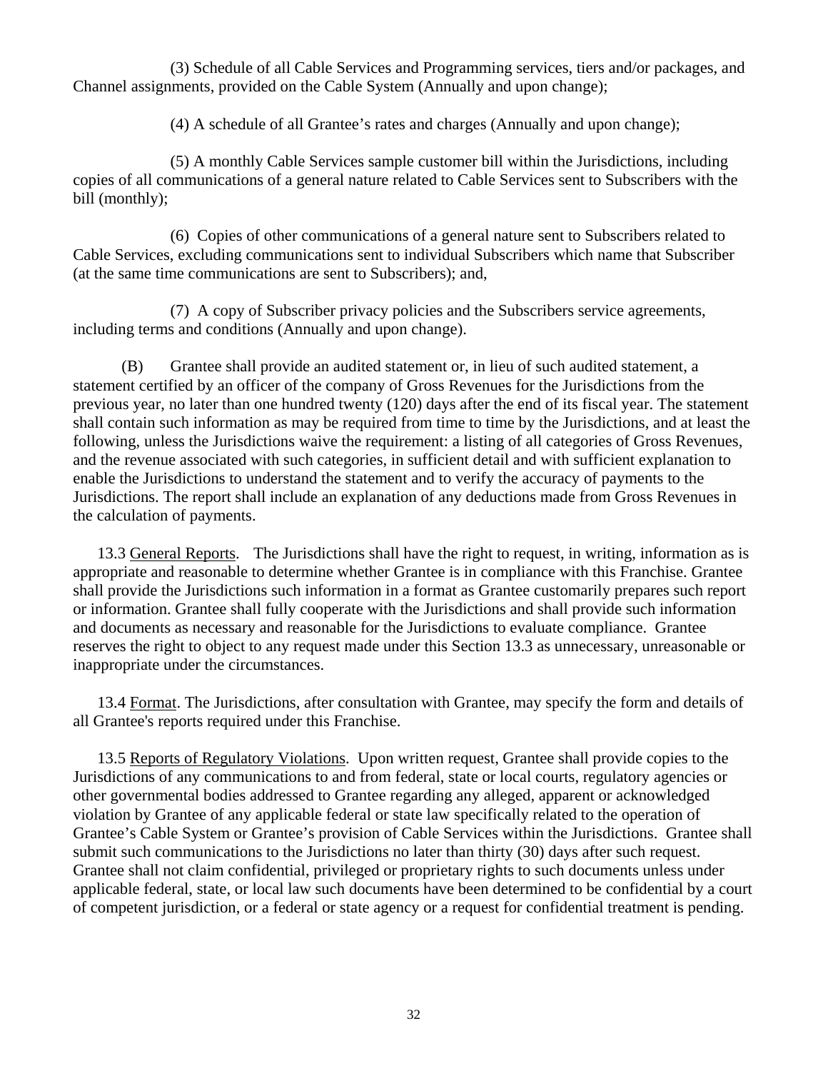(3) Schedule of all Cable Services and Programming services, tiers and/or packages, and Channel assignments, provided on the Cable System (Annually and upon change);

(4) A schedule of all Grantee's rates and charges (Annually and upon change);

(5) A monthly Cable Services sample customer bill within the Jurisdictions, including copies of all communications of a general nature related to Cable Services sent to Subscribers with the bill (monthly);

(6) Copies of other communications of a general nature sent to Subscribers related to Cable Services, excluding communications sent to individual Subscribers which name that Subscriber (at the same time communications are sent to Subscribers); and,

(7) A copy of Subscriber privacy policies and the Subscribers service agreements, including terms and conditions (Annually and upon change).

(B) Grantee shall provide an audited statement or, in lieu of such audited statement, a statement certified by an officer of the company of Gross Revenues for the Jurisdictions from the previous year, no later than one hundred twenty (120) days after the end of its fiscal year. The statement shall contain such information as may be required from time to time by the Jurisdictions, and at least the following, unless the Jurisdictions waive the requirement: a listing of all categories of Gross Revenues, and the revenue associated with such categories, in sufficient detail and with sufficient explanation to enable the Jurisdictions to understand the statement and to verify the accuracy of payments to the Jurisdictions. The report shall include an explanation of any deductions made from Gross Revenues in the calculation of payments.

13.3 <u>General Reports</u>. The Jurisdictions shall have the right to request, in writing, information as is appropriate and reasonable to determine whether Grantee is in compliance with this Franchise. Grantee shall provide the Jurisdictions such information in a format as Grantee customarily prepares such report or information. Grantee shall fully cooperate with the Jurisdictions and shall provide such information and documents as necessary and reasonable for the Jurisdictions to evaluate compliance. Grantee reserves the right to object to any request made under this Section 13.3 as unnecessary, unreasonable or inappropriate under the circumstances.

13.4 <u>Format</u>. The Jurisdictions, after consultation with Grantee, may specify the form and details of all Grantee's reports required under this Franchise.

13.5 <u>Reports of Regulatory Violations</u>. Upon written request, Grantee shall provide copies to the Jurisdictions of any communications to and from federal, state or local courts, regulatory agencies or other governmental bodies addressed to Grantee regarding any alleged, apparent or acknowledged violation by Grantee of any applicable federal or state law specifically related to the operation of Grantee's Cable System or Grantee's provision of Cable Services within the Jurisdictions. Grantee shall submit such communications to the Jurisdictions no later than thirty (30) days after such request. Grantee shall not claim confidential, privileged or proprietary rights to such documents unless under applicable federal, state, or local law such documents have been determined to be confidential by a court of competent jurisdiction, or a federal or state agency or a request for confidential treatment is pending.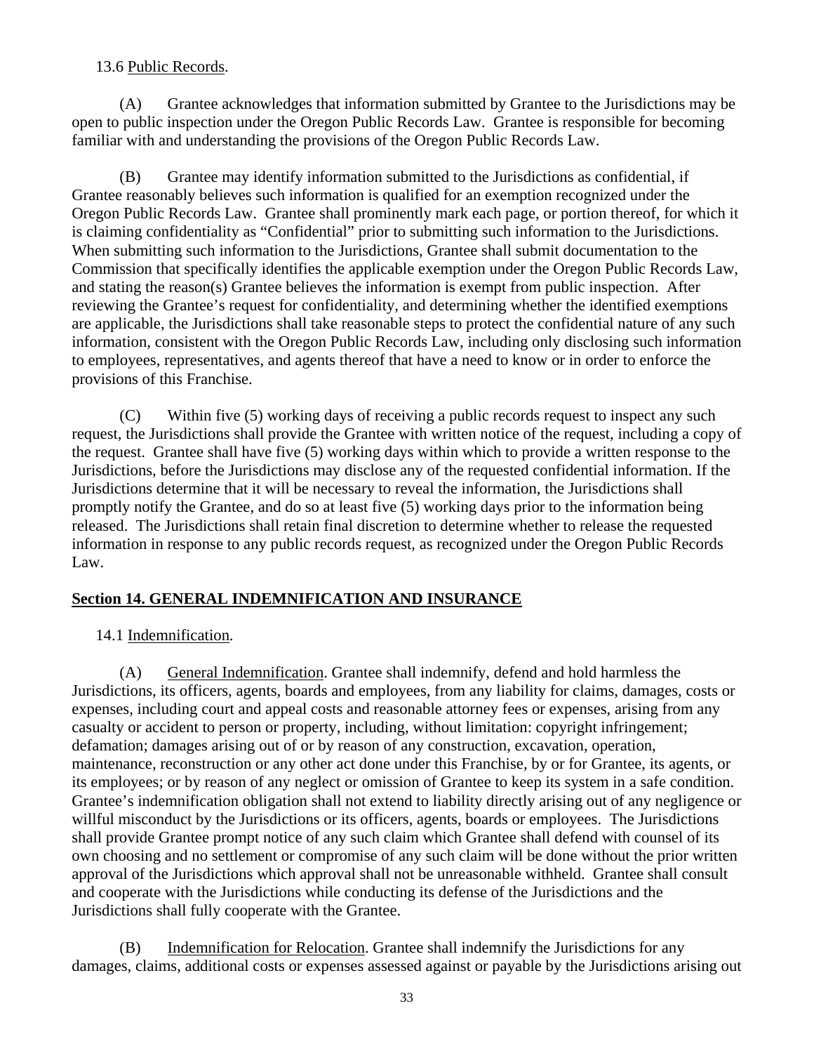13.6 Public Records.

(A) Grantee acknowledges that information submitted by Grantee to the Jurisdictions may be open to public inspection under the Oregon Public Records Law. Grantee is responsible for becoming familiar with and understanding the provisions of the Oregon Public Records Law.

(B) Grantee may identify information submitted to the Jurisdictions as confidential, if Grantee reasonably believes such information is qualified for an exemption recognized under the Oregon Public Records Law. Grantee shall prominently mark each page, or portion thereof, for which it is claiming confidentiality as "Confidential" prior to submitting such information to the Jurisdictions. When submitting such information to the Jurisdictions, Grantee shall submit documentation to the Commission that specifically identifies the applicable exemption under the Oregon Public Records Law, and stating the reason(s) Grantee believes the information is exempt from public inspection. After reviewing the Grantee's request for confidentiality, and determining whether the identified exemptions are applicable, the Jurisdictions shall take reasonable steps to protect the confidential nature of any such information, consistent with the Oregon Public Records Law, including only disclosing such information to employees, representatives, and agents thereof that have a need to know or in order to enforce the provisions of this Franchise.

(C) Within five (5) working days of receiving a public records request to inspect any such request, the Jurisdictions shall provide the Grantee with written notice of the request, including a copy of the request. Grantee shall have five (5) working days within which to provide a written response to the Jurisdictions, before the Jurisdictions may disclose any of the requested confidential information. If the Jurisdictions determine that it will be necessary to reveal the information, the Jurisdictions shall promptly notify the Grantee, and do so at least five (5) working days prior to the information being released. The Jurisdictions shall retain final discretion to determine whether to release the requested information in response to any public records request, as recognized under the Oregon Public Records Law.

## Section 14. GENERAL INDEMNIFICATION AND INSURANCE

14.1 Indemnification.

(A) General Indemnification. Grantee shall indemnify, defend and hold harmless the Jurisdictions, its officers, agents, boards and employees, from any liability for claims, damages, costs or expenses, including court and appeal costs and reasonable attorney fees or expenses, arising from any casualty or accident to person or property, including, without limitation: copyright infringement; defamation; damages arising out of or by reason of any construction, excavation, operation, maintenance, reconstruction or any other act done under this Franchise, by or for Grantee, its agents, or its employees; or by reason of any neglect or omission of Grantee to keep its system in a safe condition. Grantee's indemnification obligation shall not extend to liability directly arising out of any negligence or willful misconduct by the Jurisdictions or its officers, agents, boards or employees. The Jurisdictions shall provide Grantee prompt notice of any such claim which Grantee shall defend with counsel of its own choosing and no settlement or compromise of any such claim will be done without the prior written approval of the Jurisdictions which approval shall not be unreasonable withheld. Grantee shall consult and cooperate with the Jurisdictions while conducting its defense of the Jurisdictions and the Jurisdictions shall fully cooperate with the Grantee.

(B) Indemnification for Relocation. Grantee shall indemnify the Jurisdictions for any damages, claims, additional costs or expenses assessed against or payable by the Jurisdictions arising out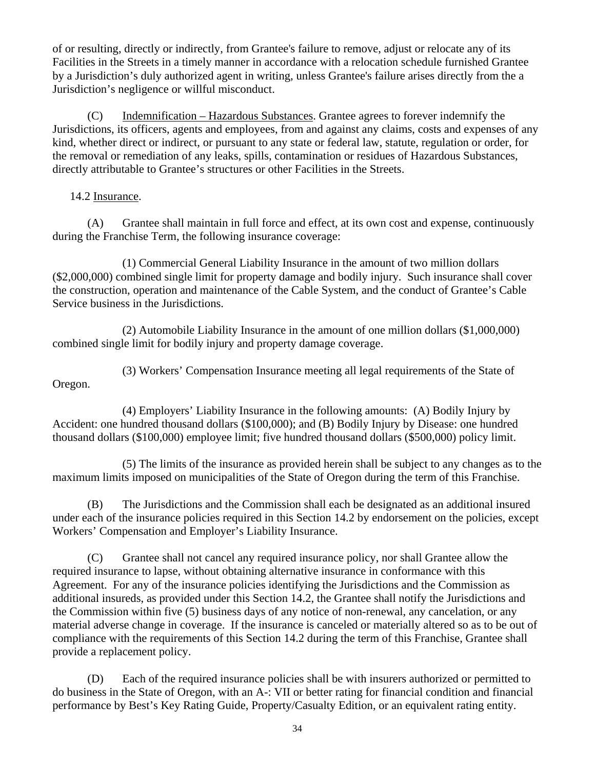of or resulting, directly or indirectly, from Grantee's failure to remove, adjust or relocate any of its Facilities in the Streets in a timely manner in accordance with a relocation schedule furnished Grantee by a Jurisdiction's duly authorized agent in writing, unless Grantee's failure arises directly from the a Jurisdiction's negligence or willful misconduct.

(C) Indemnification – Hazardous Substances. Grantee agrees to forever indemnify the Jurisdictions, its officers, agents and employees, from and against any claims, costs and expenses of any kind, whether direct or indirect, or pursuant to any state or federal law, statute, regulation or order, for the removal or remediation of any leaks, spills, contamination or residues of Hazardous Substances, directly attributable to Grantee's structures or other Facilities in the Streets.

14.2 Insurance.

(A) Grantee shall maintain in full force and effect, at its own cost and expense, continuously during the Franchise Term, the following insurance coverage:

(1) Commercial General Liability Insurance in the amount of two million dollars ($2,000,000) combined single limit for property damage and bodily injury. Such insurance shall cover the construction, operation and maintenance of the Cable System, and the conduct of Grantee's Cable Service business in the Jurisdictions.

(2) Automobile Liability Insurance in the amount of one million dollars ($1,000,000) combined single limit for bodily injury and property damage coverage.

(3) Workers' Compensation Insurance meeting all legal requirements of the State of Oregon.

(4) Employers' Liability Insurance in the following amounts: (A) Bodily Injury by Accident: one hundred thousand dollars ($100,000); and (B) Bodily Injury by Disease: one hundred thousand dollars ($100,000) employee limit; five hundred thousand dollars ($500,000) policy limit.

(5) The limits of the insurance as provided herein shall be subject to any changes as to the maximum limits imposed on municipalities of the State of Oregon during the term of this Franchise.

(B) The Jurisdictions and the Commission shall each be designated as an additional insured under each of the insurance policies required in this Section 14.2 by endorsement on the policies, except Workers' Compensation and Employer's Liability Insurance.

(C) Grantee shall not cancel any required insurance policy, nor shall Grantee allow the required insurance to lapse, without obtaining alternative insurance in conformance with this Agreement. For any of the insurance policies identifying the Jurisdictions and the Commission as additional insureds, as provided under this Section 14.2, the Grantee shall notify the Jurisdictions and the Commission within five (5) business days of any notice of non-renewal, any cancelation, or any material adverse change in coverage. If the insurance is canceled or materially altered so as to be out of compliance with the requirements of this Section 14.2 during the term of this Franchise, Grantee shall provide a replacement policy.

(D) Each of the required insurance policies shall be with insurers authorized or permitted to do business in the State of Oregon, with an A-: VII or better rating for financial condition and financial performance by Best's Key Rating Guide, Property/Casualty Edition, or an equivalent rating entity.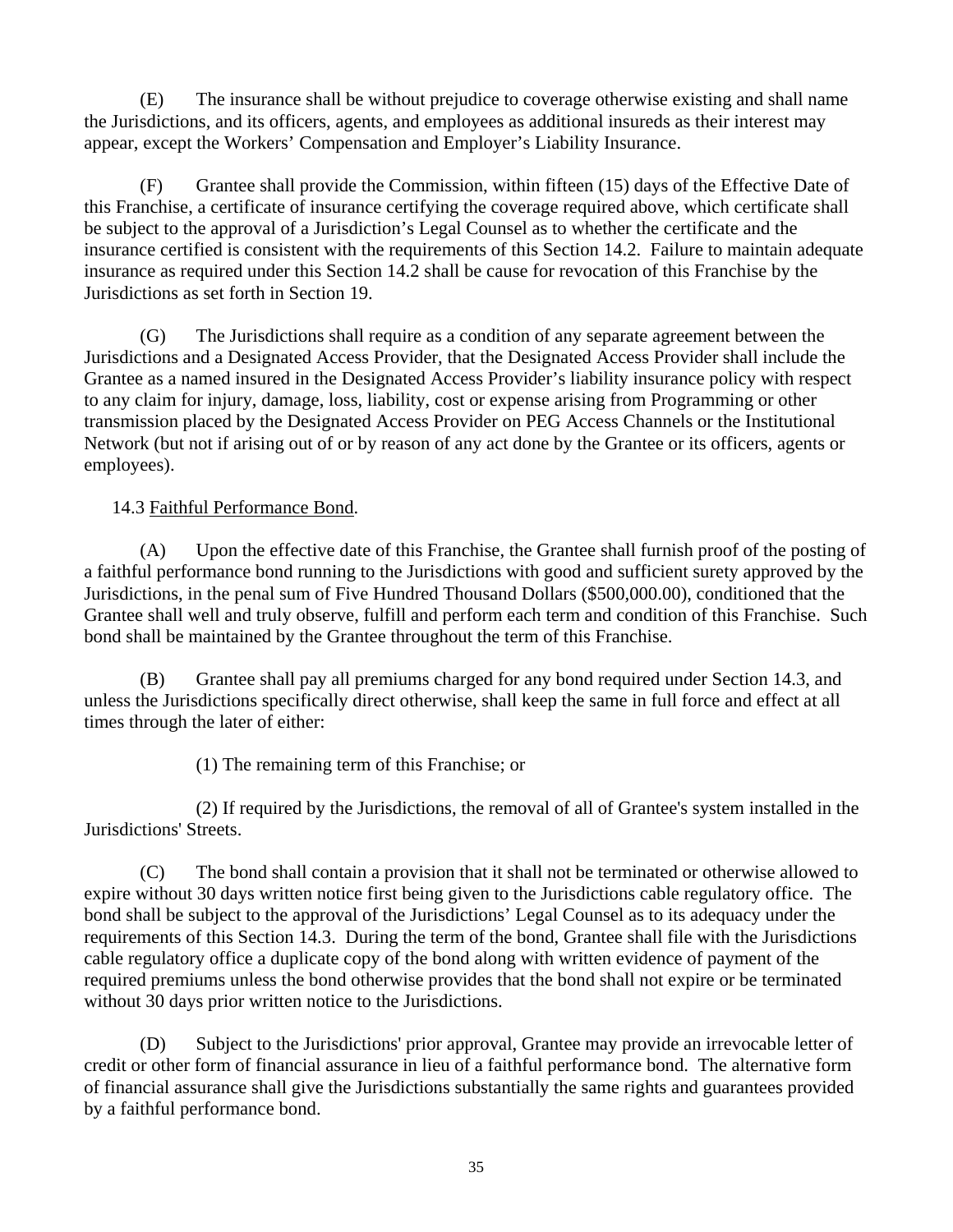(E) The insurance shall be without prejudice to coverage otherwise existing and shall name the Jurisdictions, and its officers, agents, and employees as additional insureds as their interest may appear, except the Workers' Compensation and Employer's Liability Insurance.

(F) Grantee shall provide the Commission, within fifteen (15) days of the Effective Date of this Franchise, a certificate of insurance certifying the coverage required above, which certificate shall be subject to the approval of a Jurisdiction's Legal Counsel as to whether the certificate and the insurance certified is consistent with the requirements of this Section 14.2. Failure to maintain adequate insurance as required under this Section 14.2 shall be cause for revocation of this Franchise by the Jurisdictions as set forth in Section 19.

(G) The Jurisdictions shall require as a condition of any separate agreement between the Jurisdictions and a Designated Access Provider, that the Designated Access Provider shall include the Grantee as a named insured in the Designated Access Provider's liability insurance policy with respect to any claim for injury, damage, loss, liability, cost or expense arising from Programming or other transmission placed by the Designated Access Provider on PEG Access Channels or the Institutional Network (but not if arising out of or by reason of any act done by the Grantee or its officers, agents or employees).

14.3 Faithful Performance Bond.

(A) Upon the effective date of this Franchise, the Grantee shall furnish proof of the posting of a faithful performance bond running to the Jurisdictions with good and sufficient surety approved by the Jurisdictions, in the penal sum of Five Hundred Thousand Dollars ($500,000.00), conditioned that the Grantee shall well and truly observe, fulfill and perform each term and condition of this Franchise. Such bond shall be maintained by the Grantee throughout the term of this Franchise.

(B) Grantee shall pay all premiums charged for any bond required under Section 14.3, and unless the Jurisdictions specifically direct otherwise, shall keep the same in full force and effect at all times through the later of either:

(1) The remaining term of this Franchise; or

(2) If required by the Jurisdictions, the removal of all of Grantee's system installed in the Jurisdictions' Streets.

(C) The bond shall contain a provision that it shall not be terminated or otherwise allowed to expire without 30 days written notice first being given to the Jurisdictions cable regulatory office. The bond shall be subject to the approval of the Jurisdictions' Legal Counsel as to its adequacy under the requirements of this Section 14.3. During the term of the bond, Grantee shall file with the Jurisdictions cable regulatory office a duplicate copy of the bond along with written evidence of payment of the required premiums unless the bond otherwise provides that the bond shall not expire or be terminated without 30 days prior written notice to the Jurisdictions.

(D) Subject to the Jurisdictions' prior approval, Grantee may provide an irrevocable letter of credit or other form of financial assurance in lieu of a faithful performance bond. The alternative form of financial assurance shall give the Jurisdictions substantially the same rights and guarantees provided by a faithful performance bond.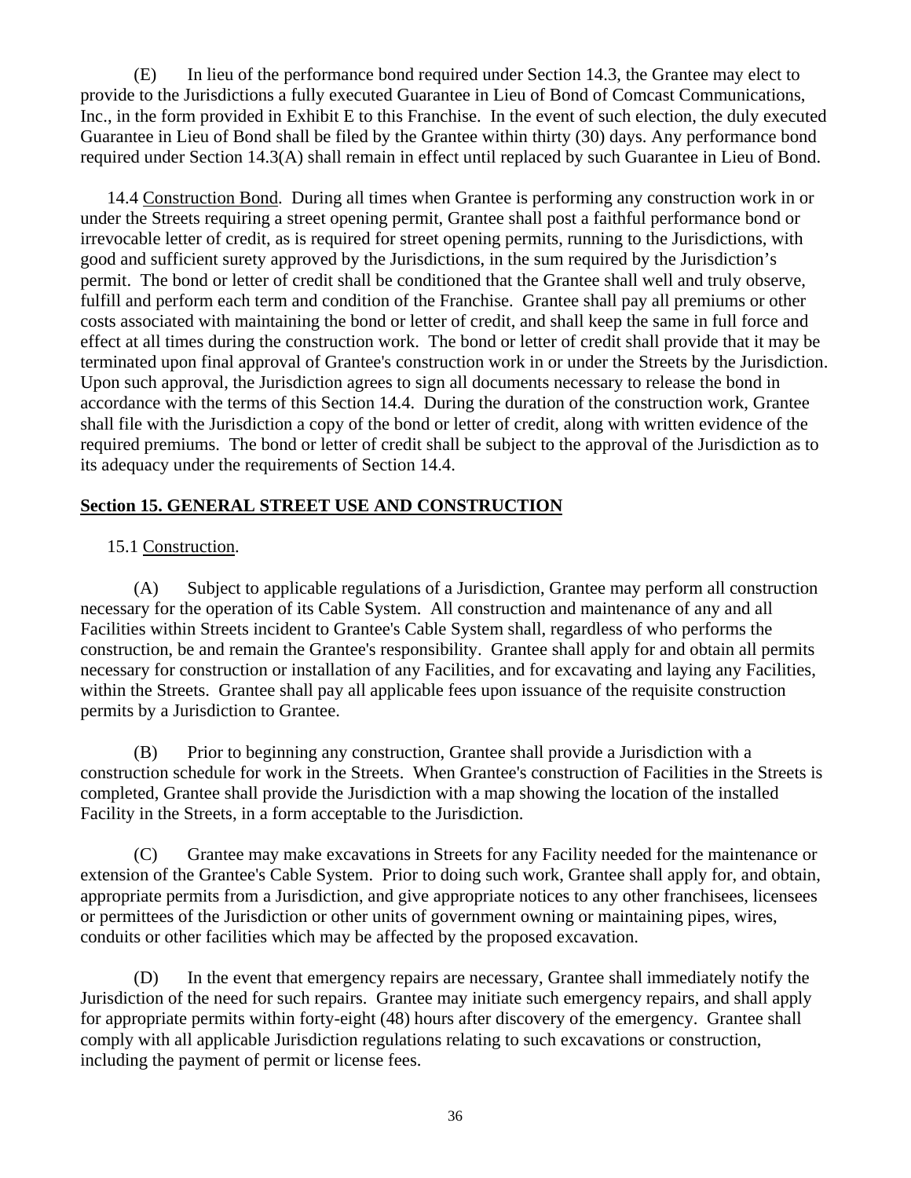(E) In lieu of the performance bond required under Section 14.3, the Grantee may elect to provide to the Jurisdictions a fully executed Guarantee in Lieu of Bond of Comcast Communications, Inc., in the form provided in Exhibit E to this Franchise. In the event of such election, the duly executed Guarantee in Lieu of Bond shall be filed by the Grantee within thirty (30) days. Any performance bond required under Section 14.3(A) shall remain in effect until replaced by such Guarantee in Lieu of Bond.

14.4 Construction Bond. During all times when Grantee is performing any construction work in or under the Streets requiring a street opening permit, Grantee shall post a faithful performance bond or irrevocable letter of credit, as is required for street opening permits, running to the Jurisdictions, with good and sufficient surety approved by the Jurisdictions, in the sum required by the Jurisdiction's permit. The bond or letter of credit shall be conditioned that the Grantee shall well and truly observe, fulfill and perform each term and condition of the Franchise. Grantee shall pay all premiums or other costs associated with maintaining the bond or letter of credit, and shall keep the same in full force and effect at all times during the construction work. The bond or letter of credit shall provide that it may be terminated upon final approval of Grantee's construction work in or under the Streets by the Jurisdiction. Upon such approval, the Jurisdiction agrees to sign all documents necessary to release the bond in accordance with the terms of this Section 14.4. During the duration of the construction work, Grantee shall file with the Jurisdiction a copy of the bond or letter of credit, along with written evidence of the required premiums. The bond or letter of credit shall be subject to the approval of the Jurisdiction as to its adequacy under the requirements of Section 14.4.

## Section 15. GENERAL STREET USE AND CONSTRUCTION

15.1 Construction.

(A) Subject to applicable regulations of a Jurisdiction, Grantee may perform all construction necessary for the operation of its Cable System. All construction and maintenance of any and all Facilities within Streets incident to Grantee's Cable System shall, regardless of who performs the construction, be and remain the Grantee's responsibility. Grantee shall apply for and obtain all permits necessary for construction or installation of any Facilities, and for excavating and laying any Facilities, within the Streets. Grantee shall pay all applicable fees upon issuance of the requisite construction permits by a Jurisdiction to Grantee.

(B) Prior to beginning any construction, Grantee shall provide a Jurisdiction with a construction schedule for work in the Streets. When Grantee's construction of Facilities in the Streets is completed, Grantee shall provide the Jurisdiction with a map showing the location of the installed Facility in the Streets, in a form acceptable to the Jurisdiction.

(C) Grantee may make excavations in Streets for any Facility needed for the maintenance or extension of the Grantee's Cable System. Prior to doing such work, Grantee shall apply for, and obtain, appropriate permits from a Jurisdiction, and give appropriate notices to any other franchisees, licensees or permittees of the Jurisdiction or other units of government owning or maintaining pipes, wires, conduits or other facilities which may be affected by the proposed excavation.

(D) In the event that emergency repairs are necessary, Grantee shall immediately notify the Jurisdiction of the need for such repairs. Grantee may initiate such emergency repairs, and shall apply for appropriate permits within forty-eight (48) hours after discovery of the emergency. Grantee shall comply with all applicable Jurisdiction regulations relating to such excavations or construction, including the payment of permit or license fees.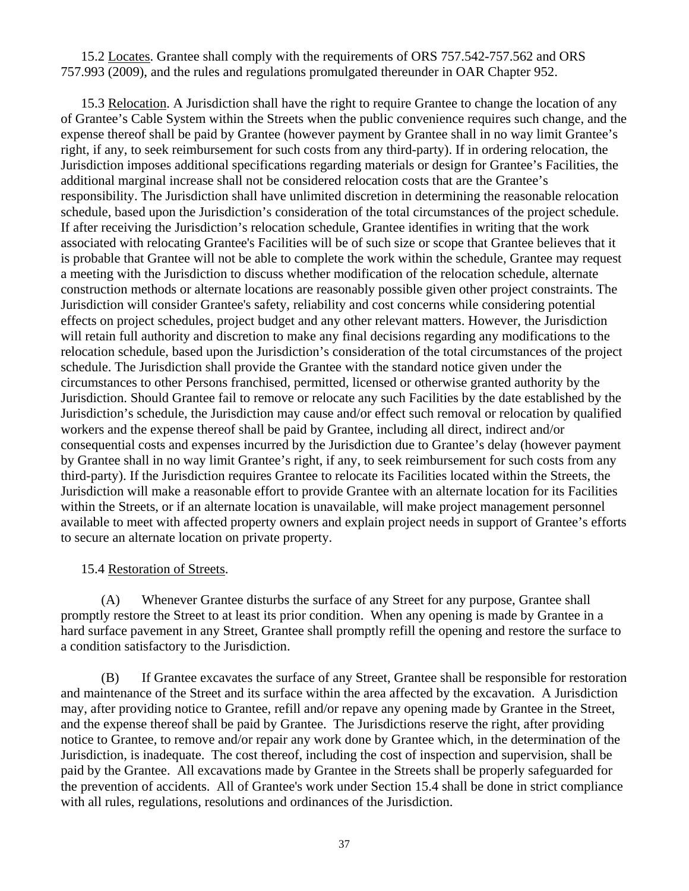15.2 Locates. Grantee shall comply with the requirements of ORS 757.542-757.562 and ORS 757.993 (2009), and the rules and regulations promulgated thereunder in OAR Chapter 952.

15.3 Relocation. A Jurisdiction shall have the right to require Grantee to change the location of any of Grantee's Cable System within the Streets when the public convenience requires such change, and the expense thereof shall be paid by Grantee (however payment by Grantee shall in no way limit Grantee's right, if any, to seek reimbursement for such costs from any third-party). If in ordering relocation, the Jurisdiction imposes additional specifications regarding materials or design for Grantee's Facilities, the additional marginal increase shall not be considered relocation costs that are the Grantee's responsibility. The Jurisdiction shall have unlimited discretion in determining the reasonable relocation schedule, based upon the Jurisdiction's consideration of the total circumstances of the project schedule. If after receiving the Jurisdiction's relocation schedule, Grantee identifies in writing that the work associated with relocating Grantee's Facilities will be of such size or scope that Grantee believes that it is probable that Grantee will not be able to complete the work within the schedule, Grantee may request a meeting with the Jurisdiction to discuss whether modification of the relocation schedule, alternate construction methods or alternate locations are reasonably possible given other project constraints. The Jurisdiction will consider Grantee's safety, reliability and cost concerns while considering potential effects on project schedules, project budget and any other relevant matters. However, the Jurisdiction will retain full authority and discretion to make any final decisions regarding any modifications to the relocation schedule, based upon the Jurisdiction's consideration of the total circumstances of the project schedule. The Jurisdiction shall provide the Grantee with the standard notice given under the circumstances to other Persons franchised, permitted, licensed or otherwise granted authority by the Jurisdiction. Should Grantee fail to remove or relocate any such Facilities by the date established by the Jurisdiction's schedule, the Jurisdiction may cause and/or effect such removal or relocation by qualified workers and the expense thereof shall be paid by Grantee, including all direct, indirect and/or consequential costs and expenses incurred by the Jurisdiction due to Grantee's delay (however payment by Grantee shall in no way limit Grantee's right, if any, to seek reimbursement for such costs from any third-party). If the Jurisdiction requires Grantee to relocate its Facilities located within the Streets, the Jurisdiction will make a reasonable effort to provide Grantee with an alternate location for its Facilities within the Streets, or if an alternate location is unavailable, will make project management personnel available to meet with affected property owners and explain project needs in support of Grantee's efforts to secure an alternate location on private property.

15.4 Restoration of Streets.

(A) Whenever Grantee disturbs the surface of any Street for any purpose, Grantee shall promptly restore the Street to at least its prior condition. When any opening is made by Grantee in a hard surface pavement in any Street, Grantee shall promptly refill the opening and restore the surface to a condition satisfactory to the Jurisdiction.

(B) If Grantee excavates the surface of any Street, Grantee shall be responsible for restoration and maintenance of the Street and its surface within the area affected by the excavation. A Jurisdiction may, after providing notice to Grantee, refill and/or repave any opening made by Grantee in the Street, and the expense thereof shall be paid by Grantee. The Jurisdictions reserve the right, after providing notice to Grantee, to remove and/or repair any work done by Grantee which, in the determination of the Jurisdiction, is inadequate. The cost thereof, including the cost of inspection and supervision, shall be paid by the Grantee. All excavations made by Grantee in the Streets shall be properly safeguarded for the prevention of accidents. All of Grantee's work under Section 15.4 shall be done in strict compliance with all rules, regulations, resolutions and ordinances of the Jurisdiction.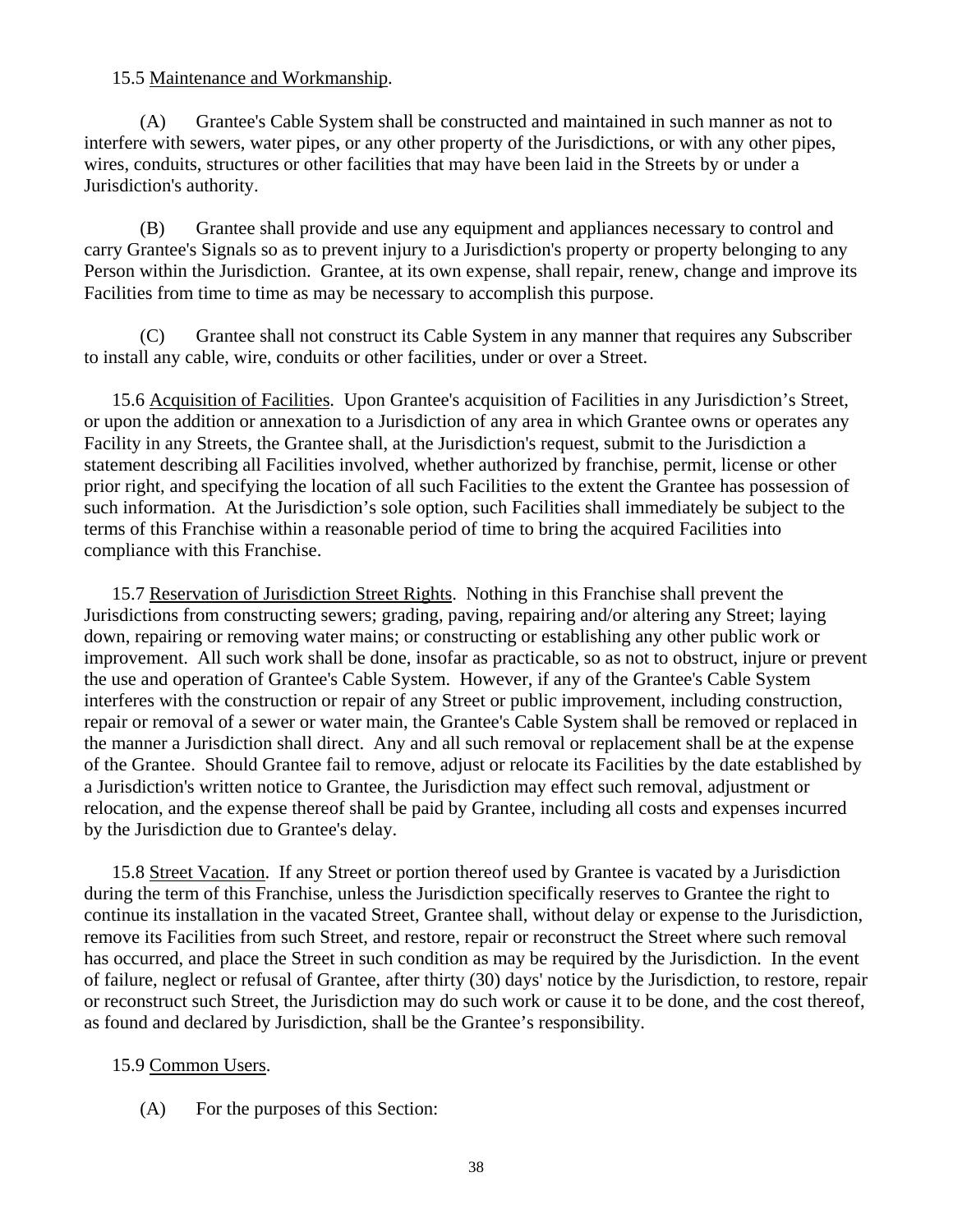15.5 Maintenance and Workmanship.

(A) Grantee's Cable System shall be constructed and maintained in such manner as not to interfere with sewers, water pipes, or any other property of the Jurisdictions, or with any other pipes, wires, conduits, structures or other facilities that may have been laid in the Streets by or under a Jurisdiction's authority.

(B) Grantee shall provide and use any equipment and appliances necessary to control and carry Grantee's Signals so as to prevent injury to a Jurisdiction's property or property belonging to any Person within the Jurisdiction. Grantee, at its own expense, shall repair, renew, change and improve its Facilities from time to time as may be necessary to accomplish this purpose.

(C) Grantee shall not construct its Cable System in any manner that requires any Subscriber to install any cable, wire, conduits or other facilities, under or over a Street.

15.6 Acquisition of Facilities. Upon Grantee's acquisition of Facilities in any Jurisdiction's Street, or upon the addition or annexation to a Jurisdiction of any area in which Grantee owns or operates any Facility in any Streets, the Grantee shall, at the Jurisdiction's request, submit to the Jurisdiction a statement describing all Facilities involved, whether authorized by franchise, permit, license or other prior right, and specifying the location of all such Facilities to the extent the Grantee has possession of such information. At the Jurisdiction's sole option, such Facilities shall immediately be subject to the terms of this Franchise within a reasonable period of time to bring the acquired Facilities into compliance with this Franchise.

15.7 Reservation of Jurisdiction Street Rights. Nothing in this Franchise shall prevent the Jurisdictions from constructing sewers; grading, paving, repairing and/or altering any Street; laying down, repairing or removing water mains; or constructing or establishing any other public work or improvement. All such work shall be done, insofar as practicable, so as not to obstruct, injure or prevent the use and operation of Grantee's Cable System. However, if any of the Grantee's Cable System interferes with the construction or repair of any Street or public improvement, including construction, repair or removal of a sewer or water main, the Grantee's Cable System shall be removed or replaced in the manner a Jurisdiction shall direct. Any and all such removal or replacement shall be at the expense of the Grantee. Should Grantee fail to remove, adjust or relocate its Facilities by the date established by a Jurisdiction's written notice to Grantee, the Jurisdiction may effect such removal, adjustment or relocation, and the expense thereof shall be paid by Grantee, including all costs and expenses incurred by the Jurisdiction due to Grantee's delay.

15.8 Street Vacation. If any Street or portion thereof used by Grantee is vacated by a Jurisdiction during the term of this Franchise, unless the Jurisdiction specifically reserves to Grantee the right to continue its installation in the vacated Street, Grantee shall, without delay or expense to the Jurisdiction, remove its Facilities from such Street, and restore, repair or reconstruct the Street where such removal has occurred, and place the Street in such condition as may be required by the Jurisdiction. In the event of failure, neglect or refusal of Grantee, after thirty (30) days' notice by the Jurisdiction, to restore, repair or reconstruct such Street, the Jurisdiction may do such work or cause it to be done, and the cost thereof, as found and declared by Jurisdiction, shall be the Grantee's responsibility.

15.9 Common Users.

(A) For the purposes of this Section: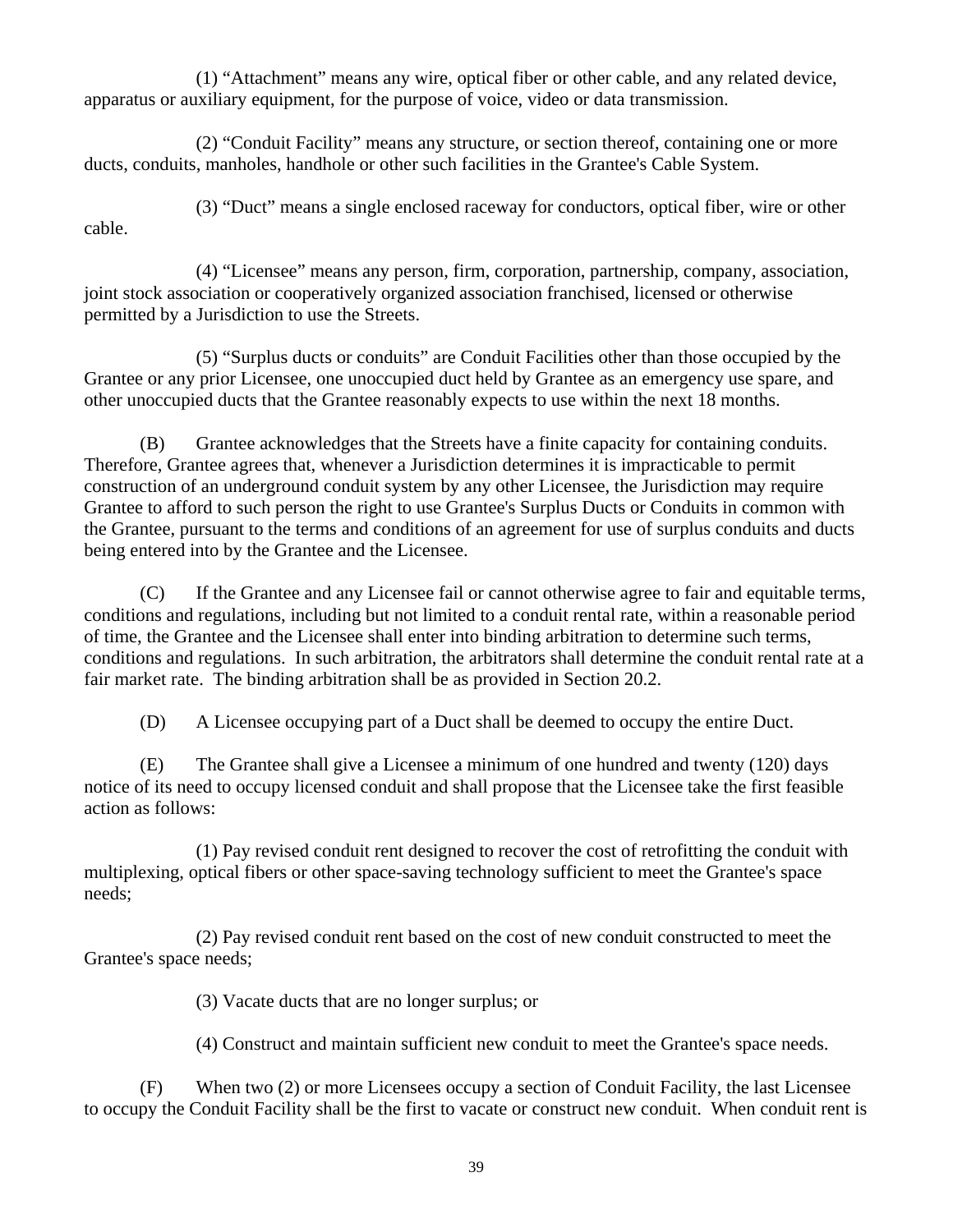(1) "Attachment" means any wire, optical fiber or other cable, and any related device, apparatus or auxiliary equipment, for the purpose of voice, video or data transmission.

(2) "Conduit Facility" means any structure, or section thereof, containing one or more ducts, conduits, manholes, handhole or other such facilities in the Grantee's Cable System.

(3) "Duct" means a single enclosed raceway for conductors, optical fiber, wire or other cable.

(4) "Licensee" means any person, firm, corporation, partnership, company, association, joint stock association or cooperatively organized association franchised, licensed or otherwise permitted by a Jurisdiction to use the Streets.

(5) "Surplus ducts or conduits" are Conduit Facilities other than those occupied by the Grantee or any prior Licensee, one unoccupied duct held by Grantee as an emergency use spare, and other unoccupied ducts that the Grantee reasonably expects to use within the next 18 months.

(B) Grantee acknowledges that the Streets have a finite capacity for containing conduits. Therefore, Grantee agrees that, whenever a Jurisdiction determines it is impracticable to permit construction of an underground conduit system by any other Licensee, the Jurisdiction may require Grantee to afford to such person the right to use Grantee's Surplus Ducts or Conduits in common with the Grantee, pursuant to the terms and conditions of an agreement for use of surplus conduits and ducts being entered into by the Grantee and the Licensee.

(C) If the Grantee and any Licensee fail or cannot otherwise agree to fair and equitable terms, conditions and regulations, including but not limited to a conduit rental rate, within a reasonable period of time, the Grantee and the Licensee shall enter into binding arbitration to determine such terms, conditions and regulations. In such arbitration, the arbitrators shall determine the conduit rental rate at a fair market rate. The binding arbitration shall be as provided in Section 20.2.

(D) A Licensee occupying part of a Duct shall be deemed to occupy the entire Duct.

(E) The Grantee shall give a Licensee a minimum of one hundred and twenty (120) days notice of its need to occupy licensed conduit and shall propose that the Licensee take the first feasible action as follows:

(1) Pay revised conduit rent designed to recover the cost of retrofitting the conduit with multiplexing, optical fibers or other space-saving technology sufficient to meet the Grantee's space needs;

(2) Pay revised conduit rent based on the cost of new conduit constructed to meet the Grantee's space needs;

(3) Vacate ducts that are no longer surplus; or

(4) Construct and maintain sufficient new conduit to meet the Grantee's space needs.

(F) When two (2) or more Licensees occupy a section of Conduit Facility, the last Licensee to occupy the Conduit Facility shall be the first to vacate or construct new conduit. When conduit rent is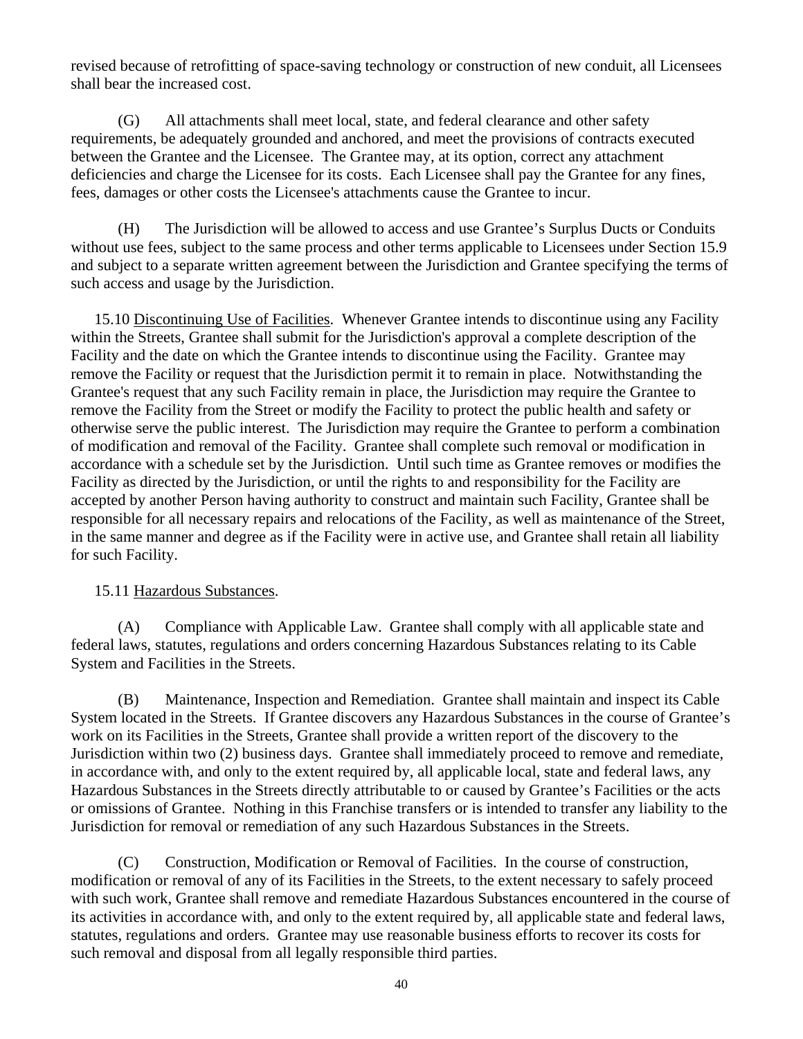revised because of retrofitting of space-saving technology or construction of new conduit, all Licensees shall bear the increased cost.

(G) All attachments shall meet local, state, and federal clearance and other safety requirements, be adequately grounded and anchored, and meet the provisions of contracts executed between the Grantee and the Licensee. The Grantee may, at its option, correct any attachment deficiencies and charge the Licensee for its costs. Each Licensee shall pay the Grantee for any fines, fees, damages or other costs the Licensee's attachments cause the Grantee to incur.

(H) The Jurisdiction will be allowed to access and use Grantee's Surplus Ducts or Conduits without use fees, subject to the same process and other terms applicable to Licensees under Section 15.9 and subject to a separate written agreement between the Jurisdiction and Grantee specifying the terms of such access and usage by the Jurisdiction.

15.10 Discontinuing Use of Facilities. Whenever Grantee intends to discontinue using any Facility within the Streets, Grantee shall submit for the Jurisdiction's approval a complete description of the Facility and the date on which the Grantee intends to discontinue using the Facility. Grantee may remove the Facility or request that the Jurisdiction permit it to remain in place. Notwithstanding the Grantee's request that any such Facility remain in place, the Jurisdiction may require the Grantee to remove the Facility from the Street or modify the Facility to protect the public health and safety or otherwise serve the public interest. The Jurisdiction may require the Grantee to perform a combination of modification and removal of the Facility. Grantee shall complete such removal or modification in accordance with a schedule set by the Jurisdiction. Until such time as Grantee removes or modifies the Facility as directed by the Jurisdiction, or until the rights to and responsibility for the Facility are accepted by another Person having authority to construct and maintain such Facility, Grantee shall be responsible for all necessary repairs and relocations of the Facility, as well as maintenance of the Street, in the same manner and degree as if the Facility were in active use, and Grantee shall retain all liability for such Facility.

15.11 Hazardous Substances.

(A) Compliance with Applicable Law. Grantee shall comply with all applicable state and federal laws, statutes, regulations and orders concerning Hazardous Substances relating to its Cable System and Facilities in the Streets.

(B) Maintenance, Inspection and Remediation. Grantee shall maintain and inspect its Cable System located in the Streets. If Grantee discovers any Hazardous Substances in the course of Grantee's work on its Facilities in the Streets, Grantee shall provide a written report of the discovery to the Jurisdiction within two (2) business days. Grantee shall immediately proceed to remove and remediate, in accordance with, and only to the extent required by, all applicable local, state and federal laws, any Hazardous Substances in the Streets directly attributable to or caused by Grantee's Facilities or the acts or omissions of Grantee. Nothing in this Franchise transfers or is intended to transfer any liability to the Jurisdiction for removal or remediation of any such Hazardous Substances in the Streets.

(C) Construction, Modification or Removal of Facilities. In the course of construction, modification or removal of any of its Facilities in the Streets, to the extent necessary to safely proceed with such work, Grantee shall remove and remediate Hazardous Substances encountered in the course of its activities in accordance with, and only to the extent required by, all applicable state and federal laws, statutes, regulations and orders. Grantee may use reasonable business efforts to recover its costs for such removal and disposal from all legally responsible third parties.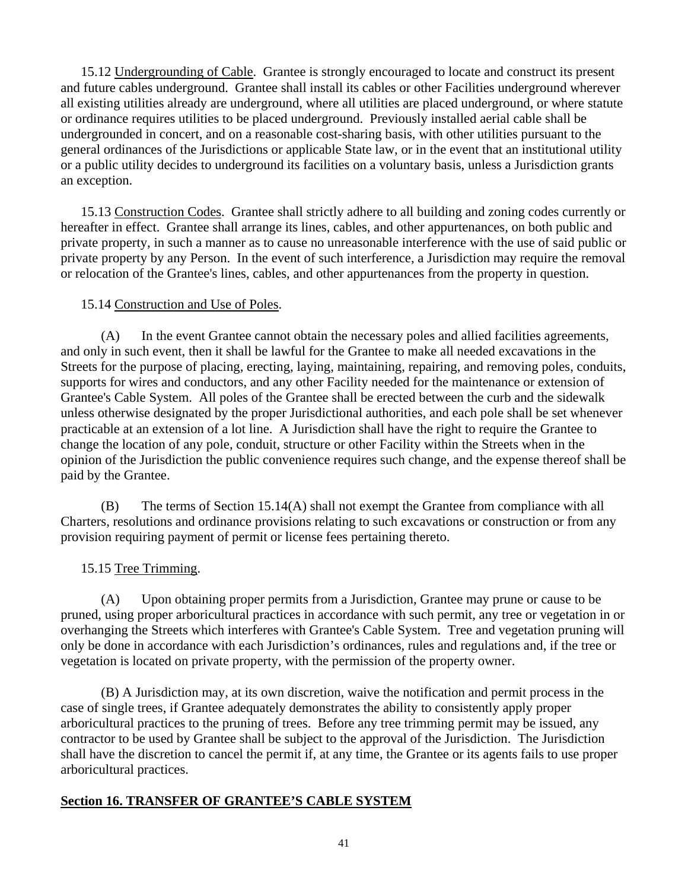15.12 Undergrounding of Cable. Grantee is strongly encouraged to locate and construct its present and future cables underground. Grantee shall install its cables or other Facilities underground wherever all existing utilities already are underground, where all utilities are placed underground, or where statute or ordinance requires utilities to be placed underground. Previously installed aerial cable shall be undergrounded in concert, and on a reasonable cost-sharing basis, with other utilities pursuant to the general ordinances of the Jurisdictions or applicable State law, or in the event that an institutional utility or a public utility decides to underground its facilities on a voluntary basis, unless a Jurisdiction grants an exception.

15.13 Construction Codes. Grantee shall strictly adhere to all building and zoning codes currently or hereafter in effect. Grantee shall arrange its lines, cables, and other appurtenances, on both public and private property, in such a manner as to cause no unreasonable interference with the use of said public or private property by any Person. In the event of such interference, a Jurisdiction may require the removal or relocation of the Grantee's lines, cables, and other appurtenances from the property in question.

15.14 Construction and Use of Poles.

(A) In the event Grantee cannot obtain the necessary poles and allied facilities agreements, and only in such event, then it shall be lawful for the Grantee to make all needed excavations in the Streets for the purpose of placing, erecting, laying, maintaining, repairing, and removing poles, conduits, supports for wires and conductors, and any other Facility needed for the maintenance or extension of Grantee's Cable System. All poles of the Grantee shall be erected between the curb and the sidewalk unless otherwise designated by the proper Jurisdictional authorities, and each pole shall be set whenever practicable at an extension of a lot line. A Jurisdiction shall have the right to require the Grantee to change the location of any pole, conduit, structure or other Facility within the Streets when in the opinion of the Jurisdiction the public convenience requires such change, and the expense thereof shall be paid by the Grantee.

(B) The terms of Section 15.14(A) shall not exempt the Grantee from compliance with all Charters, resolutions and ordinance provisions relating to such excavations or construction or from any provision requiring payment of permit or license fees pertaining thereto.

15.15 Tree Trimming.

(A) Upon obtaining proper permits from a Jurisdiction, Grantee may prune or cause to be pruned, using proper arboricultural practices in accordance with such permit, any tree or vegetation in or overhanging the Streets which interferes with Grantee's Cable System. Tree and vegetation pruning will only be done in accordance with each Jurisdiction's ordinances, rules and regulations and, if the tree or vegetation is located on private property, with the permission of the property owner.

(B) A Jurisdiction may, at its own discretion, waive the notification and permit process in the case of single trees, if Grantee adequately demonstrates the ability to consistently apply proper arboricultural practices to the pruning of trees. Before any tree trimming permit may be issued, any contractor to be used by Grantee shall be subject to the approval of the Jurisdiction. The Jurisdiction shall have the discretion to cancel the permit if, at any time, the Grantee or its agents fails to use proper arboricultural practices.

## Section 16. TRANSFER OF GRANTEE'S CABLE SYSTEM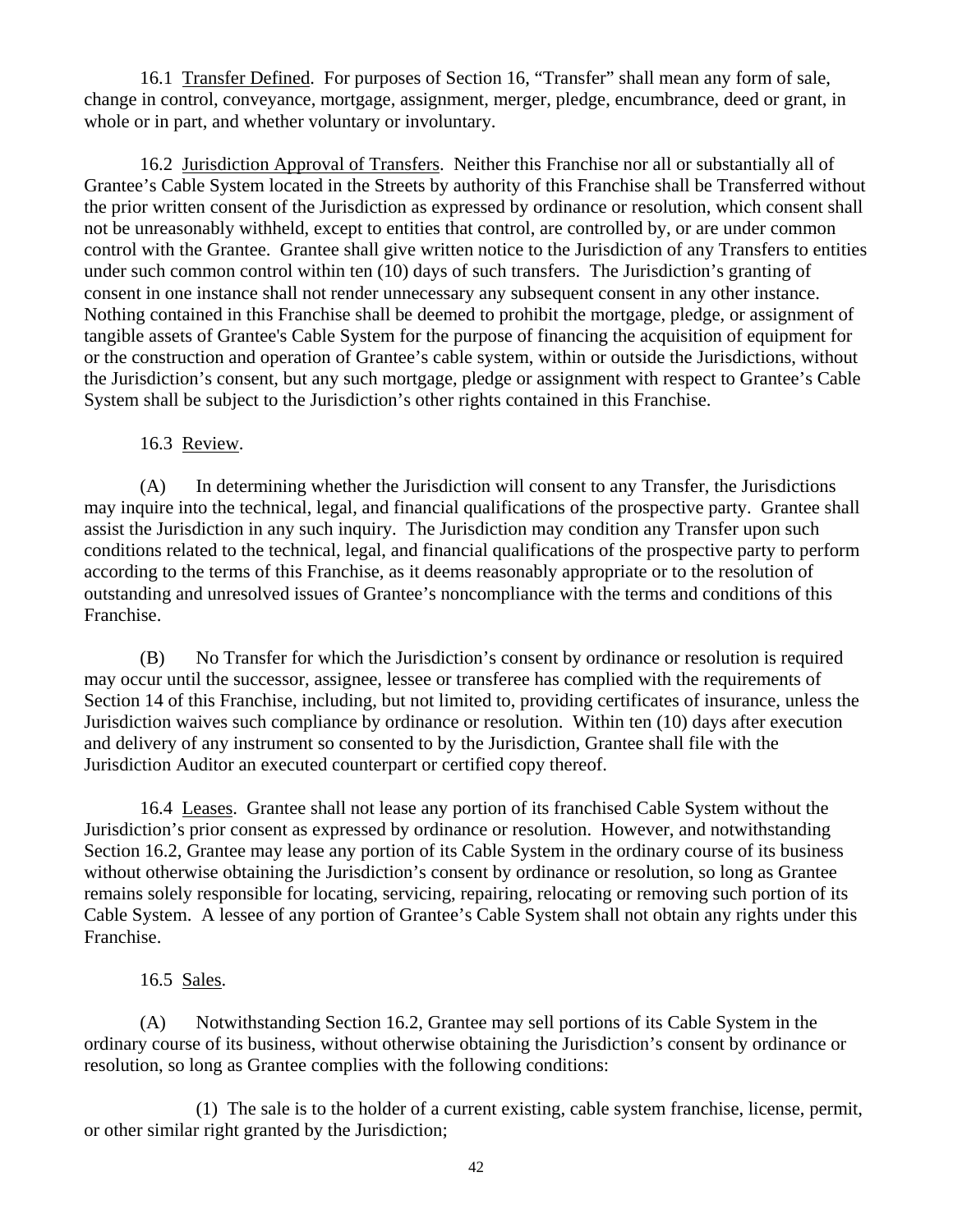16.1 Transfer Defined. For purposes of Section 16, "Transfer" shall mean any form of sale, change in control, conveyance, mortgage, assignment, merger, pledge, encumbrance, deed or grant, in whole or in part, and whether voluntary or involuntary.

16.2 Jurisdiction Approval of Transfers. Neither this Franchise nor all or substantially all of Grantee's Cable System located in the Streets by authority of this Franchise shall be Transferred without the prior written consent of the Jurisdiction as expressed by ordinance or resolution, which consent shall not be unreasonably withheld, except to entities that control, are controlled by, or are under common control with the Grantee. Grantee shall give written notice to the Jurisdiction of any Transfers to entities under such common control within ten (10) days of such transfers. The Jurisdiction's granting of consent in one instance shall not render unnecessary any subsequent consent in any other instance. Nothing contained in this Franchise shall be deemed to prohibit the mortgage, pledge, or assignment of tangible assets of Grantee's Cable System for the purpose of financing the acquisition of equipment for or the construction and operation of Grantee's cable system, within or outside the Jurisdictions, without the Jurisdiction's consent, but any such mortgage, pledge or assignment with respect to Grantee's Cable System shall be subject to the Jurisdiction's other rights contained in this Franchise.

16.3 Review.

(A) In determining whether the Jurisdiction will consent to any Transfer, the Jurisdictions may inquire into the technical, legal, and financial qualifications of the prospective party. Grantee shall assist the Jurisdiction in any such inquiry. The Jurisdiction may condition any Transfer upon such conditions related to the technical, legal, and financial qualifications of the prospective party to perform according to the terms of this Franchise, as it deems reasonably appropriate or to the resolution of outstanding and unresolved issues of Grantee's noncompliance with the terms and conditions of this Franchise.

(B) No Transfer for which the Jurisdiction's consent by ordinance or resolution is required may occur until the successor, assignee, lessee or transferee has complied with the requirements of Section 14 of this Franchise, including, but not limited to, providing certificates of insurance, unless the Jurisdiction waives such compliance by ordinance or resolution. Within ten (10) days after execution and delivery of any instrument so consented to by the Jurisdiction, Grantee shall file with the Jurisdiction Auditor an executed counterpart or certified copy thereof.

16.4 Leases. Grantee shall not lease any portion of its franchised Cable System without the Jurisdiction's prior consent as expressed by ordinance or resolution. However, and notwithstanding Section 16.2, Grantee may lease any portion of its Cable System in the ordinary course of its business without otherwise obtaining the Jurisdiction's consent by ordinance or resolution, so long as Grantee remains solely responsible for locating, servicing, repairing, relocating or removing such portion of its Cable System. A lessee of any portion of Grantee's Cable System shall not obtain any rights under this Franchise.

16.5 Sales.

(A) Notwithstanding Section 16.2, Grantee may sell portions of its Cable System in the ordinary course of its business, without otherwise obtaining the Jurisdiction's consent by ordinance or resolution, so long as Grantee complies with the following conditions:

(1) The sale is to the holder of a current existing, cable system franchise, license, permit, or other similar right granted by the Jurisdiction;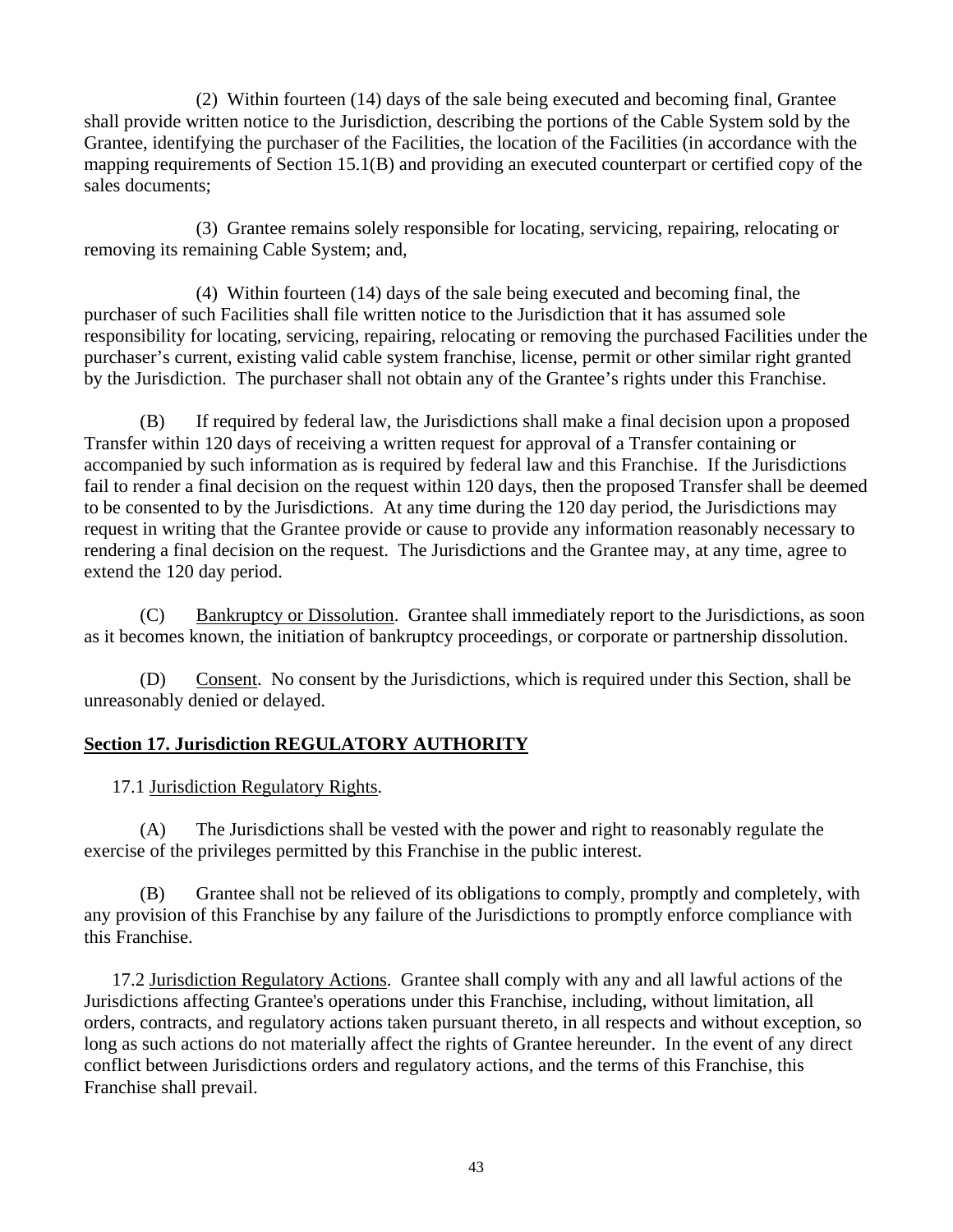(2) Within fourteen (14) days of the sale being executed and becoming final, Grantee shall provide written notice to the Jurisdiction, describing the portions of the Cable System sold by the Grantee, identifying the purchaser of the Facilities, the location of the Facilities (in accordance with the mapping requirements of Section 15.1(B) and providing an executed counterpart or certified copy of the sales documents;

(3) Grantee remains solely responsible for locating, servicing, repairing, relocating or removing its remaining Cable System; and,

(4) Within fourteen (14) days of the sale being executed and becoming final, the purchaser of such Facilities shall file written notice to the Jurisdiction that it has assumed sole responsibility for locating, servicing, repairing, relocating or removing the purchased Facilities under the purchaser's current, existing valid cable system franchise, license, permit or other similar right granted by the Jurisdiction. The purchaser shall not obtain any of the Grantee's rights under this Franchise.

(B) If required by federal law, the Jurisdictions shall make a final decision upon a proposed Transfer within 120 days of receiving a written request for approval of a Transfer containing or accompanied by such information as is required by federal law and this Franchise. If the Jurisdictions fail to render a final decision on the request within 120 days, then the proposed Transfer shall be deemed to be consented to by the Jurisdictions. At any time during the 120 day period, the Jurisdictions may request in writing that the Grantee provide or cause to provide any information reasonably necessary to rendering a final decision on the request. The Jurisdictions and the Grantee may, at any time, agree to extend the 120 day period.

(C) Bankruptcy or Dissolution. Grantee shall immediately report to the Jurisdictions, as soon as it becomes known, the initiation of bankruptcy proceedings, or corporate or partnership dissolution.

(D) Consent. No consent by the Jurisdictions, which is required under this Section, shall be unreasonably denied or delayed.

## Section 17. Jurisdiction REGULATORY AUTHORITY

17.1 Jurisdiction Regulatory Rights.

(A) The Jurisdictions shall be vested with the power and right to reasonably regulate the exercise of the privileges permitted by this Franchise in the public interest.

(B) Grantee shall not be relieved of its obligations to comply, promptly and completely, with any provision of this Franchise by any failure of the Jurisdictions to promptly enforce compliance with this Franchise.

17.2 Jurisdiction Regulatory Actions. Grantee shall comply with any and all lawful actions of the Jurisdictions affecting Grantee's operations under this Franchise, including, without limitation, all orders, contracts, and regulatory actions taken pursuant thereto, in all respects and without exception, so long as such actions do not materially affect the rights of Grantee hereunder. In the event of any direct conflict between Jurisdictions orders and regulatory actions, and the terms of this Franchise, this Franchise shall prevail.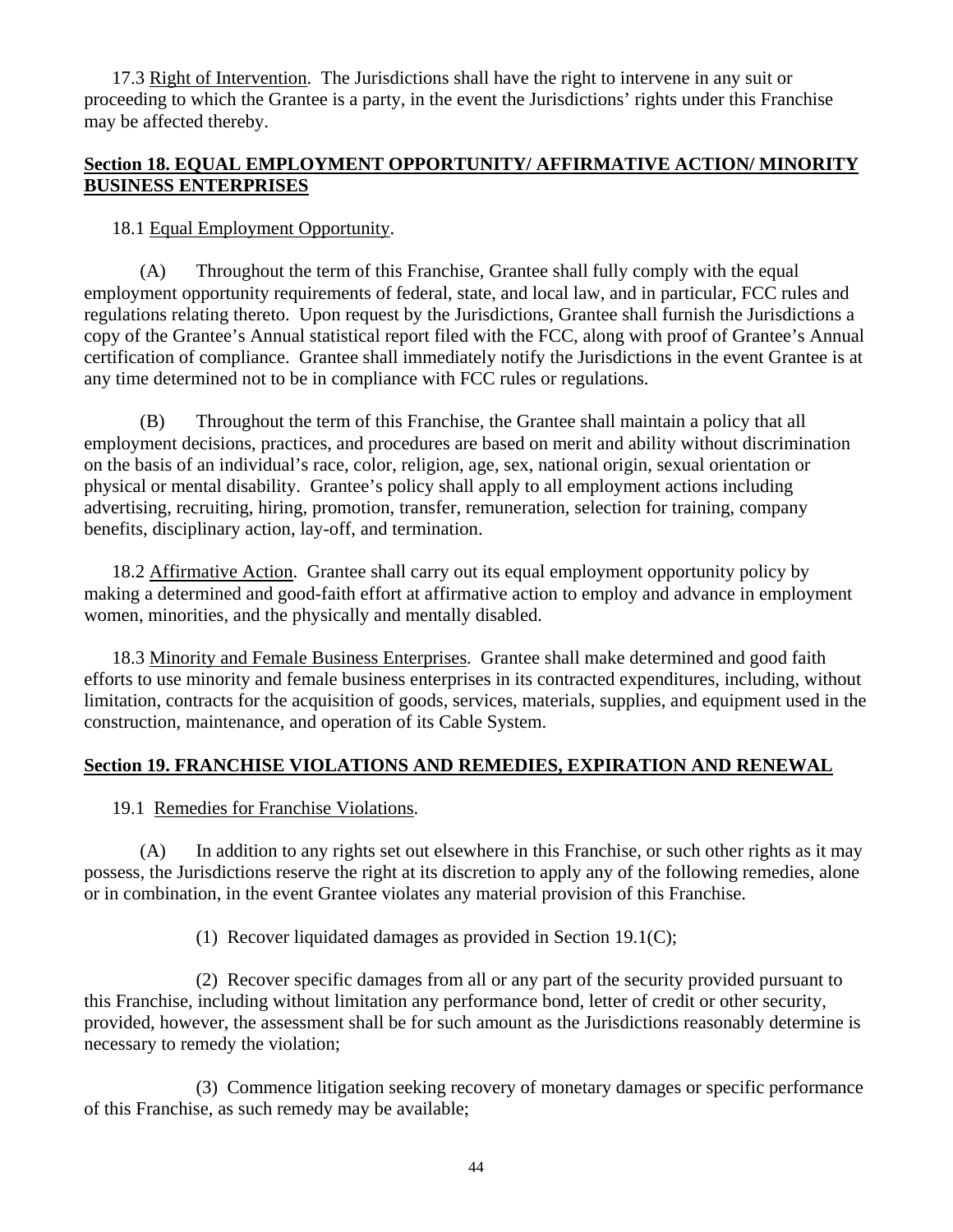17.3 Right of Intervention. The Jurisdictions shall have the right to intervene in any suit or proceeding to which the Grantee is a party, in the event the Jurisdictions' rights under this Franchise may be affected thereby.

## Section 18. EQUAL EMPLOYMENT OPPORTUNITY/ AFFIRMATIVE ACTION/ MINORITY BUSINESS ENTERPRISES

18.1 Equal Employment Opportunity.

(A) Throughout the term of this Franchise, Grantee shall fully comply with the equal employment opportunity requirements of federal, state, and local law, and in particular, FCC rules and regulations relating thereto. Upon request by the Jurisdictions, Grantee shall furnish the Jurisdictions a copy of the Grantee's Annual statistical report filed with the FCC, along with proof of Grantee's Annual certification of compliance. Grantee shall immediately notify the Jurisdictions in the event Grantee is at any time determined not to be in compliance with FCC rules or regulations.

(B) Throughout the term of this Franchise, the Grantee shall maintain a policy that all employment decisions, practices, and procedures are based on merit and ability without discrimination on the basis of an individual's race, color, religion, age, sex, national origin, sexual orientation or physical or mental disability. Grantee's policy shall apply to all employment actions including advertising, recruiting, hiring, promotion, transfer, remuneration, selection for training, company benefits, disciplinary action, lay-off, and termination.

18.2 Affirmative Action. Grantee shall carry out its equal employment opportunity policy by making a determined and good-faith effort at affirmative action to employ and advance in employment women, minorities, and the physically and mentally disabled.

18.3 Minority and Female Business Enterprises. Grantee shall make determined and good faith efforts to use minority and female business enterprises in its contracted expenditures, including, without limitation, contracts for the acquisition of goods, services, materials, supplies, and equipment used in the construction, maintenance, and operation of its Cable System.

## Section 19. FRANCHISE VIOLATIONS AND REMEDIES, EXPIRATION AND RENEWAL

19.1 Remedies for Franchise Violations.

(A) In addition to any rights set out elsewhere in this Franchise, or such other rights as it may possess, the Jurisdictions reserve the right at its discretion to apply any of the following remedies, alone or in combination, in the event Grantee violates any material provision of this Franchise.

(1) Recover liquidated damages as provided in Section 19.1(C);

(2) Recover specific damages from all or any part of the security provided pursuant to this Franchise, including without limitation any performance bond, letter of credit or other security, provided, however, the assessment shall be for such amount as the Jurisdictions reasonably determine is necessary to remedy the violation;

(3) Commence litigation seeking recovery of monetary damages or specific performance of this Franchise, as such remedy may be available;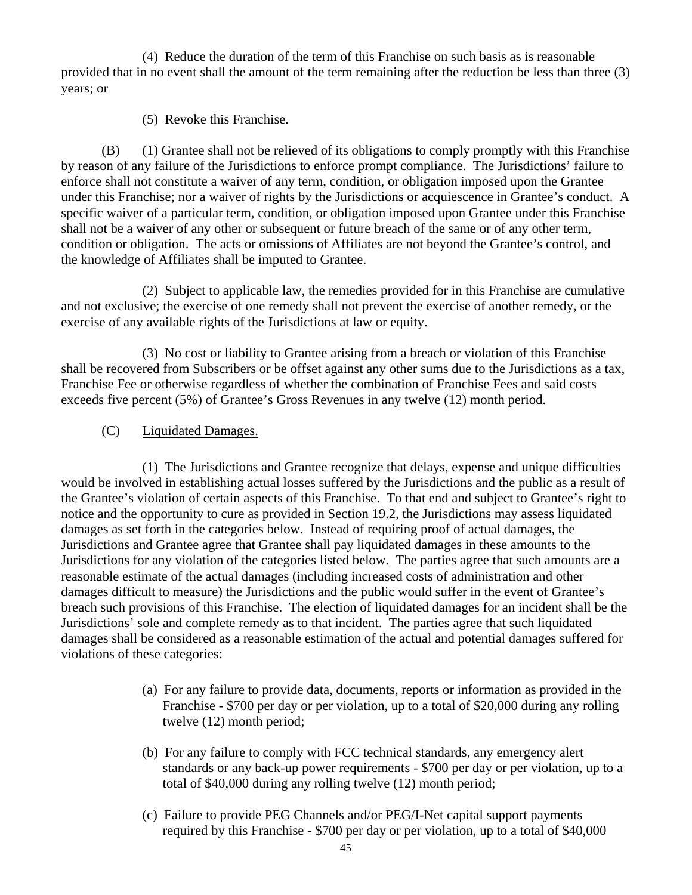(4) Reduce the duration of the term of this Franchise on such basis as is reasonable provided that in no event shall the amount of the term remaining after the reduction be less than three (3) years; or

(5) Revoke this Franchise.

(B) (1) Grantee shall not be relieved of its obligations to comply promptly with this Franchise by reason of any failure of the Jurisdictions to enforce prompt compliance. The Jurisdictions' failure to enforce shall not constitute a waiver of any term, condition, or obligation imposed upon the Grantee under this Franchise; nor a waiver of rights by the Jurisdictions or acquiescence in Grantee's conduct. A specific waiver of a particular term, condition, or obligation imposed upon Grantee under this Franchise shall not be a waiver of any other or subsequent or future breach of the same or of any other term, condition or obligation. The acts or omissions of Affiliates are not beyond the Grantee's control, and the knowledge of Affiliates shall be imputed to Grantee.

(2) Subject to applicable law, the remedies provided for in this Franchise are cumulative and not exclusive; the exercise of one remedy shall not prevent the exercise of another remedy, or the exercise of any available rights of the Jurisdictions at law or equity.

(3) No cost or liability to Grantee arising from a breach or violation of this Franchise shall be recovered from Subscribers or be offset against any other sums due to the Jurisdictions as a tax, Franchise Fee or otherwise regardless of whether the combination of Franchise Fees and said costs exceeds five percent (5%) of Grantee's Gross Revenues in any twelve (12) month period.

(C) Liquidated Damages.

(1) The Jurisdictions and Grantee recognize that delays, expense and unique difficulties would be involved in establishing actual losses suffered by the Jurisdictions and the public as a result of the Grantee's violation of certain aspects of this Franchise. To that end and subject to Grantee's right to notice and the opportunity to cure as provided in Section 19.2, the Jurisdictions may assess liquidated damages as set forth in the categories below. Instead of requiring proof of actual damages, the Jurisdictions and Grantee agree that Grantee shall pay liquidated damages in these amounts to the Jurisdictions for any violation of the categories listed below. The parties agree that such amounts are a reasonable estimate of the actual damages (including increased costs of administration and other damages difficult to measure) the Jurisdictions and the public would suffer in the event of Grantee's breach such provisions of this Franchise. The election of liquidated damages for an incident shall be the Jurisdictions' sole and complete remedy as to that incident. The parties agree that such liquidated damages shall be considered as a reasonable estimation of the actual and potential damages suffered for violations of these categories:

(a) For any failure to provide data, documents, reports or information as provided in the Franchise - $700 per day or per violation, up to a total of $20,000 during any rolling twelve (12) month period;

(b) For any failure to comply with FCC technical standards, any emergency alert standards or any back-up power requirements - $700 per day or per violation, up to a total of $40,000 during any rolling twelve (12) month period;

(c) Failure to provide PEG Channels and/or PEG/I-Net capital support payments required by this Franchise - $700 per day or per violation, up to a total of $40,000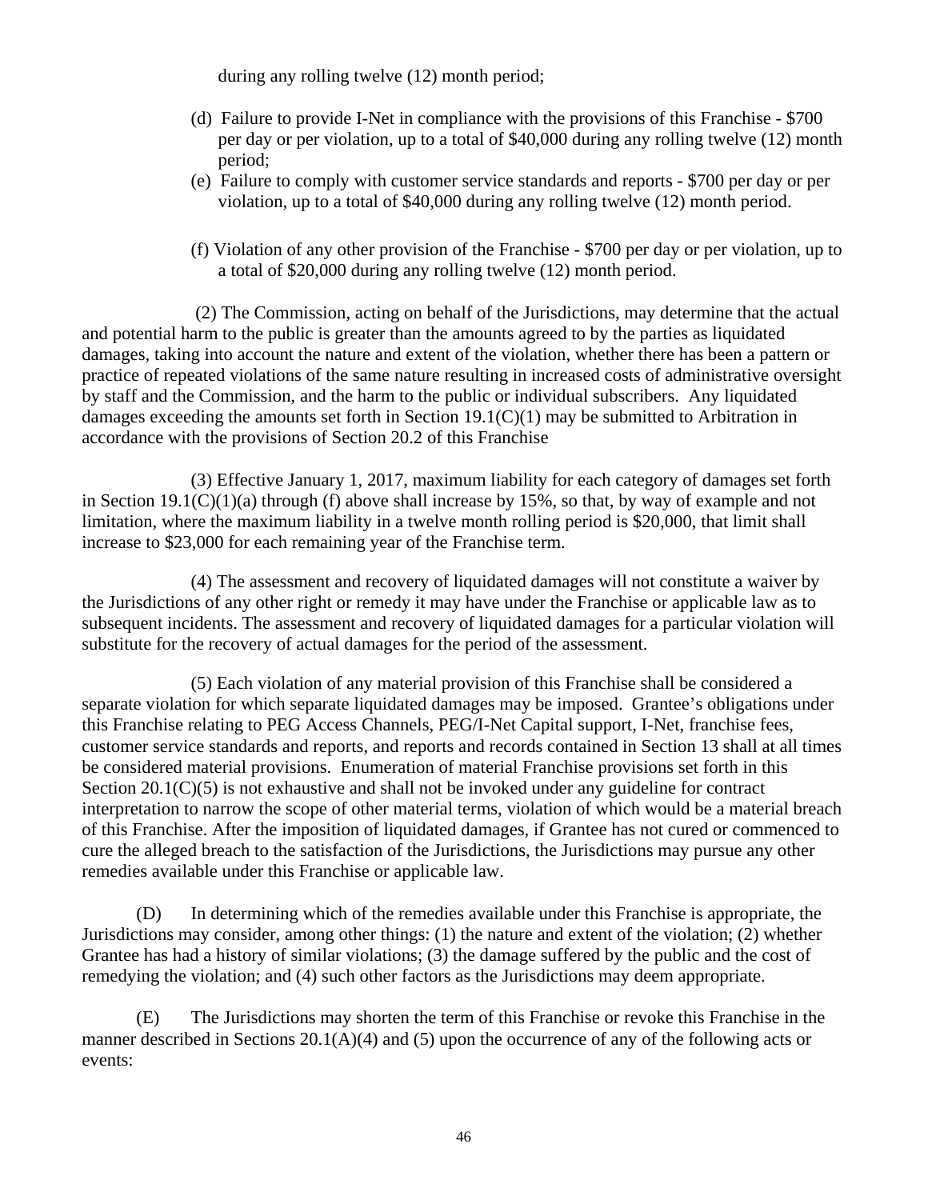during any rolling twelve (12) month period;

(d) Failure to provide I-Net in compliance with the provisions of this Franchise - $700 per day or per violation, up to a total of $40,000 during any rolling twelve (12) month period;

(e) Failure to comply with customer service standards and reports - $700 per day or per violation, up to a total of $40,000 during any rolling twelve (12) month period.

(f) Violation of any other provision of the Franchise - $700 per day or per violation, up to a total of $20,000 during any rolling twelve (12) month period.

(2) The Commission, acting on behalf of the Jurisdictions, may determine that the actual and potential harm to the public is greater than the amounts agreed to by the parties as liquidated damages, taking into account the nature and extent of the violation, whether there has been a pattern or practice of repeated violations of the same nature resulting in increased costs of administrative oversight by staff and the Commission, and the harm to the public or individual subscribers. Any liquidated damages exceeding the amounts set forth in Section 19.1(C)(1) may be submitted to Arbitration in accordance with the provisions of Section 20.2 of this Franchise

(3) Effective January 1, 2017, maximum liability for each category of damages set forth in Section 19.1(C)(1)(a) through (f) above shall increase by 15%, so that, by way of example and not limitation, where the maximum liability in a twelve month rolling period is $20,000, that limit shall increase to $23,000 for each remaining year of the Franchise term.

(4) The assessment and recovery of liquidated damages will not constitute a waiver by the Jurisdictions of any other right or remedy it may have under the Franchise or applicable law as to subsequent incidents. The assessment and recovery of liquidated damages for a particular violation will substitute for the recovery of actual damages for the period of the assessment.

(5) Each violation of any material provision of this Franchise shall be considered a separate violation for which separate liquidated damages may be imposed. Grantee's obligations under this Franchise relating to PEG Access Channels, PEG/I-Net Capital support, I-Net, franchise fees, customer service standards and reports, and reports and records contained in Section 13 shall at all times be considered material provisions. Enumeration of material Franchise provisions set forth in this Section 20.1(C)(5) is not exhaustive and shall not be invoked under any guideline for contract interpretation to narrow the scope of other material terms, violation of which would be a material breach of this Franchise. After the imposition of liquidated damages, if Grantee has not cured or commenced to cure the alleged breach to the satisfaction of the Jurisdictions, the Jurisdictions may pursue any other remedies available under this Franchise or applicable law.

(D) In determining which of the remedies available under this Franchise is appropriate, the Jurisdictions may consider, among other things: (1) the nature and extent of the violation; (2) whether Grantee has had a history of similar violations; (3) the damage suffered by the public and the cost of remedying the violation; and (4) such other factors as the Jurisdictions may deem appropriate.

(E) The Jurisdictions may shorten the term of this Franchise or revoke this Franchise in the manner described in Sections 20.1(A)(4) and (5) upon the occurrence of any of the following acts or events: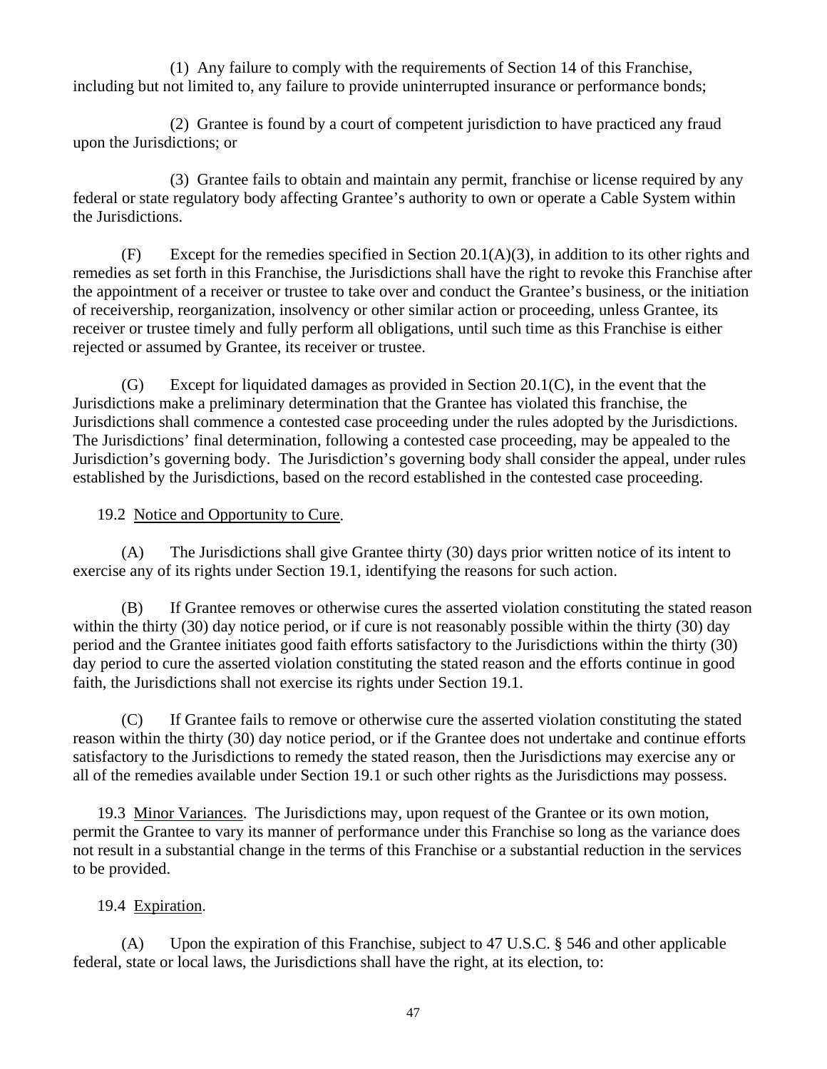(1) Any failure to comply with the requirements of Section 14 of this Franchise, including but not limited to, any failure to provide uninterrupted insurance or performance bonds;

(2) Grantee is found by a court of competent jurisdiction to have practiced any fraud upon the Jurisdictions; or

(3) Grantee fails to obtain and maintain any permit, franchise or license required by any federal or state regulatory body affecting Grantee's authority to own or operate a Cable System within the Jurisdictions.

(F) Except for the remedies specified in Section 20.1(A)(3), in addition to its other rights and remedies as set forth in this Franchise, the Jurisdictions shall have the right to revoke this Franchise after the appointment of a receiver or trustee to take over and conduct the Grantee's business, or the initiation of receivership, reorganization, insolvency or other similar action or proceeding, unless Grantee, its receiver or trustee timely and fully perform all obligations, until such time as this Franchise is either rejected or assumed by Grantee, its receiver or trustee.

(G) Except for liquidated damages as provided in Section 20.1(C), in the event that the Jurisdictions make a preliminary determination that the Grantee has violated this franchise, the Jurisdictions shall commence a contested case proceeding under the rules adopted by the Jurisdictions. The Jurisdictions' final determination, following a contested case proceeding, may be appealed to the Jurisdiction's governing body. The Jurisdiction's governing body shall consider the appeal, under rules established by the Jurisdictions, based on the record established in the contested case proceeding.

19.2 Notice and Opportunity to Cure.

(A) The Jurisdictions shall give Grantee thirty (30) days prior written notice of its intent to exercise any of its rights under Section 19.1, identifying the reasons for such action.

(B) If Grantee removes or otherwise cures the asserted violation constituting the stated reason within the thirty (30) day notice period, or if cure is not reasonably possible within the thirty (30) day period and the Grantee initiates good faith efforts satisfactory to the Jurisdictions within the thirty (30) day period to cure the asserted violation constituting the stated reason and the efforts continue in good faith, the Jurisdictions shall not exercise its rights under Section 19.1.

(C) If Grantee fails to remove or otherwise cure the asserted violation constituting the stated reason within the thirty (30) day notice period, or if the Grantee does not undertake and continue efforts satisfactory to the Jurisdictions to remedy the stated reason, then the Jurisdictions may exercise any or all of the remedies available under Section 19.1 or such other rights as the Jurisdictions may possess.

19.3 Minor Variances. The Jurisdictions may, upon request of the Grantee or its own motion, permit the Grantee to vary its manner of performance under this Franchise so long as the variance does not result in a substantial change in the terms of this Franchise or a substantial reduction in the services to be provided.

19.4 Expiration.

(A) Upon the expiration of this Franchise, subject to 47 U.S.C. § 546 and other applicable federal, state or local laws, the Jurisdictions shall have the right, at its election, to: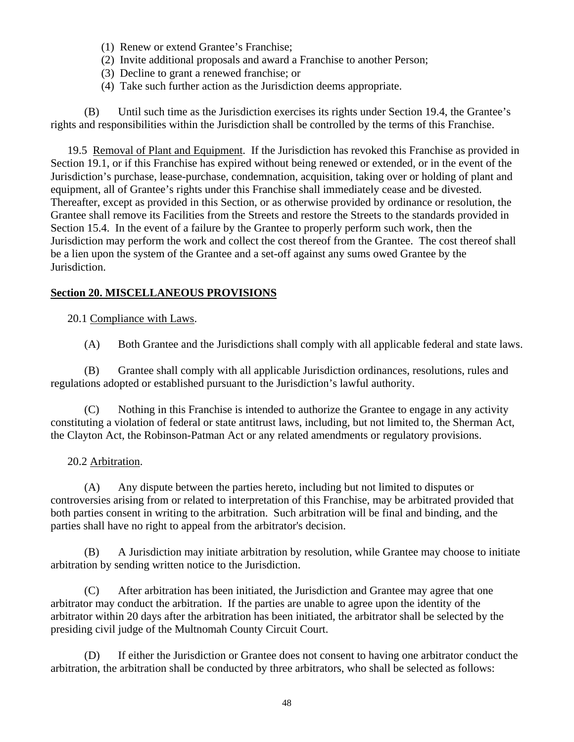(1) Renew or extend Grantee's Franchise;
(2) Invite additional proposals and award a Franchise to another Person;
(3) Decline to grant a renewed franchise; or
(4) Take such further action as the Jurisdiction deems appropriate.

(B) Until such time as the Jurisdiction exercises its rights under Section 19.4, the Grantee's rights and responsibilities within the Jurisdiction shall be controlled by the terms of this Franchise.

19.5 Removal of Plant and Equipment. If the Jurisdiction has revoked this Franchise as provided in Section 19.1, or if this Franchise has expired without being renewed or extended, or in the event of the Jurisdiction's purchase, lease-purchase, condemnation, acquisition, taking over or holding of plant and equipment, all of Grantee's rights under this Franchise shall immediately cease and be divested. Thereafter, except as provided in this Section, or as otherwise provided by ordinance or resolution, the Grantee shall remove its Facilities from the Streets and restore the Streets to the standards provided in Section 15.4. In the event of a failure by the Grantee to properly perform such work, then the Jurisdiction may perform the work and collect the cost thereof from the Grantee. The cost thereof shall be a lien upon the system of the Grantee and a set-off against any sums owed Grantee by the Jurisdiction.

## Section 20. MISCELLANEOUS PROVISIONS

20.1 Compliance with Laws.

(A) Both Grantee and the Jurisdictions shall comply with all applicable federal and state laws.

(B) Grantee shall comply with all applicable Jurisdiction ordinances, resolutions, rules and regulations adopted or established pursuant to the Jurisdiction's lawful authority.

(C) Nothing in this Franchise is intended to authorize the Grantee to engage in any activity constituting a violation of federal or state antitrust laws, including, but not limited to, the Sherman Act, the Clayton Act, the Robinson-Patman Act or any related amendments or regulatory provisions.

20.2 Arbitration.

(A) Any dispute between the parties hereto, including but not limited to disputes or controversies arising from or related to interpretation of this Franchise, may be arbitrated provided that both parties consent in writing to the arbitration. Such arbitration will be final and binding, and the parties shall have no right to appeal from the arbitrator's decision.

(B) A Jurisdiction may initiate arbitration by resolution, while Grantee may choose to initiate arbitration by sending written notice to the Jurisdiction.

(C) After arbitration has been initiated, the Jurisdiction and Grantee may agree that one arbitrator may conduct the arbitration. If the parties are unable to agree upon the identity of the arbitrator within 20 days after the arbitration has been initiated, the arbitrator shall be selected by the presiding civil judge of the Multnomah County Circuit Court.

(D) If either the Jurisdiction or Grantee does not consent to having one arbitrator conduct the arbitration, the arbitration shall be conducted by three arbitrators, who shall be selected as follows: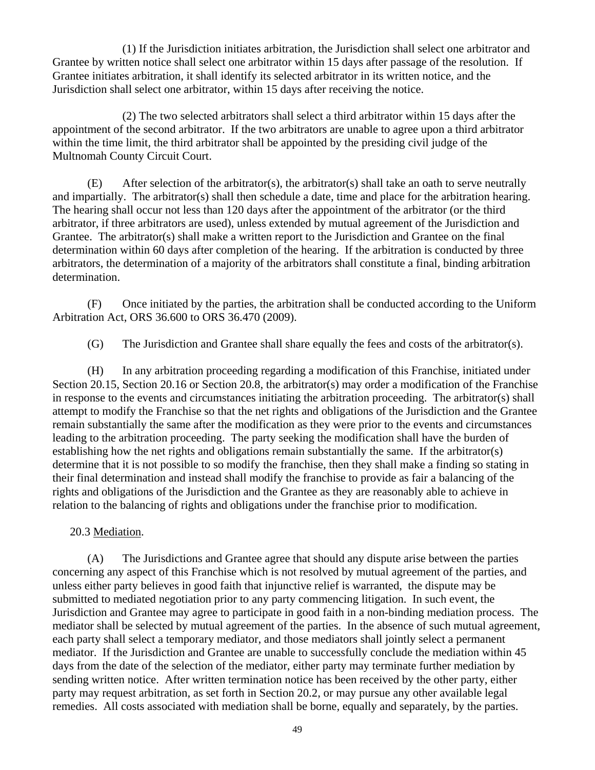(1) If the Jurisdiction initiates arbitration, the Jurisdiction shall select one arbitrator and Grantee by written notice shall select one arbitrator within 15 days after passage of the resolution. If Grantee initiates arbitration, it shall identify its selected arbitrator in its written notice, and the Jurisdiction shall select one arbitrator, within 15 days after receiving the notice.

(2) The two selected arbitrators shall select a third arbitrator within 15 days after the appointment of the second arbitrator. If the two arbitrators are unable to agree upon a third arbitrator within the time limit, the third arbitrator shall be appointed by the presiding civil judge of the Multnomah County Circuit Court.

(E) After selection of the arbitrator(s), the arbitrator(s) shall take an oath to serve neutrally and impartially. The arbitrator(s) shall then schedule a date, time and place for the arbitration hearing. The hearing shall occur not less than 120 days after the appointment of the arbitrator (or the third arbitrator, if three arbitrators are used), unless extended by mutual agreement of the Jurisdiction and Grantee. The arbitrator(s) shall make a written report to the Jurisdiction and Grantee on the final determination within 60 days after completion of the hearing. If the arbitration is conducted by three arbitrators, the determination of a majority of the arbitrators shall constitute a final, binding arbitration determination.

(F) Once initiated by the parties, the arbitration shall be conducted according to the Uniform Arbitration Act, ORS 36.600 to ORS 36.470 (2009).

(G) The Jurisdiction and Grantee shall share equally the fees and costs of the arbitrator(s).

(H) In any arbitration proceeding regarding a modification of this Franchise, initiated under Section 20.15, Section 20.16 or Section 20.8, the arbitrator(s) may order a modification of the Franchise in response to the events and circumstances initiating the arbitration proceeding. The arbitrator(s) shall attempt to modify the Franchise so that the net rights and obligations of the Jurisdiction and the Grantee remain substantially the same after the modification as they were prior to the events and circumstances leading to the arbitration proceeding. The party seeking the modification shall have the burden of establishing how the net rights and obligations remain substantially the same. If the arbitrator(s) determine that it is not possible to so modify the franchise, then they shall make a finding so stating in their final determination and instead shall modify the franchise to provide as fair a balancing of the rights and obligations of the Jurisdiction and the Grantee as they are reasonably able to achieve in relation to the balancing of rights and obligations under the franchise prior to modification.

20.3 Mediation.

(A) The Jurisdictions and Grantee agree that should any dispute arise between the parties concerning any aspect of this Franchise which is not resolved by mutual agreement of the parties, and unless either party believes in good faith that injunctive relief is warranted, the dispute may be submitted to mediated negotiation prior to any party commencing litigation. In such event, the Jurisdiction and Grantee may agree to participate in good faith in a non-binding mediation process. The mediator shall be selected by mutual agreement of the parties. In the absence of such mutual agreement, each party shall select a temporary mediator, and those mediators shall jointly select a permanent mediator. If the Jurisdiction and Grantee are unable to successfully conclude the mediation within 45 days from the date of the selection of the mediator, either party may terminate further mediation by sending written notice. After written termination notice has been received by the other party, either party may request arbitration, as set forth in Section 20.2, or may pursue any other available legal remedies. All costs associated with mediation shall be borne, equally and separately, by the parties.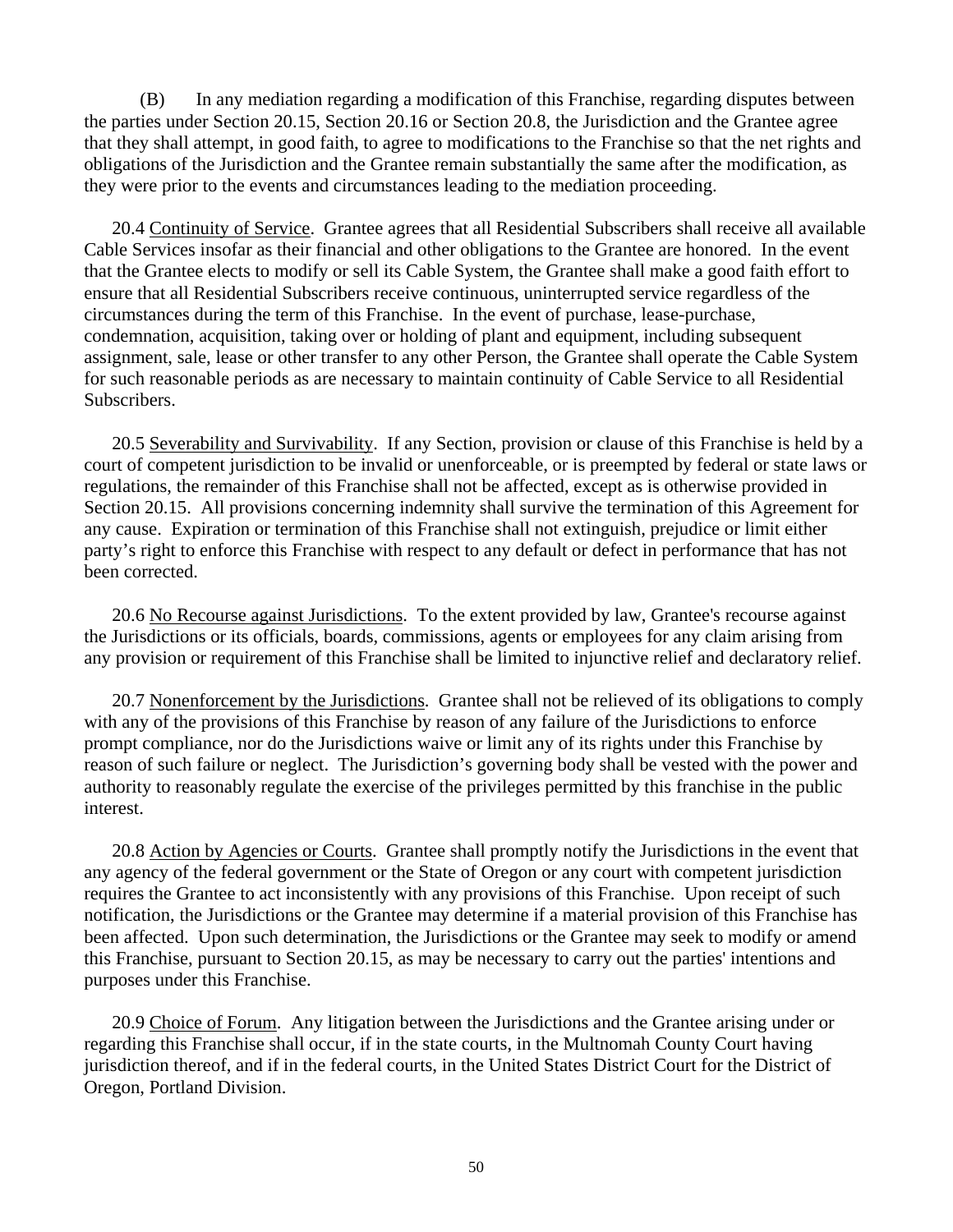(B) In any mediation regarding a modification of this Franchise, regarding disputes between the parties under Section 20.15, Section 20.16 or Section 20.8, the Jurisdiction and the Grantee agree that they shall attempt, in good faith, to agree to modifications to the Franchise so that the net rights and obligations of the Jurisdiction and the Grantee remain substantially the same after the modification, as they were prior to the events and circumstances leading to the mediation proceeding.

20.4 Continuity of Service. Grantee agrees that all Residential Subscribers shall receive all available Cable Services insofar as their financial and other obligations to the Grantee are honored. In the event that the Grantee elects to modify or sell its Cable System, the Grantee shall make a good faith effort to ensure that all Residential Subscribers receive continuous, uninterrupted service regardless of the circumstances during the term of this Franchise. In the event of purchase, lease-purchase, condemnation, acquisition, taking over or holding of plant and equipment, including subsequent assignment, sale, lease or other transfer to any other Person, the Grantee shall operate the Cable System for such reasonable periods as are necessary to maintain continuity of Cable Service to all Residential Subscribers.

20.5 Severability and Survivability. If any Section, provision or clause of this Franchise is held by a court of competent jurisdiction to be invalid or unenforceable, or is preempted by federal or state laws or regulations, the remainder of this Franchise shall not be affected, except as is otherwise provided in Section 20.15. All provisions concerning indemnity shall survive the termination of this Agreement for any cause. Expiration or termination of this Franchise shall not extinguish, prejudice or limit either party's right to enforce this Franchise with respect to any default or defect in performance that has not been corrected.

20.6 No Recourse against Jurisdictions. To the extent provided by law, Grantee's recourse against the Jurisdictions or its officials, boards, commissions, agents or employees for any claim arising from any provision or requirement of this Franchise shall be limited to injunctive relief and declaratory relief.

20.7 Nonenforcement by the Jurisdictions. Grantee shall not be relieved of its obligations to comply with any of the provisions of this Franchise by reason of any failure of the Jurisdictions to enforce prompt compliance, nor do the Jurisdictions waive or limit any of its rights under this Franchise by reason of such failure or neglect. The Jurisdiction's governing body shall be vested with the power and authority to reasonably regulate the exercise of the privileges permitted by this franchise in the public interest.

20.8 Action by Agencies or Courts. Grantee shall promptly notify the Jurisdictions in the event that any agency of the federal government or the State of Oregon or any court with competent jurisdiction requires the Grantee to act inconsistently with any provisions of this Franchise. Upon receipt of such notification, the Jurisdictions or the Grantee may determine if a material provision of this Franchise has been affected. Upon such determination, the Jurisdictions or the Grantee may seek to modify or amend this Franchise, pursuant to Section 20.15, as may be necessary to carry out the parties' intentions and purposes under this Franchise.

20.9 Choice of Forum. Any litigation between the Jurisdictions and the Grantee arising under or regarding this Franchise shall occur, if in the state courts, in the Multnomah County Court having jurisdiction thereof, and if in the federal courts, in the United States District Court for the District of Oregon, Portland Division.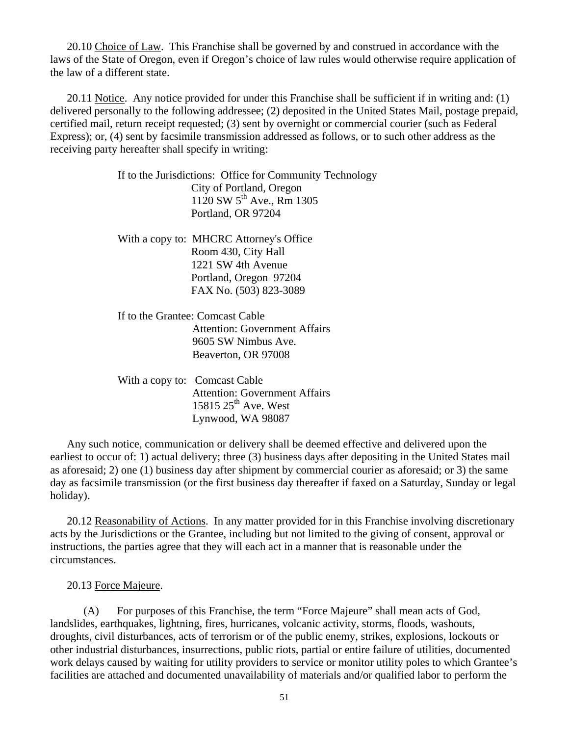20.10 <u>Choice of Law</u>. This Franchise shall be governed by and construed in accordance with the laws of the State of Oregon, even if Oregon's choice of law rules would otherwise require application of the law of a different state.

20.11 <u>Notice</u>. Any notice provided for under this Franchise shall be sufficient if in writing and: (1) delivered personally to the following addressee; (2) deposited in the United States Mail, postage prepaid, certified mail, return receipt requested; (3) sent by overnight or commercial courier (such as Federal Express); or, (4) sent by facsimile transmission addressed as follows, or to such other address as the receiving party hereafter shall specify in writing:

If to the Jurisdictions: Office for Community Technology
City of Portland, Oregon
1120 SW 5th Ave., Rm 1305
Portland, OR 97204

With a copy to: MHCRC Attorney's Office
Room 430, City Hall
1221 SW 4th Avenue
Portland, Oregon 97204
FAX No. (503) 823-3089

If to the Grantee: Comcast Cable
Attention: Government Affairs
9605 SW Nimbus Ave.
Beaverton, OR 97008

With a copy to: Comcast Cable
Attention: Government Affairs
15815 25th Ave. West
Lynwood, WA 98087

Any such notice, communication or delivery shall be deemed effective and delivered upon the earliest to occur of: 1) actual delivery; three (3) business days after depositing in the United States mail as aforesaid; 2) one (1) business day after shipment by commercial courier as aforesaid; or 3) the same day as facsimile transmission (or the first business day thereafter if faxed on a Saturday, Sunday or legal holiday).

20.12 <u>Reasonability of Actions</u>. In any matter provided for in this Franchise involving discretionary acts by the Jurisdictions or the Grantee, including but not limited to the giving of consent, approval or instructions, the parties agree that they will each act in a manner that is reasonable under the circumstances.

20.13 <u>Force Majeure</u>.

(A) For purposes of this Franchise, the term "Force Majeure" shall mean acts of God, landslides, earthquakes, lightning, fires, hurricanes, volcanic activity, storms, floods, washouts, droughts, civil disturbances, acts of terrorism or of the public enemy, strikes, explosions, lockouts or other industrial disturbances, insurrections, public riots, partial or entire failure of utilities, documented work delays caused by waiting for utility providers to service or monitor utility poles to which Grantee's facilities are attached and documented unavailability of materials and/or qualified labor to perform the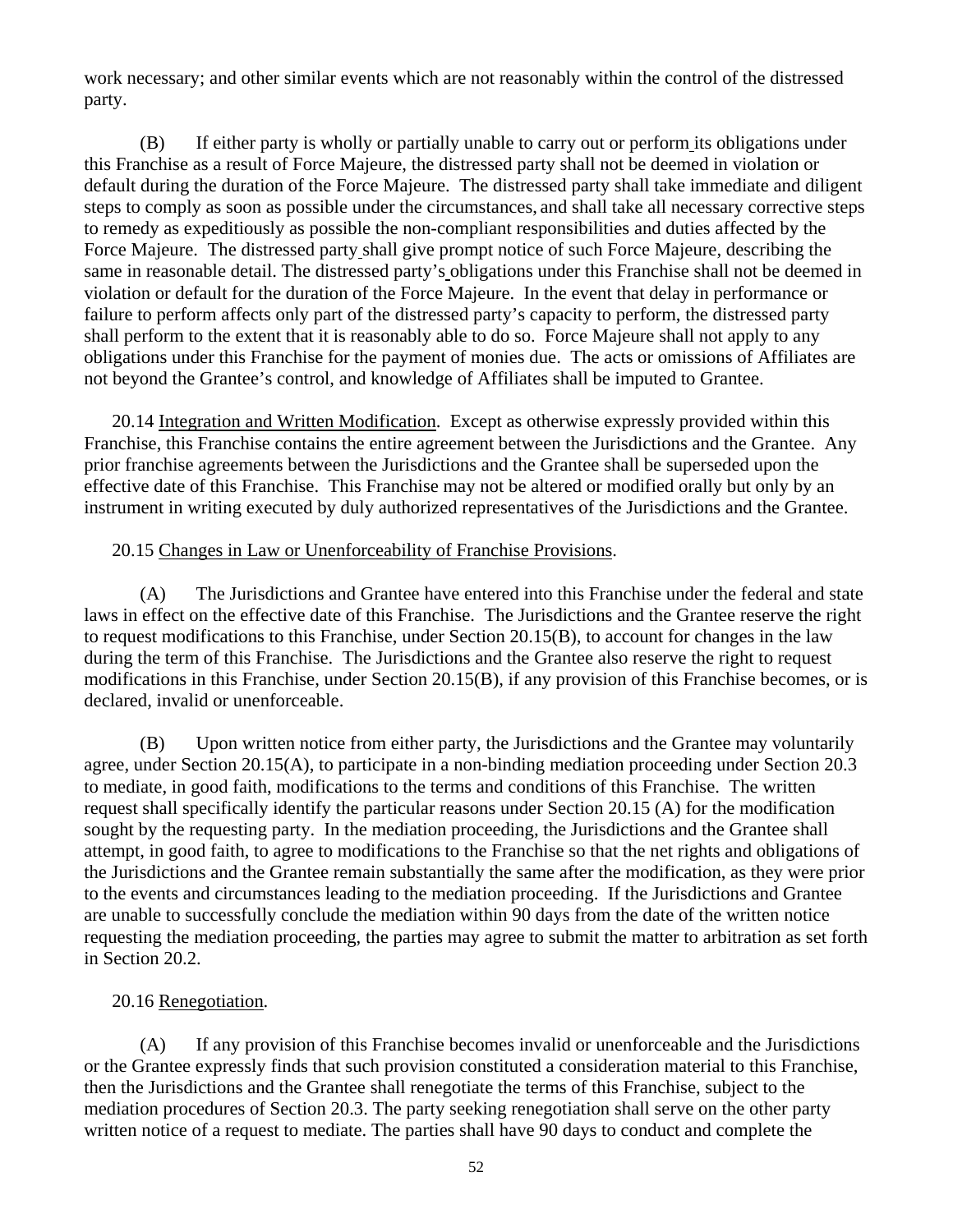work necessary; and other similar events which are not reasonably within the control of the distressed party.

(B) If either party is wholly or partially unable to carry out or perform its obligations under this Franchise as a result of Force Majeure, the distressed party shall not be deemed in violation or default during the duration of the Force Majeure. The distressed party shall take immediate and diligent steps to comply as soon as possible under the circumstances, and shall take all necessary corrective steps to remedy as expeditiously as possible the non-compliant responsibilities and duties affected by the Force Majeure. The distressed party shall give prompt notice of such Force Majeure, describing the same in reasonable detail. The distressed party's obligations under this Franchise shall not be deemed in violation or default for the duration of the Force Majeure. In the event that delay in performance or failure to perform affects only part of the distressed party's capacity to perform, the distressed party shall perform to the extent that it is reasonably able to do so. Force Majeure shall not apply to any obligations under this Franchise for the payment of monies due. The acts or omissions of Affiliates are not beyond the Grantee's control, and knowledge of Affiliates shall be imputed to Grantee.

20.14 Integration and Written Modification. Except as otherwise expressly provided within this Franchise, this Franchise contains the entire agreement between the Jurisdictions and the Grantee. Any prior franchise agreements between the Jurisdictions and the Grantee shall be superseded upon the effective date of this Franchise. This Franchise may not be altered or modified orally but only by an instrument in writing executed by duly authorized representatives of the Jurisdictions and the Grantee.

20.15 Changes in Law or Unenforceability of Franchise Provisions.

(A) The Jurisdictions and Grantee have entered into this Franchise under the federal and state laws in effect on the effective date of this Franchise. The Jurisdictions and the Grantee reserve the right to request modifications to this Franchise, under Section 20.15(B), to account for changes in the law during the term of this Franchise. The Jurisdictions and the Grantee also reserve the right to request modifications in this Franchise, under Section 20.15(B), if any provision of this Franchise becomes, or is declared, invalid or unenforceable.

(B) Upon written notice from either party, the Jurisdictions and the Grantee may voluntarily agree, under Section 20.15(A), to participate in a non-binding mediation proceeding under Section 20.3 to mediate, in good faith, modifications to the terms and conditions of this Franchise. The written request shall specifically identify the particular reasons under Section 20.15 (A) for the modification sought by the requesting party. In the mediation proceeding, the Jurisdictions and the Grantee shall attempt, in good faith, to agree to modifications to the Franchise so that the net rights and obligations of the Jurisdictions and the Grantee remain substantially the same after the modification, as they were prior to the events and circumstances leading to the mediation proceeding. If the Jurisdictions and Grantee are unable to successfully conclude the mediation within 90 days from the date of the written notice requesting the mediation proceeding, the parties may agree to submit the matter to arbitration as set forth in Section 20.2.

20.16 Renegotiation.

(A) If any provision of this Franchise becomes invalid or unenforceable and the Jurisdictions or the Grantee expressly finds that such provision constituted a consideration material to this Franchise, then the Jurisdictions and the Grantee shall renegotiate the terms of this Franchise, subject to the mediation procedures of Section 20.3. The party seeking renegotiation shall serve on the other party written notice of a request to mediate. The parties shall have 90 days to conduct and complete the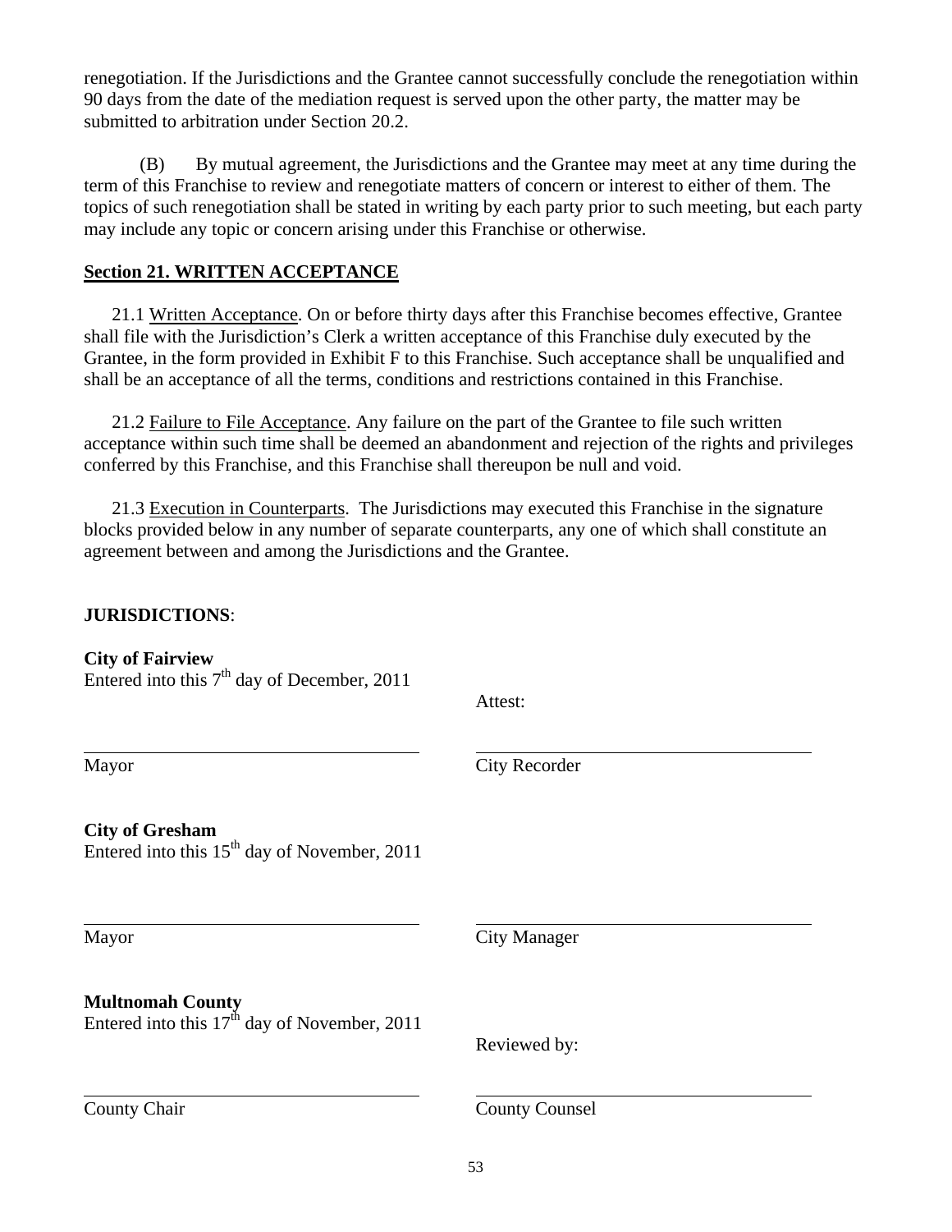renegotiation. If the Jurisdictions and the Grantee cannot successfully conclude the renegotiation within 90 days from the date of the mediation request is served upon the other party, the matter may be submitted to arbitration under Section 20.2.

(B) By mutual agreement, the Jurisdictions and the Grantee may meet at any time during the term of this Franchise to review and renegotiate matters of concern or interest to either of them. The topics of such renegotiation shall be stated in writing by each party prior to such meeting, but each party may include any topic or concern arising under this Franchise or otherwise.

## Section 21. WRITTEN ACCEPTANCE

21.1 Written Acceptance. On or before thirty days after this Franchise becomes effective, Grantee shall file with the Jurisdiction's Clerk a written acceptance of this Franchise duly executed by the Grantee, in the form provided in Exhibit F to this Franchise. Such acceptance shall be unqualified and shall be an acceptance of all the terms, conditions and restrictions contained in this Franchise.

21.2 Failure to File Acceptance. Any failure on the part of the Grantee to file such written acceptance within such time shall be deemed an abandonment and rejection of the rights and privileges conferred by this Franchise, and this Franchise shall thereupon be null and void.

21.3 Execution in Counterparts. The Jurisdictions may executed this Franchise in the signature blocks provided below in any number of separate counterparts, any one of which shall constitute an agreement between and among the Jurisdictions and the Grantee.

**JURISDICTIONS**:

**City of Fairview**
Entered into this 7th day of December, 2011

Attest:

\_\_\_\_\_\_\_\_\_\_\_\_\_\_\_\_\_\_\_\_\_\_\_\_\_\_\_\_\_\_ \_\_\_\_\_\_\_\_\_\_\_\_\_\_\_\_\_\_\_\_\_\_\_\_\_\_\_\_\_\_
Mayor City Recorder

**City of Gresham**
Entered into this 15th day of November, 2011

\_\_\_\_\_\_\_\_\_\_\_\_\_\_\_\_\_\_\_\_\_\_\_\_\_\_\_\_\_\_ \_\_\_\_\_\_\_\_\_\_\_\_\_\_\_\_\_\_\_\_\_\_\_\_\_\_\_\_\_\_
Mayor City Manager

**Multnomah County**
Entered into this 17th day of November, 2011

Reviewed by:

\_\_\_\_\_\_\_\_\_\_\_\_\_\_\_\_\_\_\_\_\_\_\_\_\_\_\_\_\_\_ \_\_\_\_\_\_\_\_\_\_\_\_\_\_\_\_\_\_\_\_\_\_\_\_\_\_\_\_\_\_
County Chair County Counsel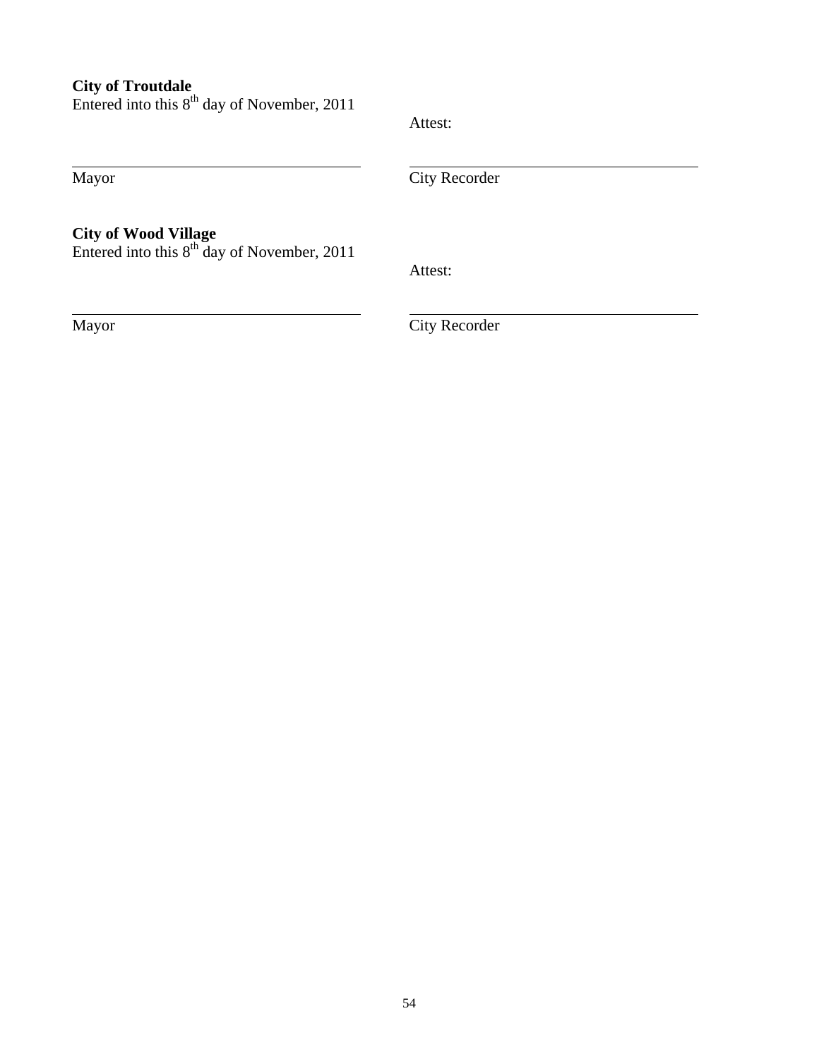**City of Troutdale**
Entered into this 8th day of November, 2011

Attest:

\_\_\_\_\_\_\_\_\_\_\_\_\_\_\_\_\_\_\_\_\_\_\_\_\_\_\_\_\_\_\_\_\_\_\_\_
Mayor

\_\_\_\_\_\_\_\_\_\_\_\_\_\_\_\_\_\_\_\_\_\_\_\_\_\_\_\_\_\_\_\_\_\_\_\_
City Recorder

**City of Wood Village**
Entered into this 8th day of November, 2011

Attest:

\_\_\_\_\_\_\_\_\_\_\_\_\_\_\_\_\_\_\_\_\_\_\_\_\_\_\_\_\_\_\_\_\_\_\_\_
Mayor

\_\_\_\_\_\_\_\_\_\_\_\_\_\_\_\_\_\_\_\_\_\_\_\_\_\_\_\_\_\_\_\_\_\_\_\_
City Recorder